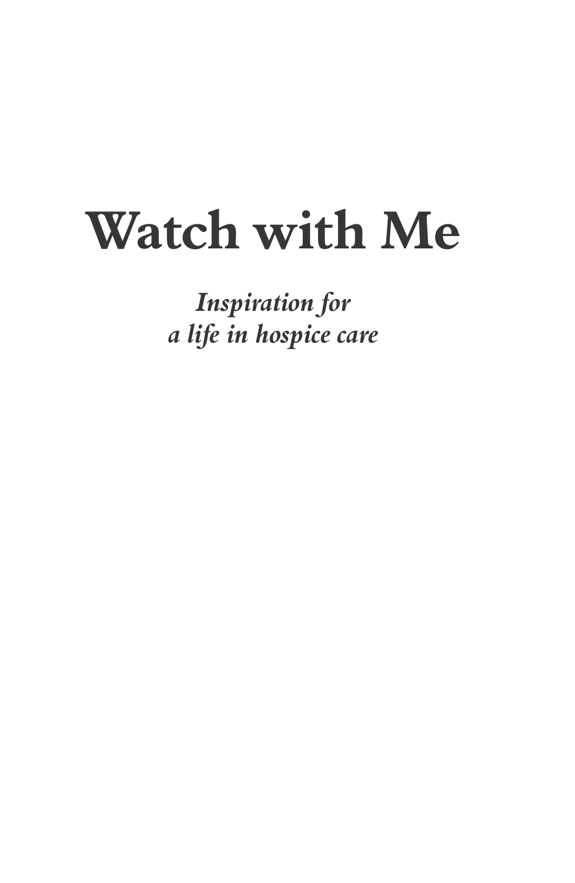# Watch with Me

*Inspiration for*
*a life in hospice care*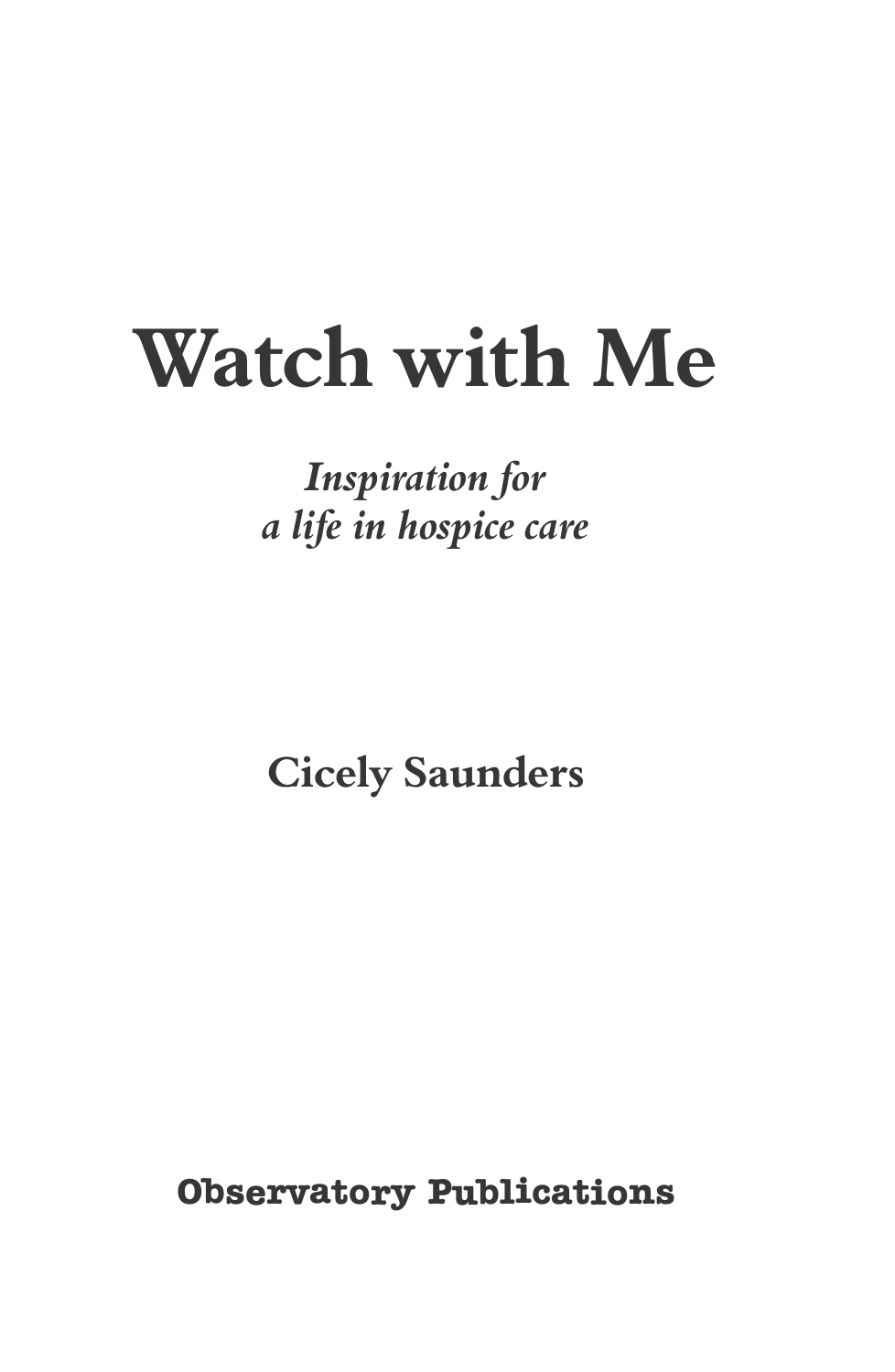# Watch with Me

*Inspiration for*
*a life in hospice care*

**Cicely Saunders**

**Observatory Publications**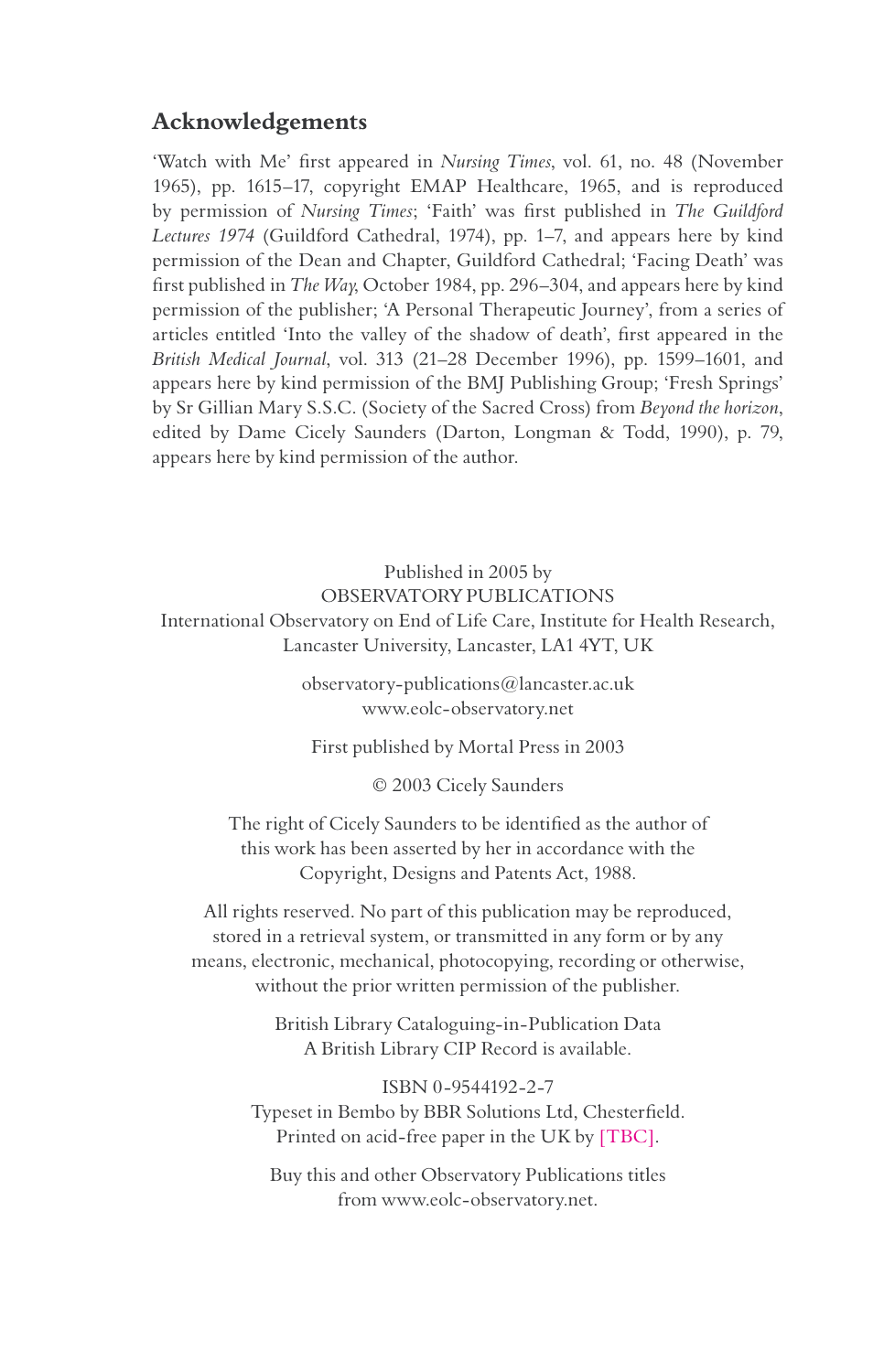## Acknowledgements

'Watch with Me' first appeared in *Nursing Times*, vol. 61, no. 48 (November 1965), pp. 1615–17, copyright EMAP Healthcare, 1965, and is reproduced by permission of *Nursing Times*; 'Faith' was first published in *The Guildford Lectures 1974* (Guildford Cathedral, 1974), pp. 1–7, and appears here by kind permission of the Dean and Chapter, Guildford Cathedral; 'Facing Death' was first published in *The Way*, October 1984, pp. 296–304, and appears here by kind permission of the publisher; 'A Personal Therapeutic Journey', from a series of articles entitled 'Into the valley of the shadow of death', first appeared in the *British Medical Journal*, vol. 313 (21–28 December 1996), pp. 1599–1601, and appears here by kind permission of the BMJ Publishing Group; 'Fresh Springs' by Sr Gillian Mary S.S.C. (Society of the Sacred Cross) from *Beyond the horizon*, edited by Dame Cicely Saunders (Darton, Longman & Todd, 1990), p. 79, appears here by kind permission of the author.

Published in 2005 by
OBSERVATORY PUBLICATIONS
International Observatory on End of Life Care, Institute for Health Research,
Lancaster University, Lancaster, LA1 4YT, UK

observatory-publications@lancaster.ac.uk
www.eolc-observatory.net

First published by Mortal Press in 2003

© 2003 Cicely Saunders

The right of Cicely Saunders to be identified as the author of this work has been asserted by her in accordance with the Copyright, Designs and Patents Act, 1988.

All rights reserved. No part of this publication may be reproduced, stored in a retrieval system, or transmitted in any form or by any means, electronic, mechanical, photocopying, recording or otherwise, without the prior written permission of the publisher.

British Library Cataloguing-in-Publication Data
A British Library CIP Record is available.

ISBN 0-9544192-2-7
Typeset in Bembo by BBR Solutions Ltd, Chesterfield.
Printed on acid-free paper in the UK by [TBC].

Buy this and other Observatory Publications titles from www.eolc-observatory.net.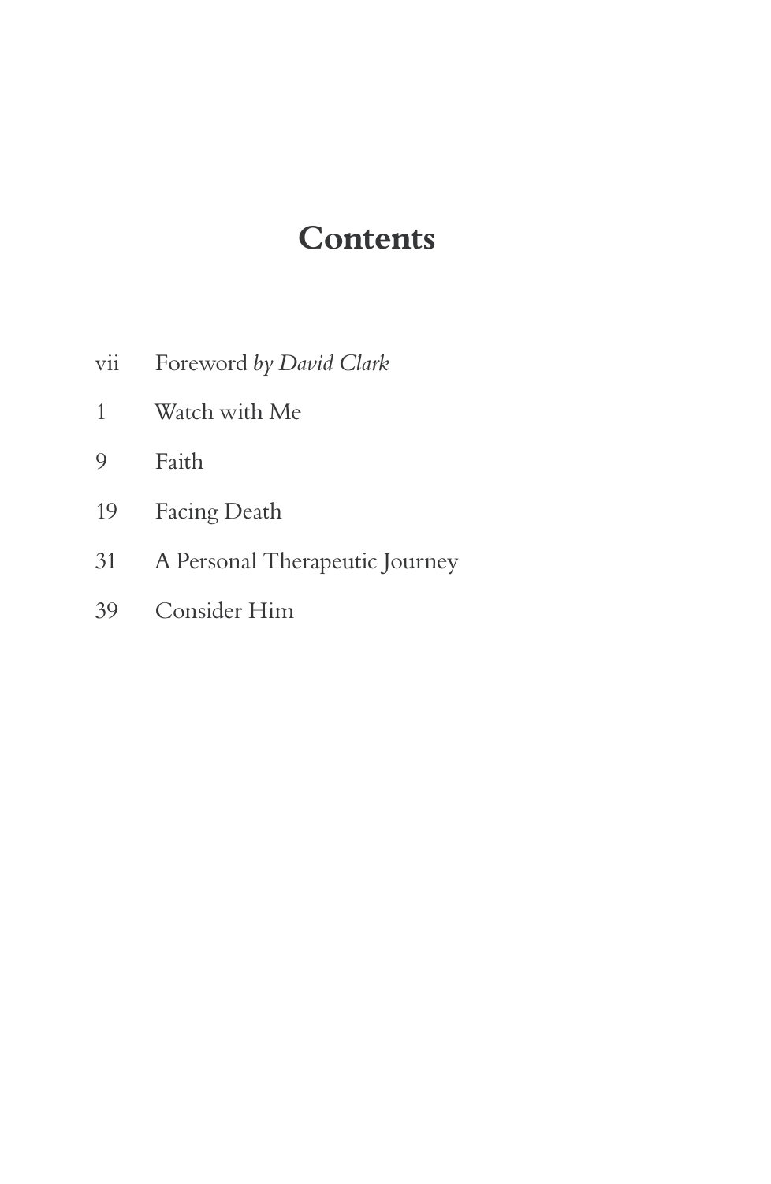# Contents

vii Foreword *by David Clark*

1 Watch with Me

9 Faith

19 Facing Death

31 A Personal Therapeutic Journey

39 Consider Him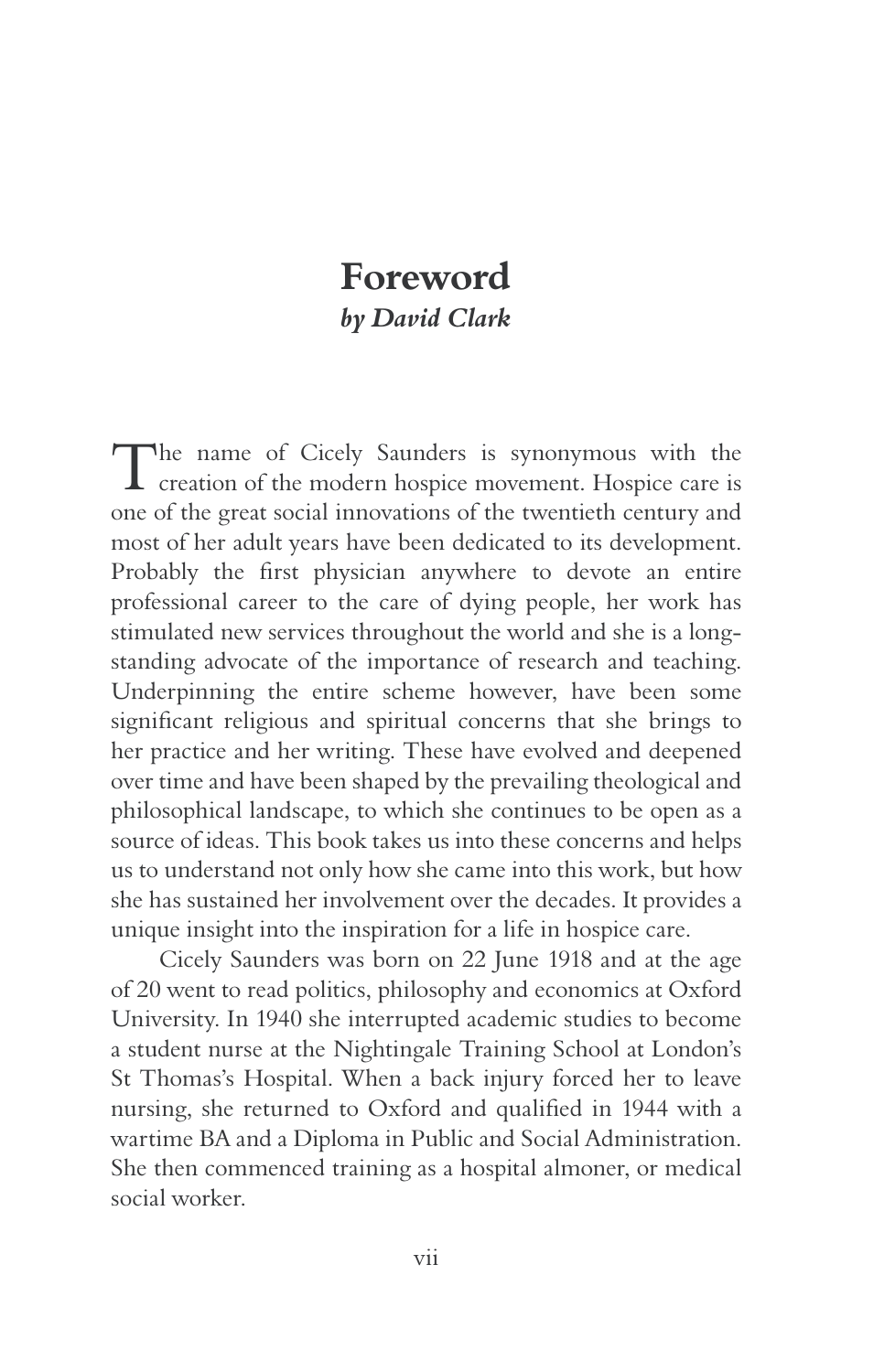# Foreword

***by David Clark***

The name of Cicely Saunders is synonymous with the creation of the modern hospice movement. Hospice care is one of the great social innovations of the twentieth century and most of her adult years have been dedicated to its development. Probably the first physician anywhere to devote an entire professional career to the care of dying people, her work has stimulated new services throughout the world and she is a long-standing advocate of the importance of research and teaching. Underpinning the entire scheme however, have been some significant religious and spiritual concerns that she brings to her practice and her writing. These have evolved and deepened over time and have been shaped by the prevailing theological and philosophical landscape, to which she continues to be open as a source of ideas. This book takes us into these concerns and helps us to understand not only how she came into this work, but how she has sustained her involvement over the decades. It provides a unique insight into the inspiration for a life in hospice care.

Cicely Saunders was born on 22 June 1918 and at the age of 20 went to read politics, philosophy and economics at Oxford University. In 1940 she interrupted academic studies to become a student nurse at the Nightingale Training School at London's St Thomas's Hospital. When a back injury forced her to leave nursing, she returned to Oxford and qualified in 1944 with a wartime BA and a Diploma in Public and Social Administration. She then commenced training as a hospital almoner, or medical social worker.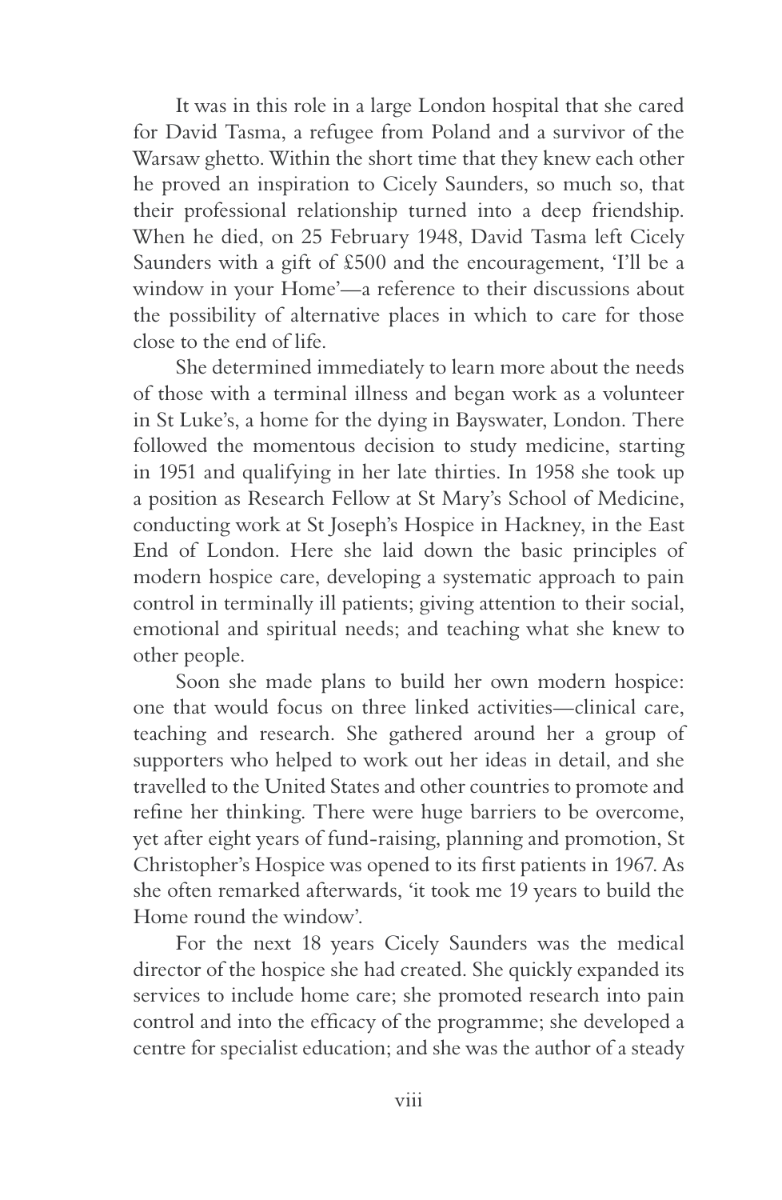It was in this role in a large London hospital that she cared for David Tasma, a refugee from Poland and a survivor of the Warsaw ghetto. Within the short time that they knew each other he proved an inspiration to Cicely Saunders, so much so, that their professional relationship turned into a deep friendship. When he died, on 25 February 1948, David Tasma left Cicely Saunders with a gift of £500 and the encouragement, 'I'll be a window in your Home'—a reference to their discussions about the possibility of alternative places in which to care for those close to the end of life.

She determined immediately to learn more about the needs of those with a terminal illness and began work as a volunteer in St Luke's, a home for the dying in Bayswater, London. There followed the momentous decision to study medicine, starting in 1951 and qualifying in her late thirties. In 1958 she took up a position as Research Fellow at St Mary's School of Medicine, conducting work at St Joseph's Hospice in Hackney, in the East End of London. Here she laid down the basic principles of modern hospice care, developing a systematic approach to pain control in terminally ill patients; giving attention to their social, emotional and spiritual needs; and teaching what she knew to other people.

Soon she made plans to build her own modern hospice: one that would focus on three linked activities—clinical care, teaching and research. She gathered around her a group of supporters who helped to work out her ideas in detail, and she travelled to the United States and other countries to promote and refine her thinking. There were huge barriers to be overcome, yet after eight years of fund-raising, planning and promotion, St Christopher's Hospice was opened to its first patients in 1967. As she often remarked afterwards, 'it took me 19 years to build the Home round the window'.

For the next 18 years Cicely Saunders was the medical director of the hospice she had created. She quickly expanded its services to include home care; she promoted research into pain control and into the efficacy of the programme; she developed a centre for specialist education; and she was the author of a steady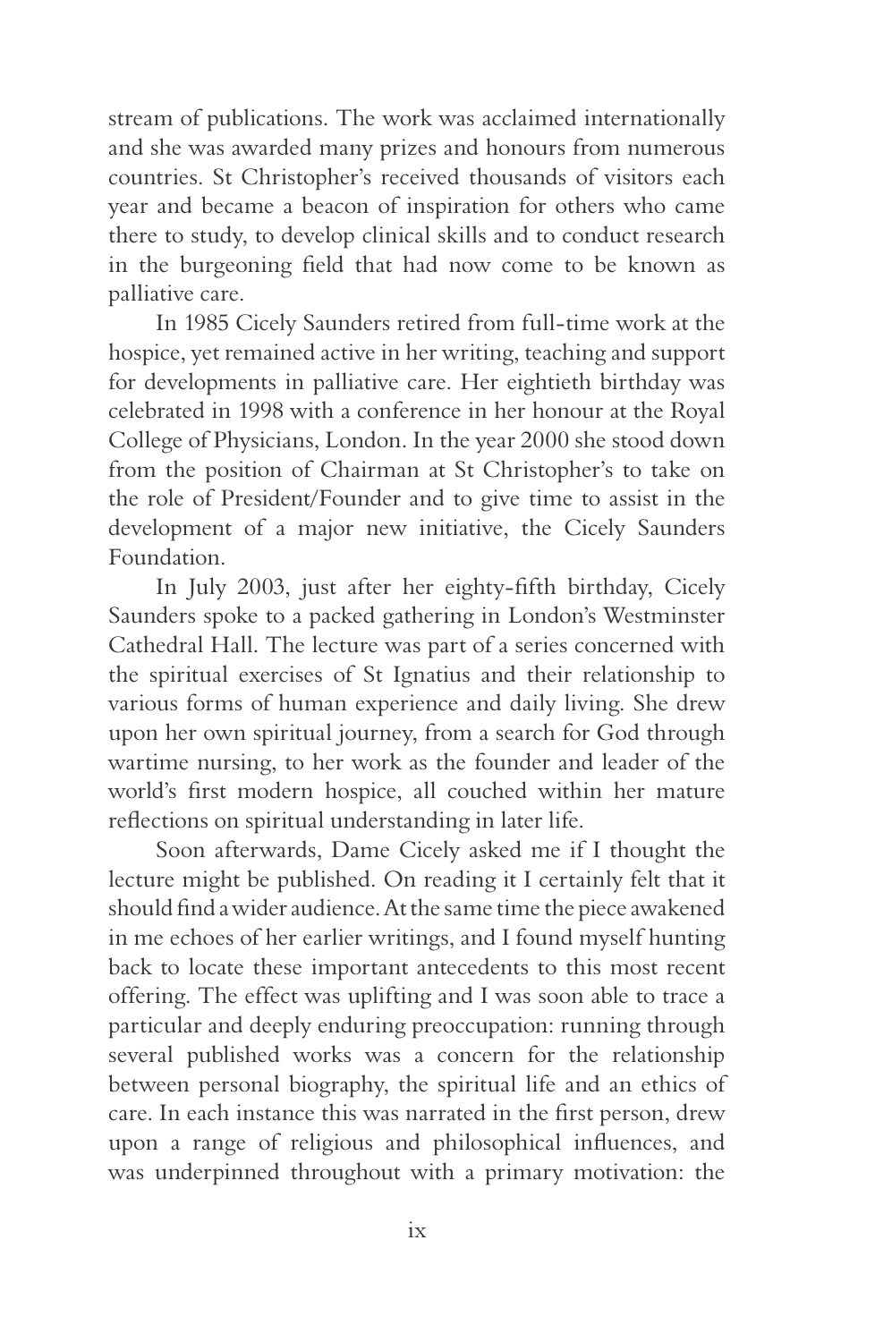stream of publications. The work was acclaimed internationally and she was awarded many prizes and honours from numerous countries. St Christopher's received thousands of visitors each year and became a beacon of inspiration for others who came there to study, to develop clinical skills and to conduct research in the burgeoning field that had now come to be known as palliative care.

In 1985 Cicely Saunders retired from full-time work at the hospice, yet remained active in her writing, teaching and support for developments in palliative care. Her eightieth birthday was celebrated in 1998 with a conference in her honour at the Royal College of Physicians, London. In the year 2000 she stood down from the position of Chairman at St Christopher's to take on the role of President/Founder and to give time to assist in the development of a major new initiative, the Cicely Saunders Foundation.

In July 2003, just after her eighty-fifth birthday, Cicely Saunders spoke to a packed gathering in London's Westminster Cathedral Hall. The lecture was part of a series concerned with the spiritual exercises of St Ignatius and their relationship to various forms of human experience and daily living. She drew upon her own spiritual journey, from a search for God through wartime nursing, to her work as the founder and leader of the world's first modern hospice, all couched within her mature reflections on spiritual understanding in later life.

Soon afterwards, Dame Cicely asked me if I thought the lecture might be published. On reading it I certainly felt that it should find a wider audience. At the same time the piece awakened in me echoes of her earlier writings, and I found myself hunting back to locate these important antecedents to this most recent offering. The effect was uplifting and I was soon able to trace a particular and deeply enduring preoccupation: running through several published works was a concern for the relationship between personal biography, the spiritual life and an ethics of care. In each instance this was narrated in the first person, drew upon a range of religious and philosophical influences, and was underpinned throughout with a primary motivation: the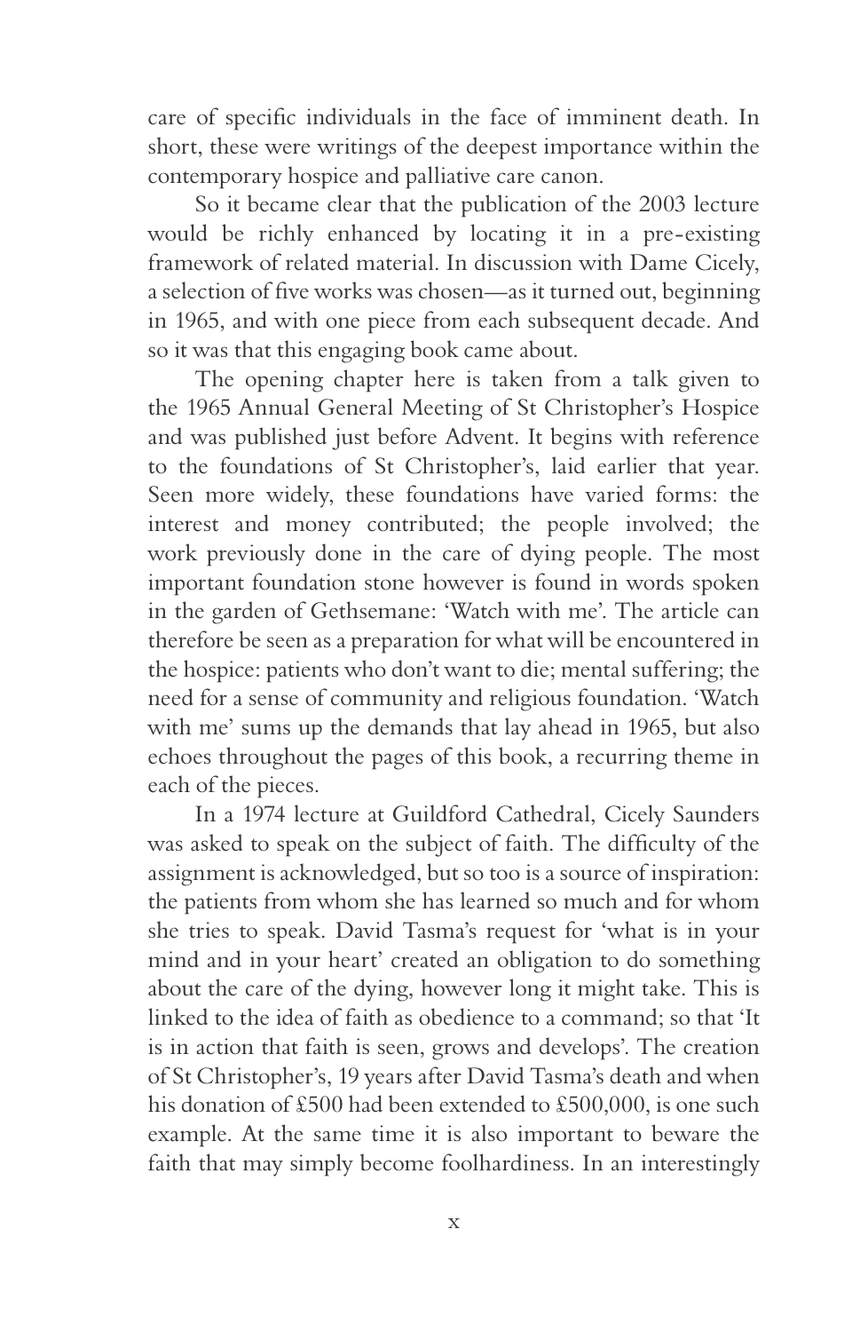care of specific individuals in the face of imminent death. In short, these were writings of the deepest importance within the contemporary hospice and palliative care canon.

So it became clear that the publication of the 2003 lecture would be richly enhanced by locating it in a pre-existing framework of related material. In discussion with Dame Cicely, a selection of five works was chosen—as it turned out, beginning in 1965, and with one piece from each subsequent decade. And so it was that this engaging book came about.

The opening chapter here is taken from a talk given to the 1965 Annual General Meeting of St Christopher's Hospice and was published just before Advent. It begins with reference to the foundations of St Christopher's, laid earlier that year. Seen more widely, these foundations have varied forms: the interest and money contributed; the people involved; the work previously done in the care of dying people. The most important foundation stone however is found in words spoken in the garden of Gethsemane: 'Watch with me'. The article can therefore be seen as a preparation for what will be encountered in the hospice: patients who don't want to die; mental suffering; the need for a sense of community and religious foundation. 'Watch with me' sums up the demands that lay ahead in 1965, but also echoes throughout the pages of this book, a recurring theme in each of the pieces.

In a 1974 lecture at Guildford Cathedral, Cicely Saunders was asked to speak on the subject of faith. The difficulty of the assignment is acknowledged, but so too is a source of inspiration: the patients from whom she has learned so much and for whom she tries to speak. David Tasma's request for 'what is in your mind and in your heart' created an obligation to do something about the care of the dying, however long it might take. This is linked to the idea of faith as obedience to a command; so that 'It is in action that faith is seen, grows and develops'. The creation of St Christopher's, 19 years after David Tasma's death and when his donation of £500 had been extended to £500,000, is one such example. At the same time it is also important to beware the faith that may simply become foolhardiness. In an interestingly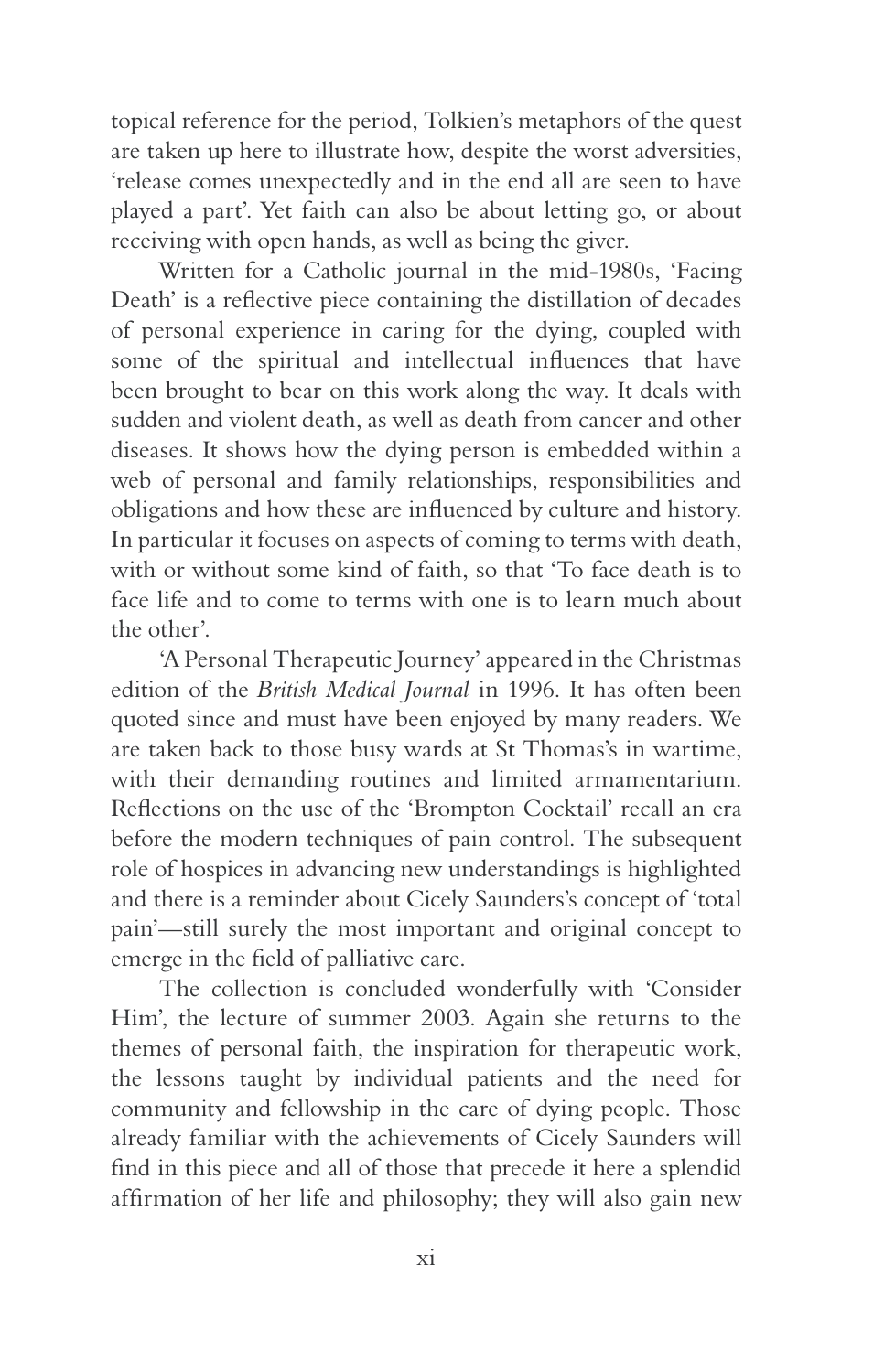topical reference for the period, Tolkien's metaphors of the quest are taken up here to illustrate how, despite the worst adversities, 'release comes unexpectedly and in the end all are seen to have played a part'. Yet faith can also be about letting go, or about receiving with open hands, as well as being the giver.

Written for a Catholic journal in the mid-1980s, 'Facing Death' is a reflective piece containing the distillation of decades of personal experience in caring for the dying, coupled with some of the spiritual and intellectual influences that have been brought to bear on this work along the way. It deals with sudden and violent death, as well as death from cancer and other diseases. It shows how the dying person is embedded within a web of personal and family relationships, responsibilities and obligations and how these are influenced by culture and history. In particular it focuses on aspects of coming to terms with death, with or without some kind of faith, so that 'To face death is to face life and to come to terms with one is to learn much about the other'.

'A Personal Therapeutic Journey' appeared in the Christmas edition of the *British Medical Journal* in 1996. It has often been quoted since and must have been enjoyed by many readers. We are taken back to those busy wards at St Thomas's in wartime, with their demanding routines and limited armamentarium. Reflections on the use of the 'Brompton Cocktail' recall an era before the modern techniques of pain control. The subsequent role of hospices in advancing new understandings is highlighted and there is a reminder about Cicely Saunders's concept of 'total pain'—still surely the most important and original concept to emerge in the field of palliative care.

The collection is concluded wonderfully with 'Consider Him', the lecture of summer 2003. Again she returns to the themes of personal faith, the inspiration for therapeutic work, the lessons taught by individual patients and the need for community and fellowship in the care of dying people. Those already familiar with the achievements of Cicely Saunders will find in this piece and all of those that precede it here a splendid affirmation of her life and philosophy; they will also gain new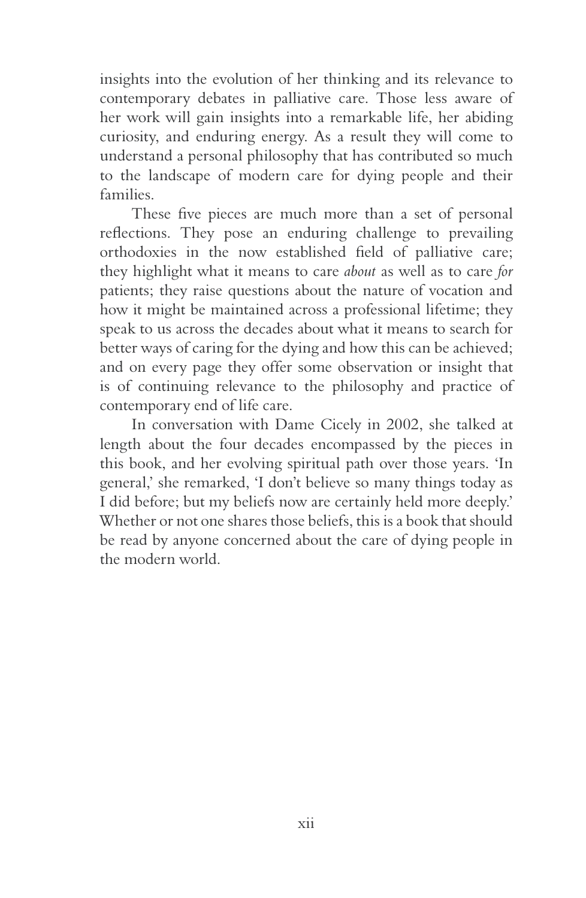insights into the evolution of her thinking and its relevance to contemporary debates in palliative care. Those less aware of her work will gain insights into a remarkable life, her abiding curiosity, and enduring energy. As a result they will come to understand a personal philosophy that has contributed so much to the landscape of modern care for dying people and their families.

These five pieces are much more than a set of personal reflections. They pose an enduring challenge to prevailing orthodoxies in the now established field of palliative care; they highlight what it means to care *about* as well as to care *for* patients; they raise questions about the nature of vocation and how it might be maintained across a professional lifetime; they speak to us across the decades about what it means to search for better ways of caring for the dying and how this can be achieved; and on every page they offer some observation or insight that is of continuing relevance to the philosophy and practice of contemporary end of life care.

In conversation with Dame Cicely in 2002, she talked at length about the four decades encompassed by the pieces in this book, and her evolving spiritual path over those years. 'In general,' she remarked, 'I don't believe so many things today as I did before; but my beliefs now are certainly held more deeply.' Whether or not one shares those beliefs, this is a book that should be read by anyone concerned about the care of dying people in the modern world.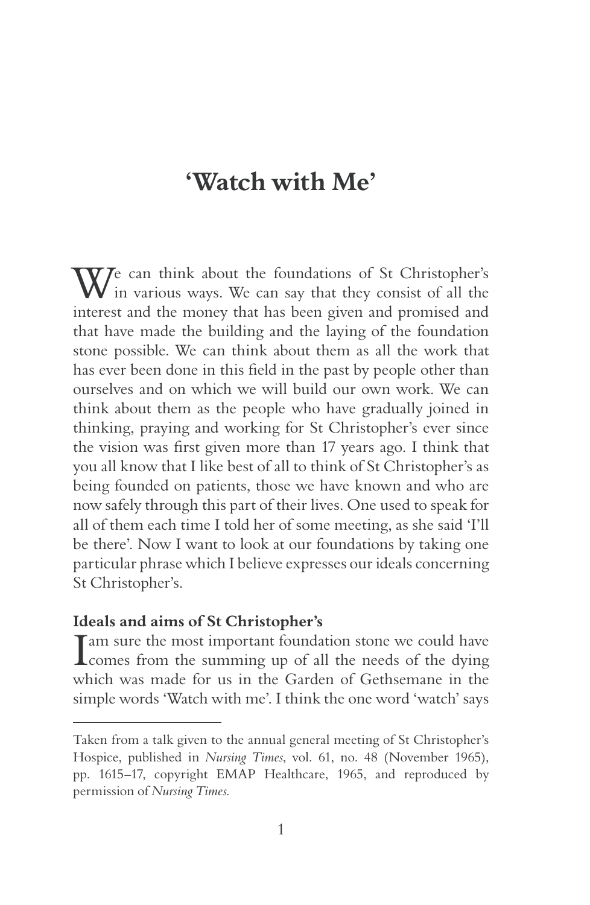# 'Watch with Me'

We can think about the foundations of St Christopher's in various ways. We can say that they consist of all the interest and the money that has been given and promised and that have made the building and the laying of the foundation stone possible. We can think about them as all the work that has ever been done in this field in the past by people other than ourselves and on which we will build our own work. We can think about them as the people who have gradually joined in thinking, praying and working for St Christopher's ever since the vision was first given more than 17 years ago. I think that you all know that I like best of all to think of St Christopher's as being founded on patients, those we have known and who are now safely through this part of their lives. One used to speak for all of them each time I told her of some meeting, as she said 'I'll be there'. Now I want to look at our foundations by taking one particular phrase which I believe expresses our ideals concerning St Christopher's.

### Ideals and aims of St Christopher's

I am sure the most important foundation stone we could have comes from the summing up of all the needs of the dying which was made for us in the Garden of Gethsemane in the simple words 'Watch with me'. I think the one word 'watch' says

---

Taken from a talk given to the annual general meeting of St Christopher's Hospice, published in *Nursing Times*, vol. 61, no. 48 (November 1965), pp. 1615–17, copyright EMAP Healthcare, 1965, and reproduced by permission of *Nursing Times.*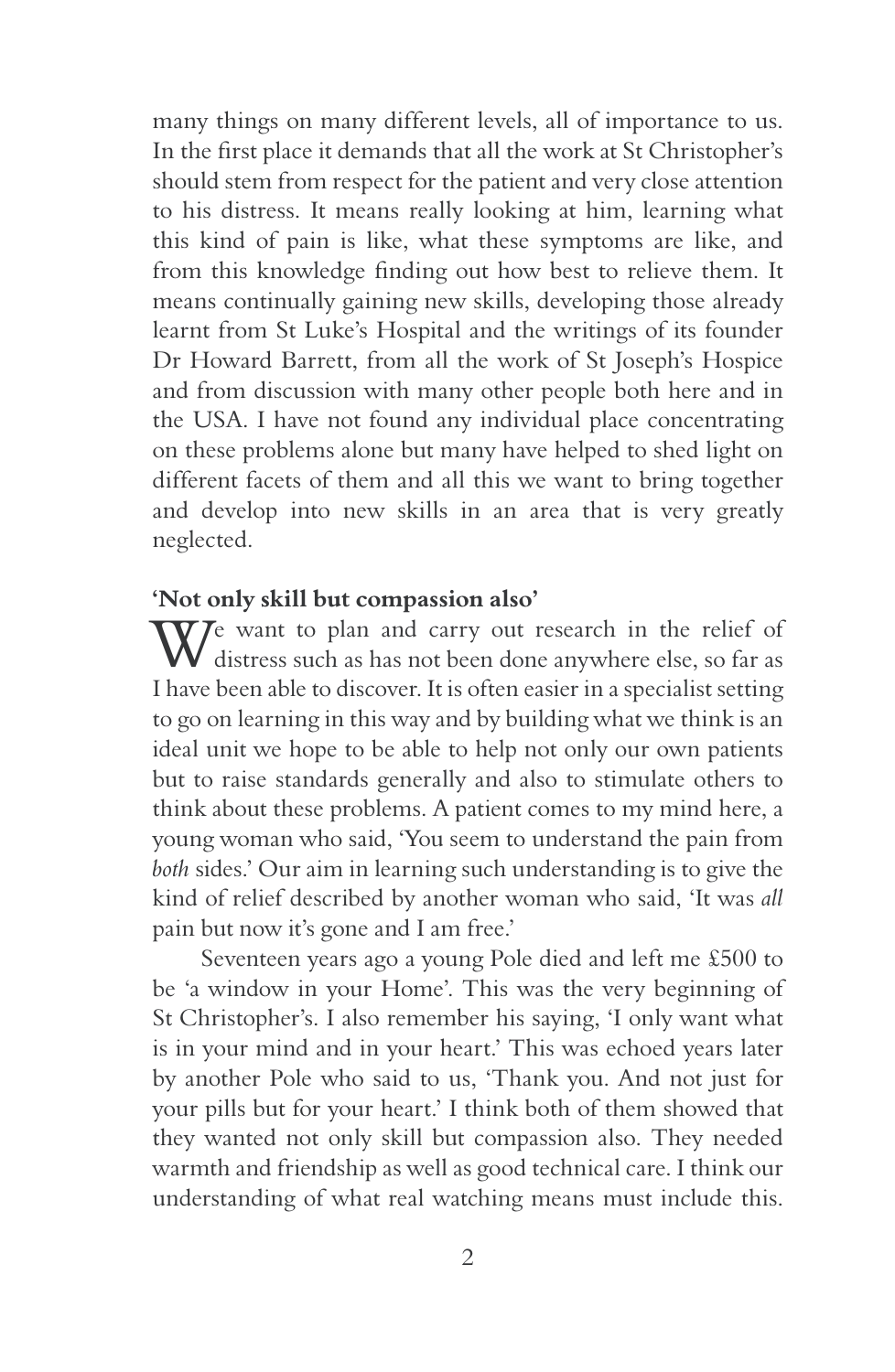many things on many different levels, all of importance to us. In the first place it demands that all the work at St Christopher's should stem from respect for the patient and very close attention to his distress. It means really looking at him, learning what this kind of pain is like, what these symptoms are like, and from this knowledge finding out how best to relieve them. It means continually gaining new skills, developing those already learnt from St Luke's Hospital and the writings of its founder Dr Howard Barrett, from all the work of St Joseph's Hospice and from discussion with many other people both here and in the USA. I have not found any individual place concentrating on these problems alone but many have helped to shed light on different facets of them and all this we want to bring together and develop into new skills in an area that is very greatly neglected.

**'Not only skill but compassion also'**

We want to plan and carry out research in the relief of distress such as has not been done anywhere else, so far as I have been able to discover. It is often easier in a specialist setting to go on learning in this way and by building what we think is an ideal unit we hope to be able to help not only our own patients but to raise standards generally and also to stimulate others to think about these problems. A patient comes to my mind here, a young woman who said, 'You seem to understand the pain from *both* sides.' Our aim in learning such understanding is to give the kind of relief described by another woman who said, 'It was *all* pain but now it's gone and I am free.'

Seventeen years ago a young Pole died and left me £500 to be 'a window in your Home'. This was the very beginning of St Christopher's. I also remember his saying, 'I only want what is in your mind and in your heart.' This was echoed years later by another Pole who said to us, 'Thank you. And not just for your pills but for your heart.' I think both of them showed that they wanted not only skill but compassion also. They needed warmth and friendship as well as good technical care. I think our understanding of what real watching means must include this.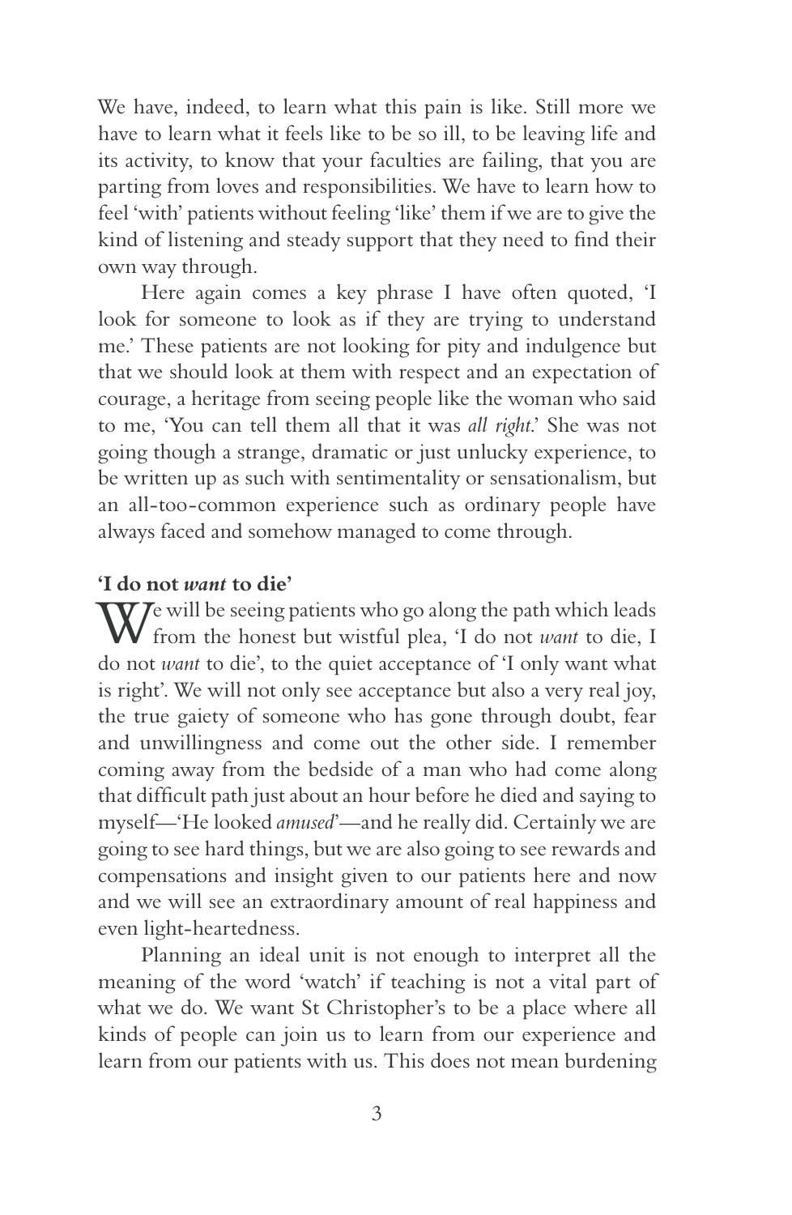We have, indeed, to learn what this pain is like. Still more we have to learn what it feels like to be so ill, to be leaving life and its activity, to know that your faculties are failing, that you are parting from loves and responsibilities. We have to learn how to feel 'with' patients without feeling 'like' them if we are to give the kind of listening and steady support that they need to find their own way through.

Here again comes a key phrase I have often quoted, 'I look for someone to look as if they are trying to understand me.' These patients are not looking for pity and indulgence but that we should look at them with respect and an expectation of courage, a heritage from seeing people like the woman who said to me, 'You can tell them all that it was *all right*.' She was not going though a strange, dramatic or just unlucky experience, to be written up as such with sentimentality or sensationalism, but an all-too-common experience such as ordinary people have always faced and somehow managed to come through.

**'I do not *want* to die'**

We will be seeing patients who go along the path which leads from the honest but wistful plea, 'I do not *want* to die, I do not *want* to die', to the quiet acceptance of 'I only want what is right'. We will not only see acceptance but also a very real joy, the true gaiety of someone who has gone through doubt, fear and unwillingness and come out the other side. I remember coming away from the bedside of a man who had come along that difficult path just about an hour before he died and saying to myself—'He looked *amused*'—and he really did. Certainly we are going to see hard things, but we are also going to see rewards and compensations and insight given to our patients here and now and we will see an extraordinary amount of real happiness and even light-heartedness.

Planning an ideal unit is not enough to interpret all the meaning of the word 'watch' if teaching is not a vital part of what we do. We want St Christopher's to be a place where all kinds of people can join us to learn from our experience and learn from our patients with us. This does not mean burdening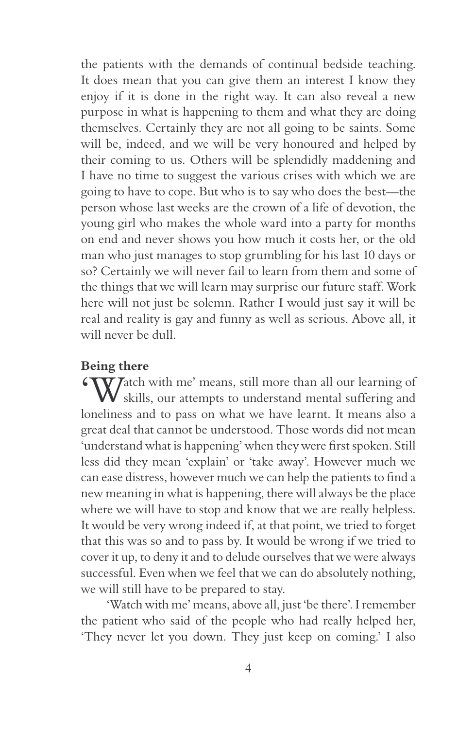the patients with the demands of continual bedside teaching. It does mean that you can give them an interest I know they enjoy if it is done in the right way. It can also reveal a new purpose in what is happening to them and what they are doing themselves. Certainly they are not all going to be saints. Some will be, indeed, and we will be very honoured and helped by their coming to us. Others will be splendidly maddening and I have no time to suggest the various crises with which we are going to have to cope. But who is to say who does the best—the person whose last weeks are the crown of a life of devotion, the young girl who makes the whole ward into a party for months on end and never shows you how much it costs her, or the old man who just manages to stop grumbling for his last 10 days or so? Certainly we will never fail to learn from them and some of the things that we will learn may surprise our future staff. Work here will not just be solemn. Rather I would just say it will be real and reality is gay and funny as well as serious. Above all, it will never be dull.

**Being there**

'Watch with me' means, still more than all our learning of skills, our attempts to understand mental suffering and loneliness and to pass on what we have learnt. It means also a great deal that cannot be understood. Those words did not mean 'understand what is happening' when they were first spoken. Still less did they mean 'explain' or 'take away'. However much we can ease distress, however much we can help the patients to find a new meaning in what is happening, there will always be the place where we will have to stop and know that we are really helpless. It would be very wrong indeed if, at that point, we tried to forget that this was so and to pass by. It would be wrong if we tried to cover it up, to deny it and to delude ourselves that we were always successful. Even when we feel that we can do absolutely nothing, we will still have to be prepared to stay.

'Watch with me' means, above all, just 'be there'. I remember the patient who said of the people who had really helped her, 'They never let you down. They just keep on coming.' I also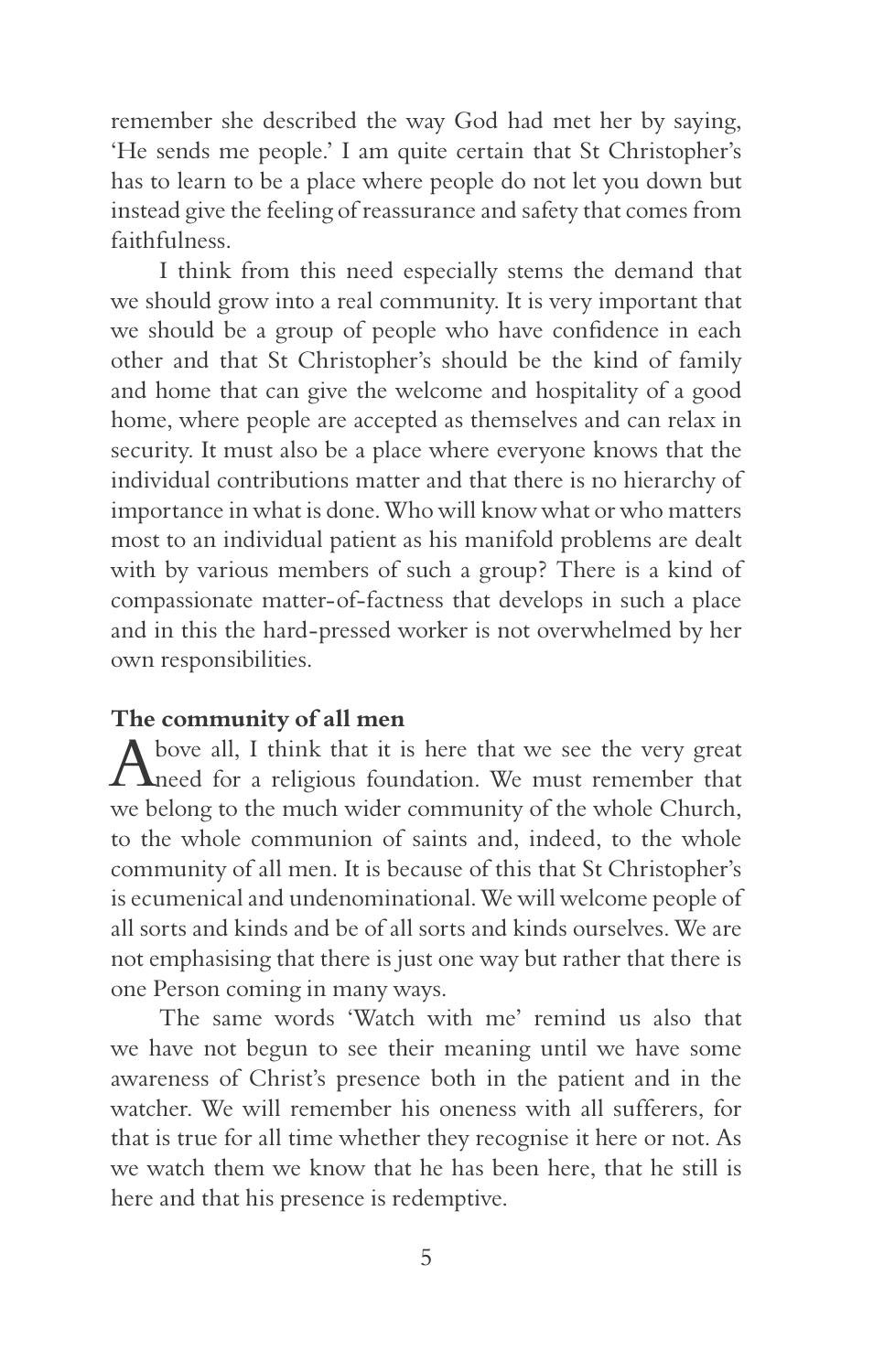remember she described the way God had met her by saying, 'He sends me people.' I am quite certain that St Christopher's has to learn to be a place where people do not let you down but instead give the feeling of reassurance and safety that comes from faithfulness.

I think from this need especially stems the demand that we should grow into a real community. It is very important that we should be a group of people who have confidence in each other and that St Christopher's should be the kind of family and home that can give the welcome and hospitality of a good home, where people are accepted as themselves and can relax in security. It must also be a place where everyone knows that the individual contributions matter and that there is no hierarchy of importance in what is done. Who will know what or who matters most to an individual patient as his manifold problems are dealt with by various members of such a group? There is a kind of compassionate matter-of-factness that develops in such a place and in this the hard-pressed worker is not overwhelmed by her own responsibilities.

**The community of all men**

Above all, I think that it is here that we see the very great need for a religious foundation. We must remember that we belong to the much wider community of the whole Church, to the whole communion of saints and, indeed, to the whole community of all men. It is because of this that St Christopher's is ecumenical and undenominational. We will welcome people of all sorts and kinds and be of all sorts and kinds ourselves. We are not emphasising that there is just one way but rather that there is one Person coming in many ways.

The same words 'Watch with me' remind us also that we have not begun to see their meaning until we have some awareness of Christ's presence both in the patient and in the watcher. We will remember his oneness with all sufferers, for that is true for all time whether they recognise it here or not. As we watch them we know that he has been here, that he still is here and that his presence is redemptive.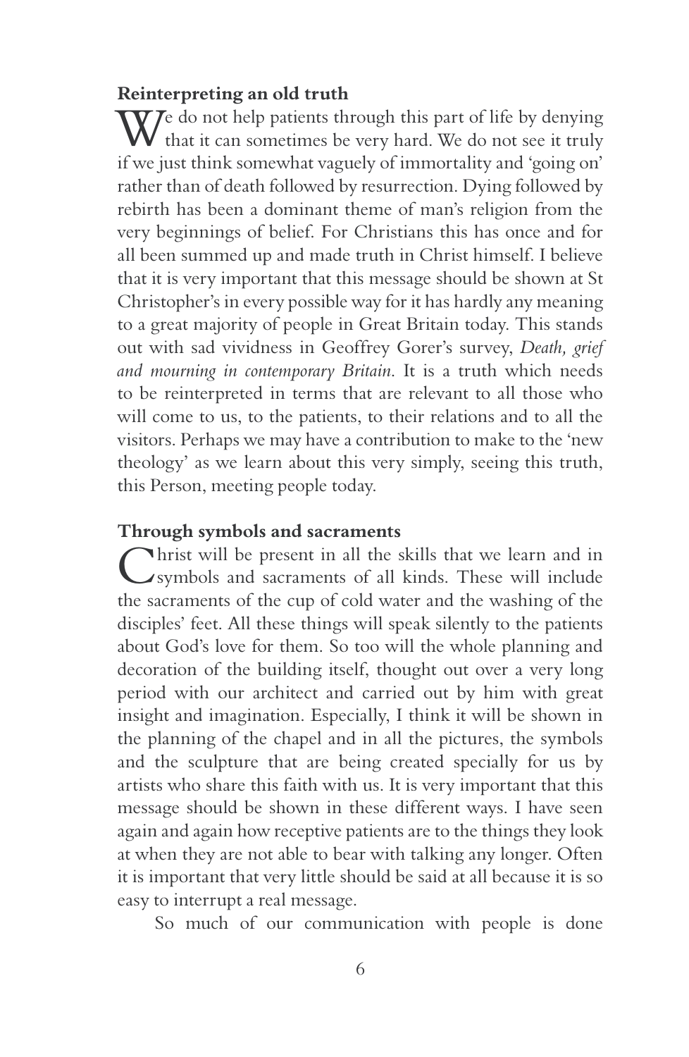### Reinterpreting an old truth

We do not help patients through this part of life by denying that it can sometimes be very hard. We do not see it truly if we just think somewhat vaguely of immortality and 'going on' rather than of death followed by resurrection. Dying followed by rebirth has been a dominant theme of man's religion from the very beginnings of belief. For Christians this has once and for all been summed up and made truth in Christ himself. I believe that it is very important that this message should be shown at St Christopher's in every possible way for it has hardly any meaning to a great majority of people in Great Britain today. This stands out with sad vividness in Geoffrey Gorer's survey, *Death, grief and mourning in contemporary Britain*. It is a truth which needs to be reinterpreted in terms that are relevant to all those who will come to us, to the patients, to their relations and to all the visitors. Perhaps we may have a contribution to make to the 'new theology' as we learn about this very simply, seeing this truth, this Person, meeting people today.

### Through symbols and sacraments

Christ will be present in all the skills that we learn and in symbols and sacraments of all kinds. These will include the sacraments of the cup of cold water and the washing of the disciples' feet. All these things will speak silently to the patients about God's love for them. So too will the whole planning and decoration of the building itself, thought out over a very long period with our architect and carried out by him with great insight and imagination. Especially, I think it will be shown in the planning of the chapel and in all the pictures, the symbols and the sculpture that are being created specially for us by artists who share this faith with us. It is very important that this message should be shown in these different ways. I have seen again and again how receptive patients are to the things they look at when they are not able to bear with talking any longer. Often it is important that very little should be said at all because it is so easy to interrupt a real message.

So much of our communication with people is done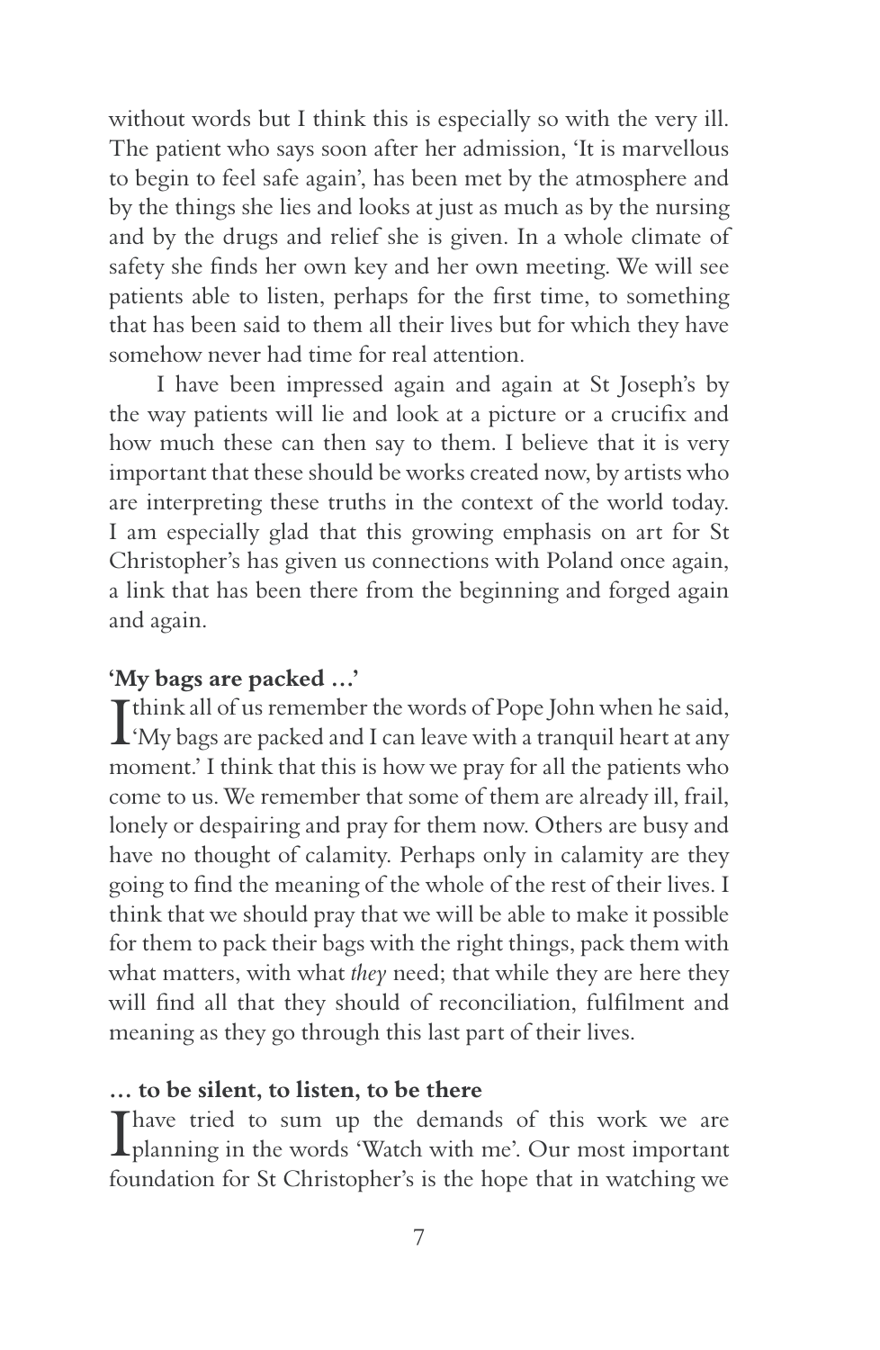without words but I think this is especially so with the very ill. The patient who says soon after her admission, 'It is marvellous to begin to feel safe again', has been met by the atmosphere and by the things she lies and looks at just as much as by the nursing and by the drugs and relief she is given. In a whole climate of safety she finds her own key and her own meeting. We will see patients able to listen, perhaps for the first time, to something that has been said to them all their lives but for which they have somehow never had time for real attention.

I have been impressed again and again at St Joseph's by the way patients will lie and look at a picture or a crucifix and how much these can then say to them. I believe that it is very important that these should be works created now, by artists who are interpreting these truths in the context of the world today. I am especially glad that this growing emphasis on art for St Christopher's has given us connections with Poland once again, a link that has been there from the beginning and forged again and again.

**'My bags are packed …'**

I think all of us remember the words of Pope John when he said, 'My bags are packed and I can leave with a tranquil heart at any moment.' I think that this is how we pray for all the patients who come to us. We remember that some of them are already ill, frail, lonely or despairing and pray for them now. Others are busy and have no thought of calamity. Perhaps only in calamity are they going to find the meaning of the whole of the rest of their lives. I think that we should pray that we will be able to make it possible for them to pack their bags with the right things, pack them with what matters, with what *they* need; that while they are here they will find all that they should of reconciliation, fulfilment and meaning as they go through this last part of their lives.

**… to be silent, to listen, to be there**

I have tried to sum up the demands of this work we are planning in the words 'Watch with me'. Our most important foundation for St Christopher's is the hope that in watching we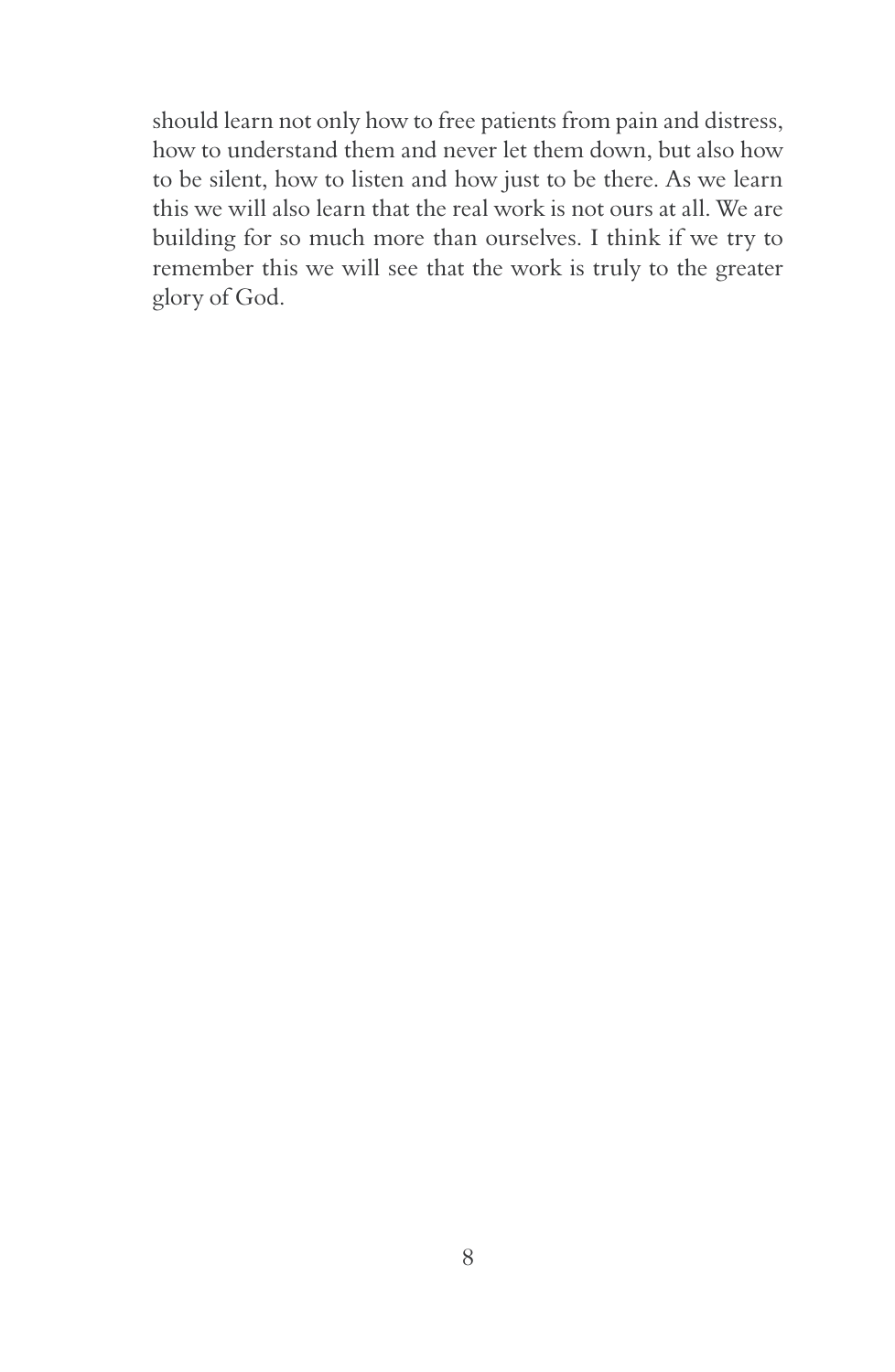should learn not only how to free patients from pain and distress, how to understand them and never let them down, but also how to be silent, how to listen and how just to be there. As we learn this we will also learn that the real work is not ours at all. We are building for so much more than ourselves. I think if we try to remember this we will see that the work is truly to the greater glory of God.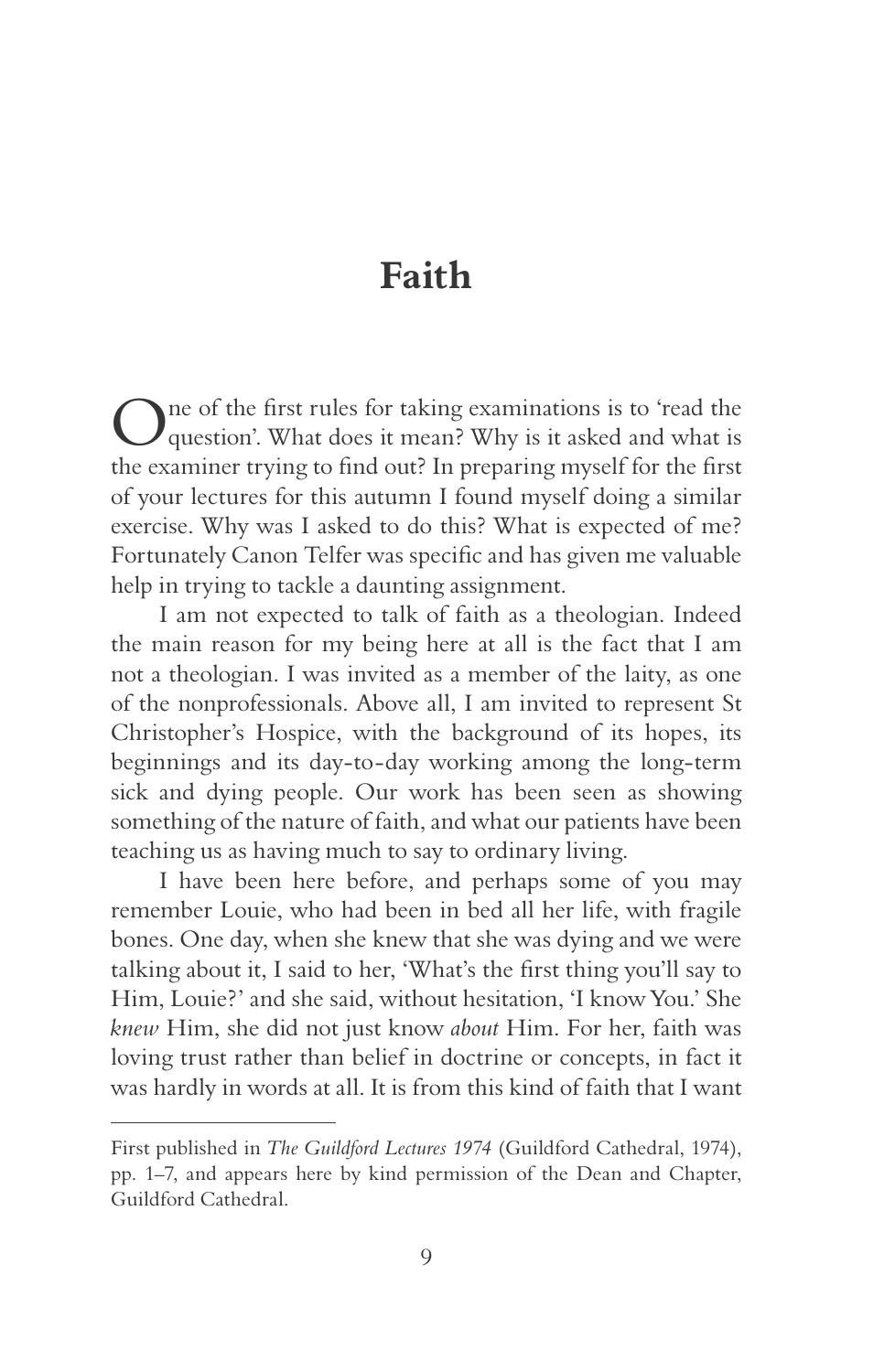# Faith

One of the first rules for taking examinations is to 'read the question'. What does it mean? Why is it asked and what is the examiner trying to find out? In preparing myself for the first of your lectures for this autumn I found myself doing a similar exercise. Why was I asked to do this? What is expected of me? Fortunately Canon Telfer was specific and has given me valuable help in trying to tackle a daunting assignment.

I am not expected to talk of faith as a theologian. Indeed the main reason for my being here at all is the fact that I am not a theologian. I was invited as a member of the laity, as one of the nonprofessionals. Above all, I am invited to represent St Christopher's Hospice, with the background of its hopes, its beginnings and its day-to-day working among the long-term sick and dying people. Our work has been seen as showing something of the nature of faith, and what our patients have been teaching us as having much to say to ordinary living.

I have been here before, and perhaps some of you may remember Louie, who had been in bed all her life, with fragile bones. One day, when she knew that she was dying and we were talking about it, I said to her, 'What's the first thing you'll say to Him, Louie?' and she said, without hesitation, 'I know You.' She *knew* Him, she did not just know *about* Him. For her, faith was loving trust rather than belief in doctrine or concepts, in fact it was hardly in words at all. It is from this kind of faith that I want

---

First published in *The Guildford Lectures 1974* (Guildford Cathedral, 1974), pp. 1–7, and appears here by kind permission of the Dean and Chapter, Guildford Cathedral.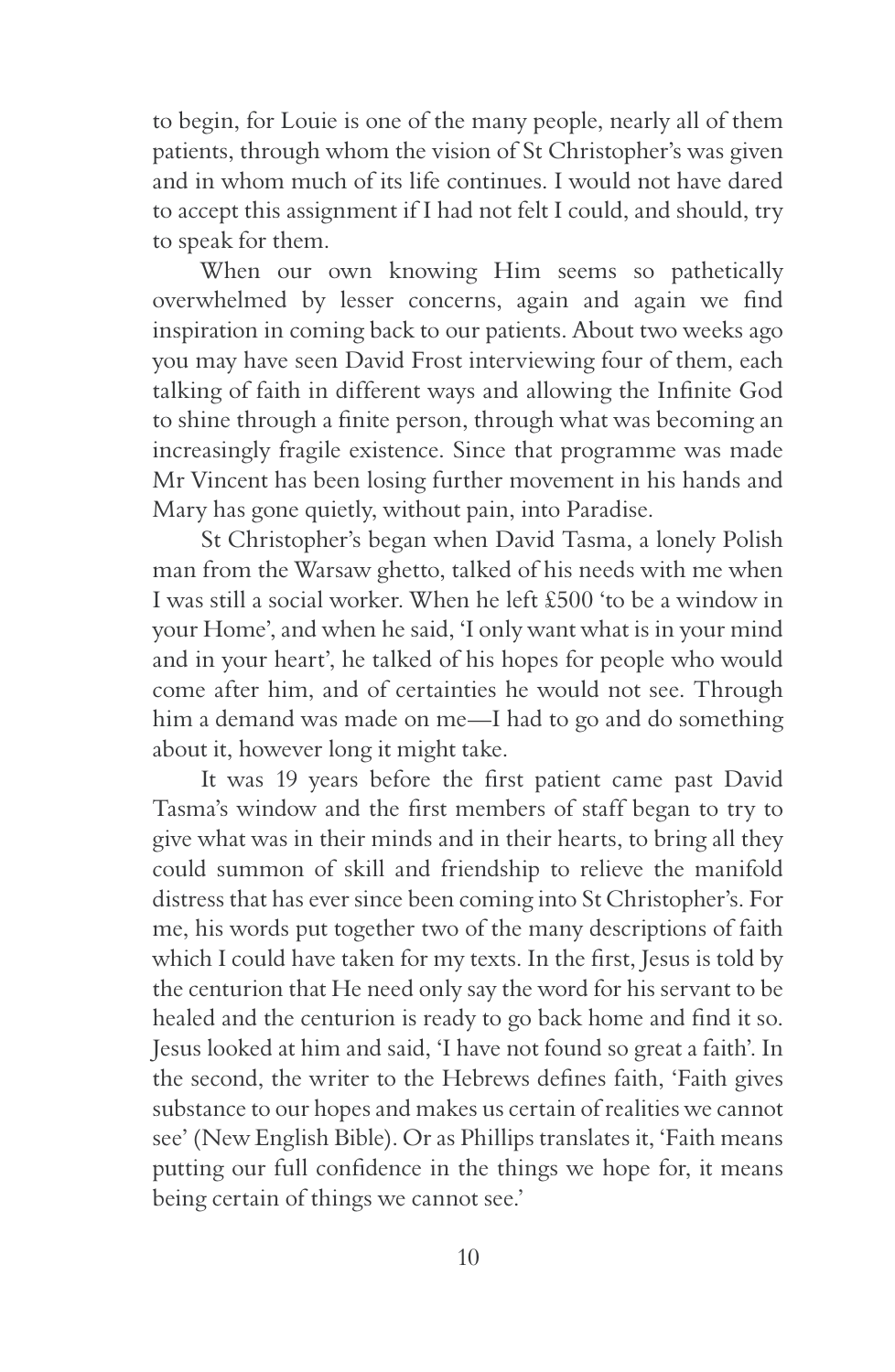to begin, for Louie is one of the many people, nearly all of them patients, through whom the vision of St Christopher's was given and in whom much of its life continues. I would not have dared to accept this assignment if I had not felt I could, and should, try to speak for them.

When our own knowing Him seems so pathetically overwhelmed by lesser concerns, again and again we find inspiration in coming back to our patients. About two weeks ago you may have seen David Frost interviewing four of them, each talking of faith in different ways and allowing the Infinite God to shine through a finite person, through what was becoming an increasingly fragile existence. Since that programme was made Mr Vincent has been losing further movement in his hands and Mary has gone quietly, without pain, into Paradise.

St Christopher's began when David Tasma, a lonely Polish man from the Warsaw ghetto, talked of his needs with me when I was still a social worker. When he left £500 'to be a window in your Home', and when he said, 'I only want what is in your mind and in your heart', he talked of his hopes for people who would come after him, and of certainties he would not see. Through him a demand was made on me—I had to go and do something about it, however long it might take.

It was 19 years before the first patient came past David Tasma's window and the first members of staff began to try to give what was in their minds and in their hearts, to bring all they could summon of skill and friendship to relieve the manifold distress that has ever since been coming into St Christopher's. For me, his words put together two of the many descriptions of faith which I could have taken for my texts. In the first, Jesus is told by the centurion that He need only say the word for his servant to be healed and the centurion is ready to go back home and find it so. Jesus looked at him and said, 'I have not found so great a faith'. In the second, the writer to the Hebrews defines faith, 'Faith gives substance to our hopes and makes us certain of realities we cannot see' (New English Bible). Or as Phillips translates it, 'Faith means putting our full confidence in the things we hope for, it means being certain of things we cannot see.'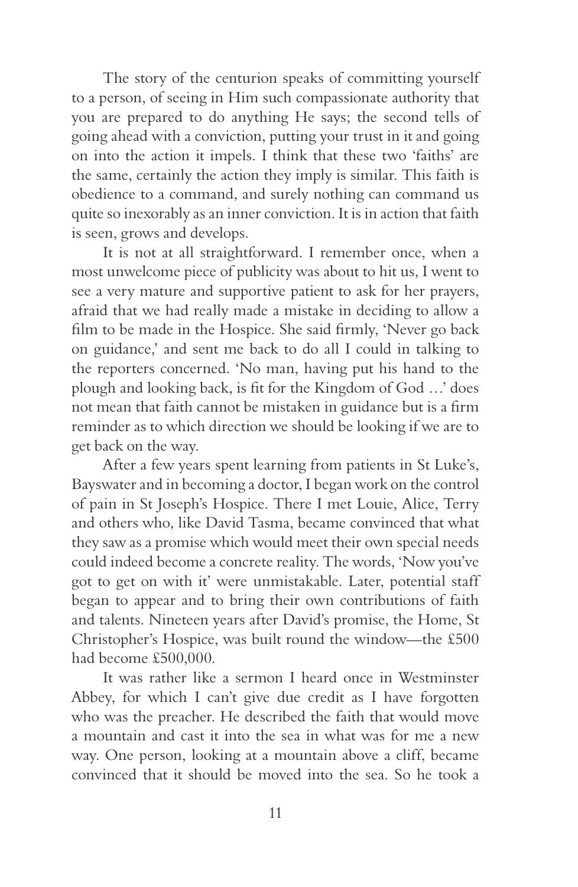The story of the centurion speaks of committing yourself to a person, of seeing in Him such compassionate authority that you are prepared to do anything He says; the second tells of going ahead with a conviction, putting your trust in it and going on into the action it impels. I think that these two 'faiths' are the same, certainly the action they imply is similar. This faith is obedience to a command, and surely nothing can command us quite so inexorably as an inner conviction. It is in action that faith is seen, grows and develops.

It is not at all straightforward. I remember once, when a most unwelcome piece of publicity was about to hit us, I went to see a very mature and supportive patient to ask for her prayers, afraid that we had really made a mistake in deciding to allow a film to be made in the Hospice. She said firmly, 'Never go back on guidance,' and sent me back to do all I could in talking to the reporters concerned. 'No man, having put his hand to the plough and looking back, is fit for the Kingdom of God …' does not mean that faith cannot be mistaken in guidance but is a firm reminder as to which direction we should be looking if we are to get back on the way.

After a few years spent learning from patients in St Luke's, Bayswater and in becoming a doctor, I began work on the control of pain in St Joseph's Hospice. There I met Louie, Alice, Terry and others who, like David Tasma, became convinced that what they saw as a promise which would meet their own special needs could indeed become a concrete reality. The words, 'Now you've got to get on with it' were unmistakable. Later, potential staff began to appear and to bring their own contributions of faith and talents. Nineteen years after David's promise, the Home, St Christopher's Hospice, was built round the window—the £500 had become £500,000.

It was rather like a sermon I heard once in Westminster Abbey, for which I can't give due credit as I have forgotten who was the preacher. He described the faith that would move a mountain and cast it into the sea in what was for me a new way. One person, looking at a mountain above a cliff, became convinced that it should be moved into the sea. So he took a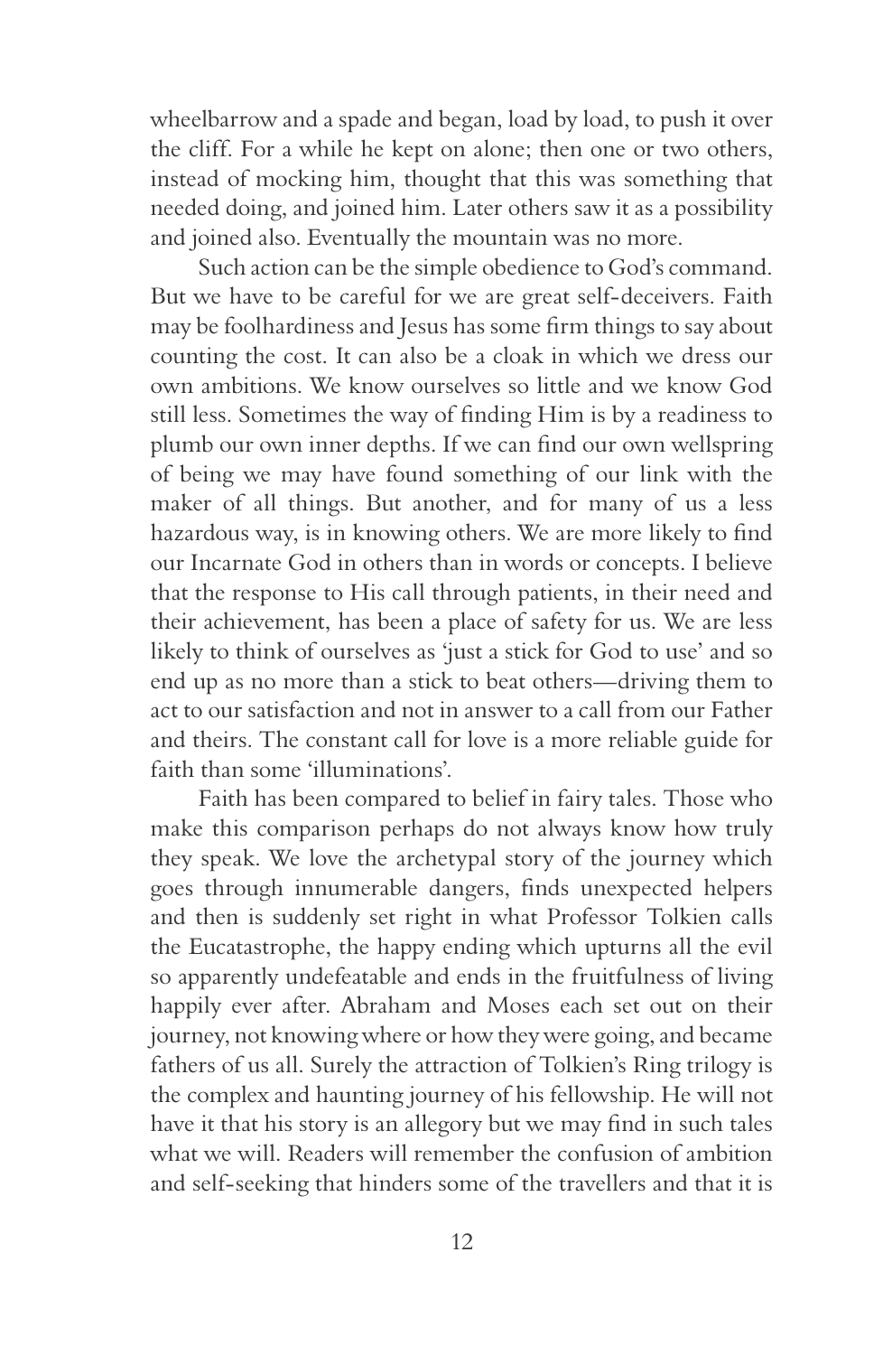wheelbarrow and a spade and began, load by load, to push it over the cliff. For a while he kept on alone; then one or two others, instead of mocking him, thought that this was something that needed doing, and joined him. Later others saw it as a possibility and joined also. Eventually the mountain was no more.

Such action can be the simple obedience to God's command. But we have to be careful for we are great self-deceivers. Faith may be foolhardiness and Jesus has some firm things to say about counting the cost. It can also be a cloak in which we dress our own ambitions. We know ourselves so little and we know God still less. Sometimes the way of finding Him is by a readiness to plumb our own inner depths. If we can find our own wellspring of being we may have found something of our link with the maker of all things. But another, and for many of us a less hazardous way, is in knowing others. We are more likely to find our Incarnate God in others than in words or concepts. I believe that the response to His call through patients, in their need and their achievement, has been a place of safety for us. We are less likely to think of ourselves as 'just a stick for God to use' and so end up as no more than a stick to beat others—driving them to act to our satisfaction and not in answer to a call from our Father and theirs. The constant call for love is a more reliable guide for faith than some 'illuminations'.

Faith has been compared to belief in fairy tales. Those who make this comparison perhaps do not always know how truly they speak. We love the archetypal story of the journey which goes through innumerable dangers, finds unexpected helpers and then is suddenly set right in what Professor Tolkien calls the Eucatastrophe, the happy ending which upturns all the evil so apparently undefeatable and ends in the fruitfulness of living happily ever after. Abraham and Moses each set out on their journey, not knowing where or how they were going, and became fathers of us all. Surely the attraction of Tolkien's Ring trilogy is the complex and haunting journey of his fellowship. He will not have it that his story is an allegory but we may find in such tales what we will. Readers will remember the confusion of ambition and self-seeking that hinders some of the travellers and that it is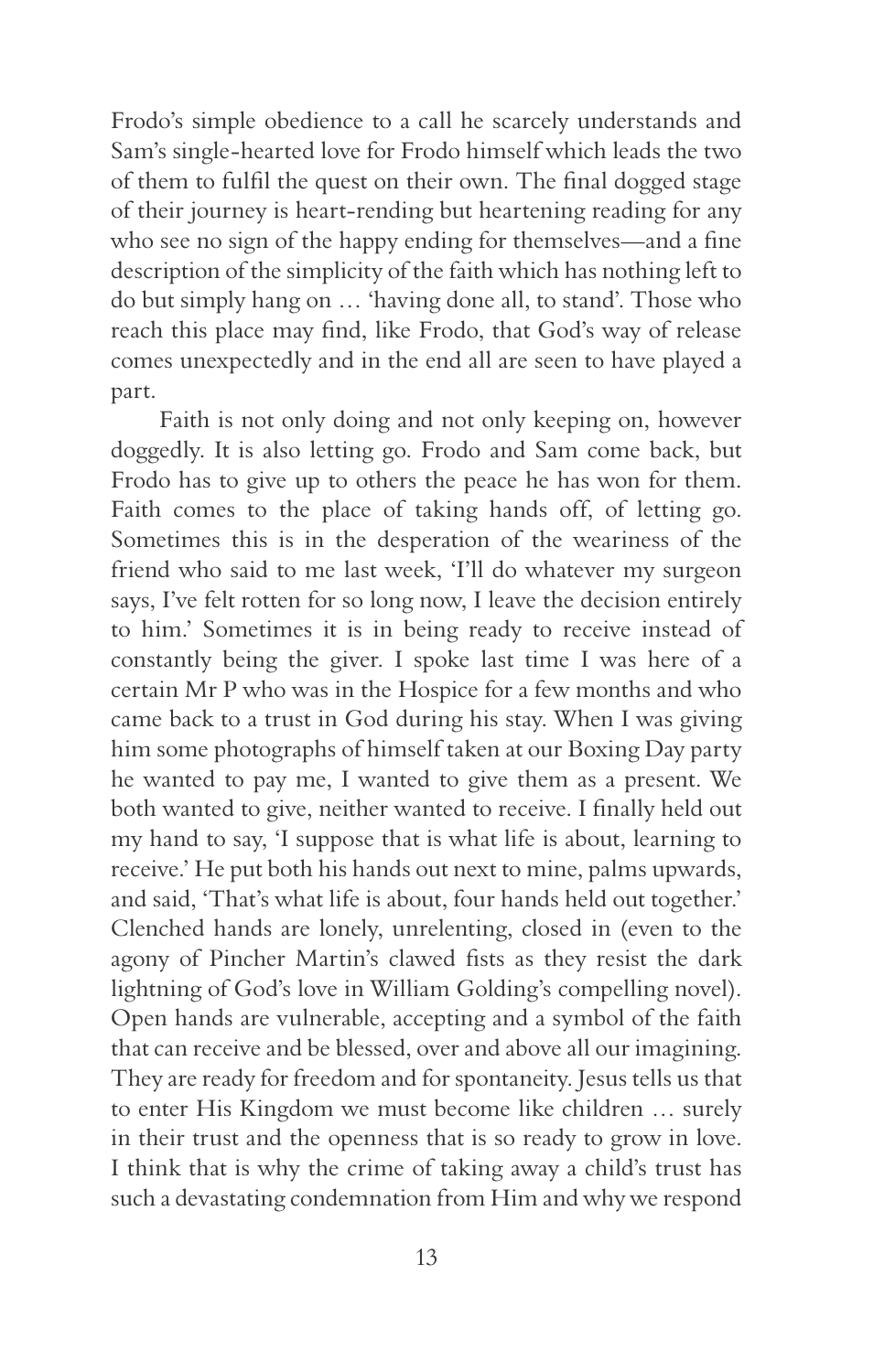Frodo's simple obedience to a call he scarcely understands and Sam's single-hearted love for Frodo himself which leads the two of them to fulfil the quest on their own. The final dogged stage of their journey is heart-rending but heartening reading for any who see no sign of the happy ending for themselves—and a fine description of the simplicity of the faith which has nothing left to do but simply hang on … 'having done all, to stand'. Those who reach this place may find, like Frodo, that God's way of release comes unexpectedly and in the end all are seen to have played a part.

Faith is not only doing and not only keeping on, however doggedly. It is also letting go. Frodo and Sam come back, but Frodo has to give up to others the peace he has won for them. Faith comes to the place of taking hands off, of letting go. Sometimes this is in the desperation of the weariness of the friend who said to me last week, 'I'll do whatever my surgeon says, I've felt rotten for so long now, I leave the decision entirely to him.' Sometimes it is in being ready to receive instead of constantly being the giver. I spoke last time I was here of a certain Mr P who was in the Hospice for a few months and who came back to a trust in God during his stay. When I was giving him some photographs of himself taken at our Boxing Day party he wanted to pay me, I wanted to give them as a present. We both wanted to give, neither wanted to receive. I finally held out my hand to say, 'I suppose that is what life is about, learning to receive.' He put both his hands out next to mine, palms upwards, and said, 'That's what life is about, four hands held out together.' Clenched hands are lonely, unrelenting, closed in (even to the agony of Pincher Martin's clawed fists as they resist the dark lightning of God's love in William Golding's compelling novel). Open hands are vulnerable, accepting and a symbol of the faith that can receive and be blessed, over and above all our imagining. They are ready for freedom and for spontaneity. Jesus tells us that to enter His Kingdom we must become like children … surely in their trust and the openness that is so ready to grow in love. I think that is why the crime of taking away a child's trust has such a devastating condemnation from Him and why we respond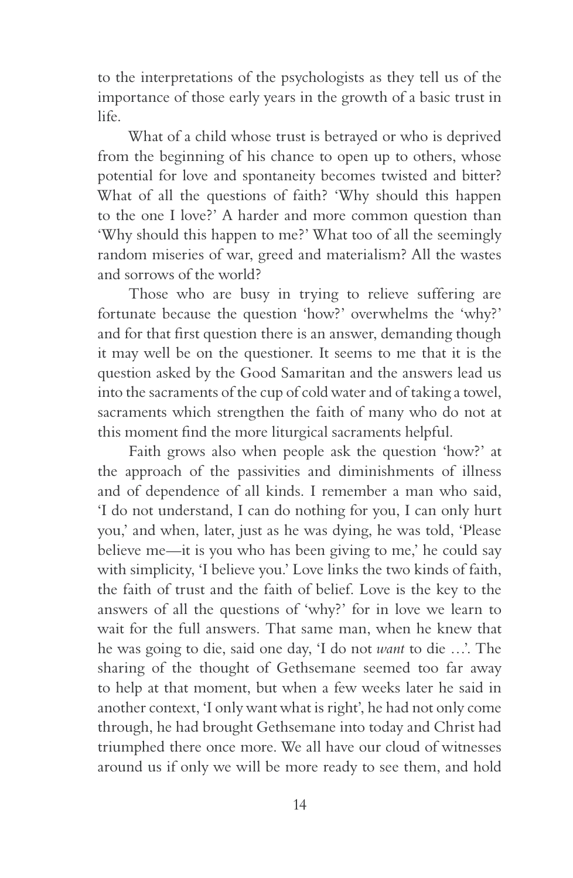to the interpretations of the psychologists as they tell us of the importance of those early years in the growth of a basic trust in life.

What of a child whose trust is betrayed or who is deprived from the beginning of his chance to open up to others, whose potential for love and spontaneity becomes twisted and bitter? What of all the questions of faith? 'Why should this happen to the one I love?' A harder and more common question than 'Why should this happen to me?' What too of all the seemingly random miseries of war, greed and materialism? All the wastes and sorrows of the world?

Those who are busy in trying to relieve suffering are fortunate because the question 'how?' overwhelms the 'why?' and for that first question there is an answer, demanding though it may well be on the questioner. It seems to me that it is the question asked by the Good Samaritan and the answers lead us into the sacraments of the cup of cold water and of taking a towel, sacraments which strengthen the faith of many who do not at this moment find the more liturgical sacraments helpful.

Faith grows also when people ask the question 'how?' at the approach of the passivities and diminishments of illness and of dependence of all kinds. I remember a man who said, 'I do not understand, I can do nothing for you, I can only hurt you,' and when, later, just as he was dying, he was told, 'Please believe me—it is you who has been giving to me,' he could say with simplicity, 'I believe you.' Love links the two kinds of faith, the faith of trust and the faith of belief. Love is the key to the answers of all the questions of 'why?' for in love we learn to wait for the full answers. That same man, when he knew that he was going to die, said one day, 'I do not *want* to die …'. The sharing of the thought of Gethsemane seemed too far away to help at that moment, but when a few weeks later he said in another context, 'I only want what is right', he had not only come through, he had brought Gethsemane into today and Christ had triumphed there once more. We all have our cloud of witnesses around us if only we will be more ready to see them, and hold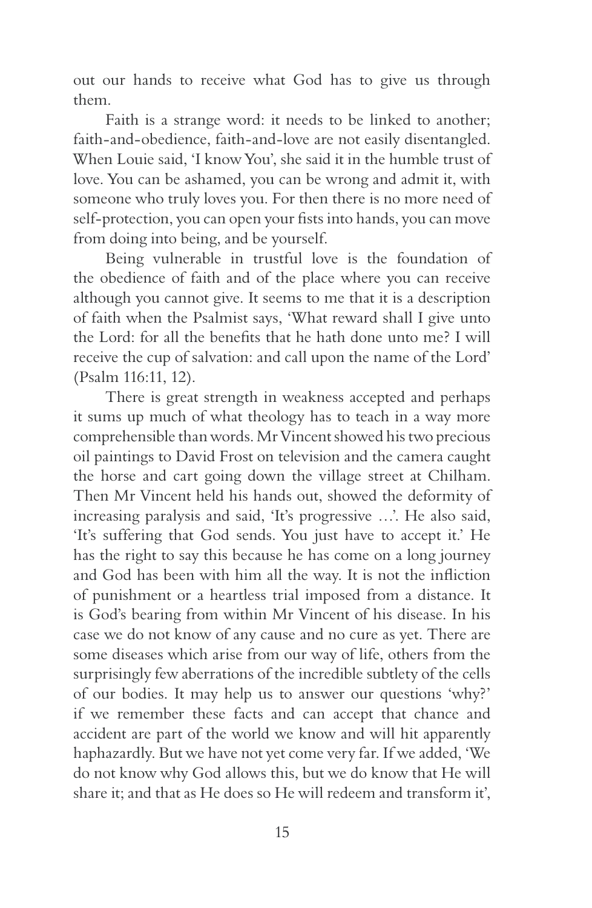out our hands to receive what God has to give us through them.

Faith is a strange word: it needs to be linked to another; faith-and-obedience, faith-and-love are not easily disentangled. When Louie said, 'I know You', she said it in the humble trust of love. You can be ashamed, you can be wrong and admit it, with someone who truly loves you. For then there is no more need of self-protection, you can open your fists into hands, you can move from doing into being, and be yourself.

Being vulnerable in trustful love is the foundation of the obedience of faith and of the place where you can receive although you cannot give. It seems to me that it is a description of faith when the Psalmist says, 'What reward shall I give unto the Lord: for all the benefits that he hath done unto me? I will receive the cup of salvation: and call upon the name of the Lord' (Psalm 116:11, 12).

There is great strength in weakness accepted and perhaps it sums up much of what theology has to teach in a way more comprehensible than words. Mr Vincent showed his two precious oil paintings to David Frost on television and the camera caught the horse and cart going down the village street at Chilham. Then Mr Vincent held his hands out, showed the deformity of increasing paralysis and said, 'It's progressive …'. He also said, 'It's suffering that God sends. You just have to accept it.' He has the right to say this because he has come on a long journey and God has been with him all the way. It is not the infliction of punishment or a heartless trial imposed from a distance. It is God's bearing from within Mr Vincent of his disease. In his case we do not know of any cause and no cure as yet. There are some diseases which arise from our way of life, others from the surprisingly few aberrations of the incredible subtlety of the cells of our bodies. It may help us to answer our questions 'why?' if we remember these facts and can accept that chance and accident are part of the world we know and will hit apparently haphazardly. But we have not yet come very far. If we added, 'We do not know why God allows this, but we do know that He will share it; and that as He does so He will redeem and transform it',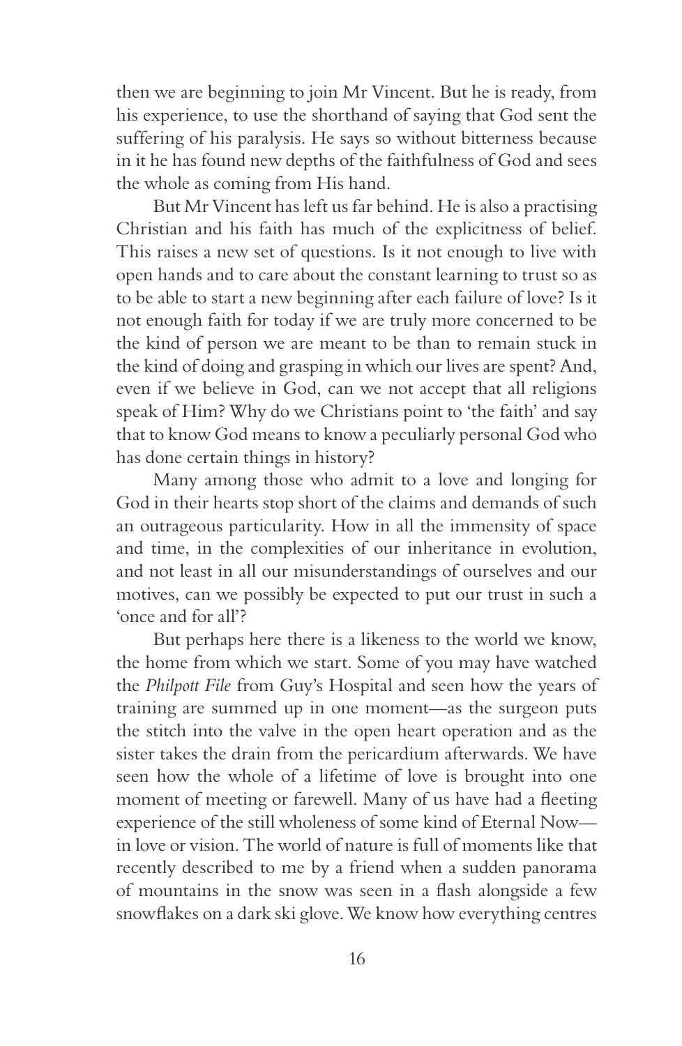then we are beginning to join Mr Vincent. But he is ready, from his experience, to use the shorthand of saying that God sent the suffering of his paralysis. He says so without bitterness because in it he has found new depths of the faithfulness of God and sees the whole as coming from His hand.

But Mr Vincent has left us far behind. He is also a practising Christian and his faith has much of the explicitness of belief. This raises a new set of questions. Is it not enough to live with open hands and to care about the constant learning to trust so as to be able to start a new beginning after each failure of love? Is it not enough faith for today if we are truly more concerned to be the kind of person we are meant to be than to remain stuck in the kind of doing and grasping in which our lives are spent? And, even if we believe in God, can we not accept that all religions speak of Him? Why do we Christians point to 'the faith' and say that to know God means to know a peculiarly personal God who has done certain things in history?

Many among those who admit to a love and longing for God in their hearts stop short of the claims and demands of such an outrageous particularity. How in all the immensity of space and time, in the complexities of our inheritance in evolution, and not least in all our misunderstandings of ourselves and our motives, can we possibly be expected to put our trust in such a 'once and for all'?

But perhaps here there is a likeness to the world we know, the home from which we start. Some of you may have watched the *Philpott File* from Guy's Hospital and seen how the years of training are summed up in one moment—as the surgeon puts the stitch into the valve in the open heart operation and as the sister takes the drain from the pericardium afterwards. We have seen how the whole of a lifetime of love is brought into one moment of meeting or farewell. Many of us have had a fleeting experience of the still wholeness of some kind of Eternal Now—in love or vision. The world of nature is full of moments like that recently described to me by a friend when a sudden panorama of mountains in the snow was seen in a flash alongside a few snowflakes on a dark ski glove. We know how everything centres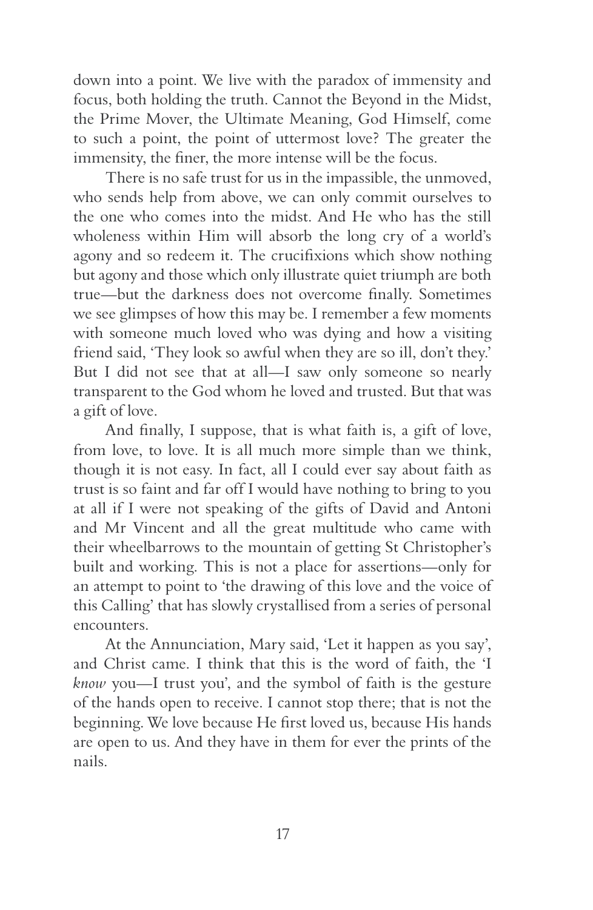down into a point. We live with the paradox of immensity and focus, both holding the truth. Cannot the Beyond in the Midst, the Prime Mover, the Ultimate Meaning, God Himself, come to such a point, the point of uttermost love? The greater the immensity, the finer, the more intense will be the focus.

There is no safe trust for us in the impassible, the unmoved, who sends help from above, we can only commit ourselves to the one who comes into the midst. And He who has the still wholeness within Him will absorb the long cry of a world's agony and so redeem it. The crucifixions which show nothing but agony and those which only illustrate quiet triumph are both true—but the darkness does not overcome finally. Sometimes we see glimpses of how this may be. I remember a few moments with someone much loved who was dying and how a visiting friend said, 'They look so awful when they are so ill, don't they.' But I did not see that at all—I saw only someone so nearly transparent to the God whom he loved and trusted. But that was a gift of love.

And finally, I suppose, that is what faith is, a gift of love, from love, to love. It is all much more simple than we think, though it is not easy. In fact, all I could ever say about faith as trust is so faint and far off I would have nothing to bring to you at all if I were not speaking of the gifts of David and Antoni and Mr Vincent and all the great multitude who came with their wheelbarrows to the mountain of getting St Christopher's built and working. This is not a place for assertions—only for an attempt to point to 'the drawing of this love and the voice of this Calling' that has slowly crystallised from a series of personal encounters.

At the Annunciation, Mary said, 'Let it happen as you say', and Christ came. I think that this is the word of faith, the 'I *know* you—I trust you', and the symbol of faith is the gesture of the hands open to receive. I cannot stop there; that is not the beginning. We love because He first loved us, because His hands are open to us. And they have in them for ever the prints of the nails.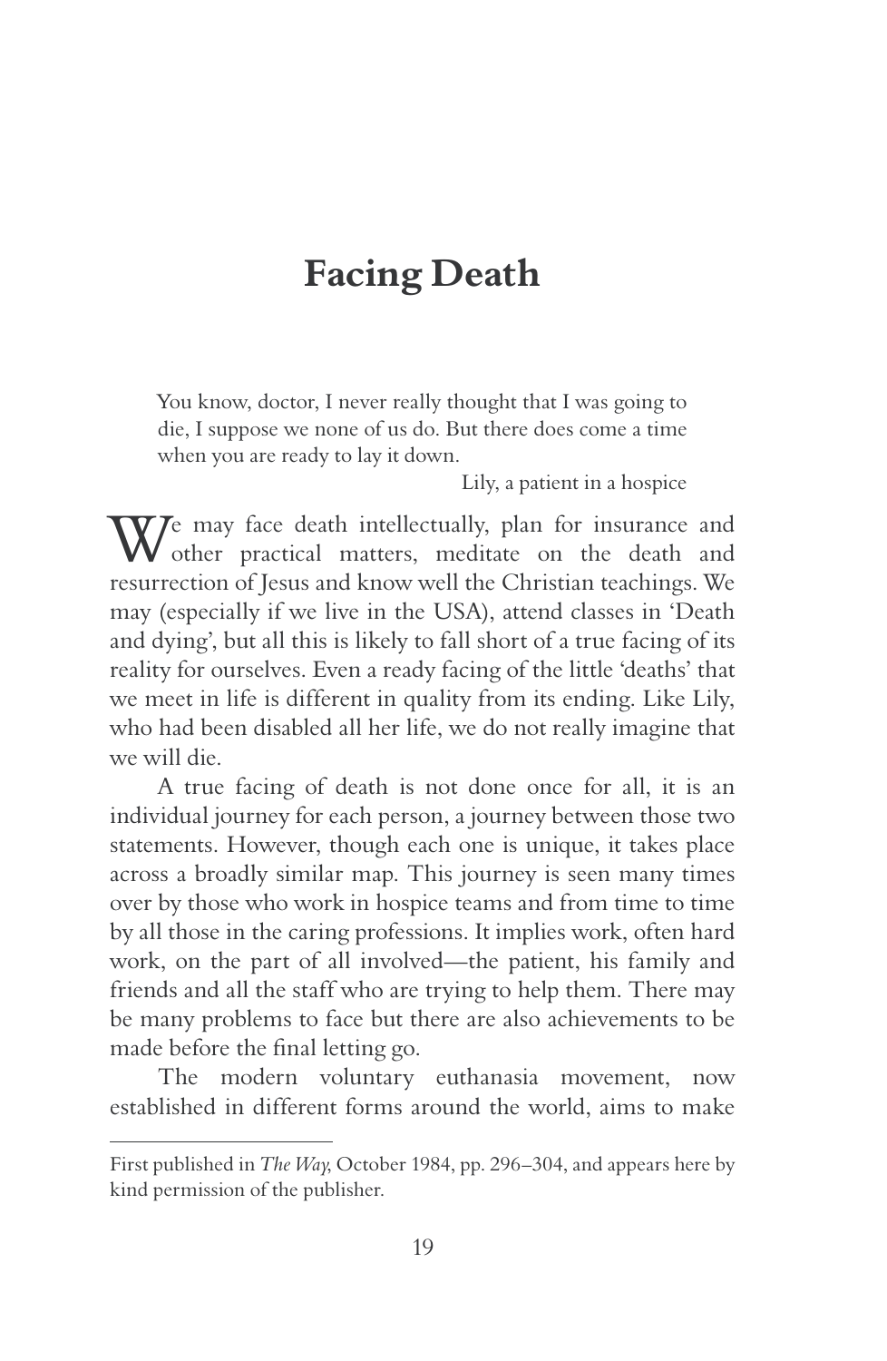# Facing Death

> You know, doctor, I never really thought that I was going to die, I suppose we none of us do. But there does come a time when you are ready to lay it down.
>
> Lily, a patient in a hospice

We may face death intellectually, plan for insurance and other practical matters, meditate on the death and resurrection of Jesus and know well the Christian teachings. We may (especially if we live in the USA), attend classes in 'Death and dying', but all this is likely to fall short of a true facing of its reality for ourselves. Even a ready facing of the little 'deaths' that we meet in life is different in quality from its ending. Like Lily, who had been disabled all her life, we do not really imagine that we will die.

A true facing of death is not done once for all, it is an individual journey for each person, a journey between those two statements. However, though each one is unique, it takes place across a broadly similar map. This journey is seen many times over by those who work in hospice teams and from time to time by all those in the caring professions. It implies work, often hard work, on the part of all involved—the patient, his family and friends and all the staff who are trying to help them. There may be many problems to face but there are also achievements to be made before the final letting go.

The modern voluntary euthanasia movement, now established in different forms around the world, aims to make

---

First published in *The Way,* October 1984, pp. 296–304, and appears here by kind permission of the publisher.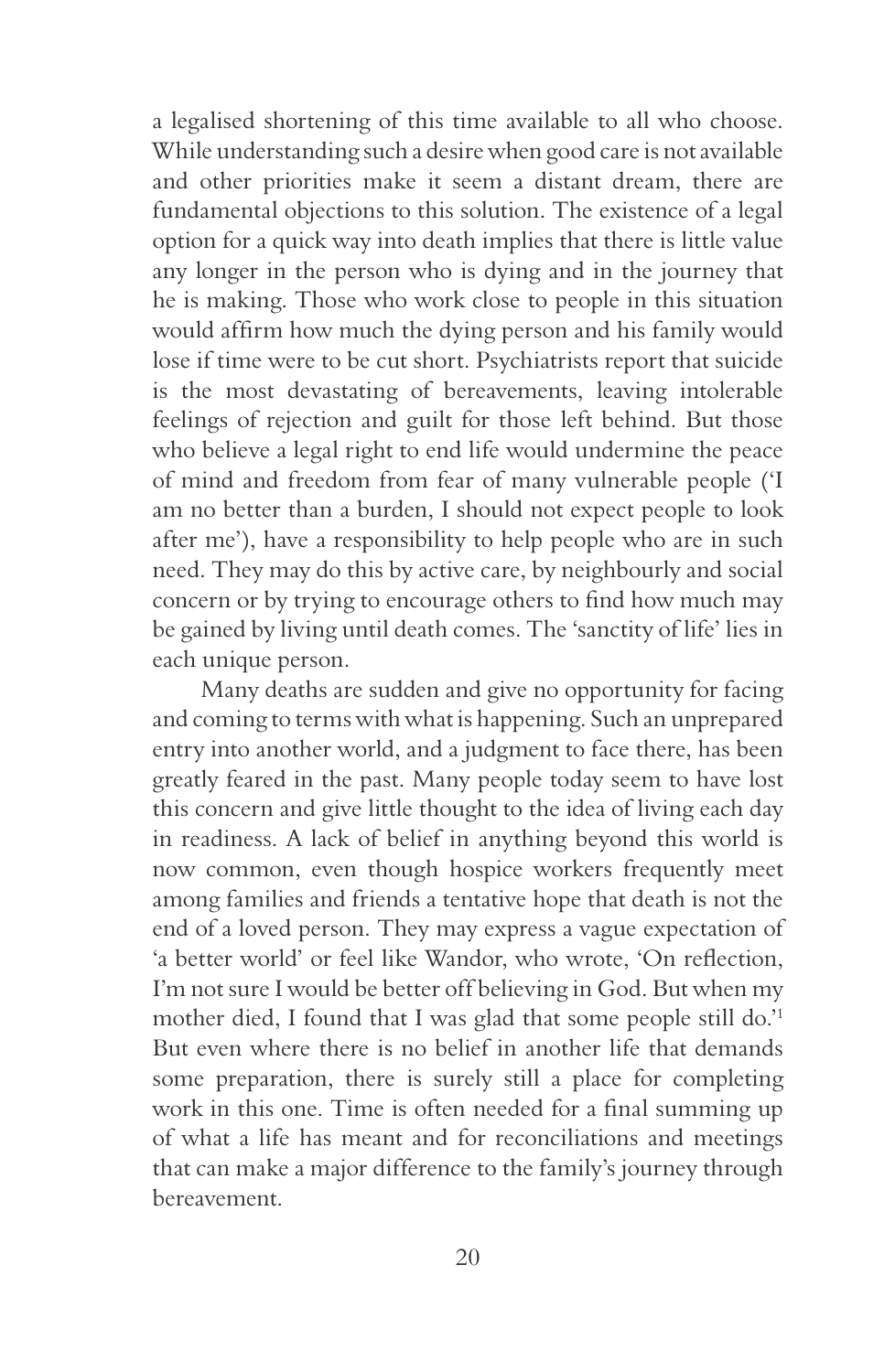a legalised shortening of this time available to all who choose. While understanding such a desire when good care is not available and other priorities make it seem a distant dream, there are fundamental objections to this solution. The existence of a legal option for a quick way into death implies that there is little value any longer in the person who is dying and in the journey that he is making. Those who work close to people in this situation would affirm how much the dying person and his family would lose if time were to be cut short. Psychiatrists report that suicide is the most devastating of bereavements, leaving intolerable feelings of rejection and guilt for those left behind. But those who believe a legal right to end life would undermine the peace of mind and freedom from fear of many vulnerable people ('I am no better than a burden, I should not expect people to look after me'), have a responsibility to help people who are in such need. They may do this by active care, by neighbourly and social concern or by trying to encourage others to find how much may be gained by living until death comes. The 'sanctity of life' lies in each unique person.

Many deaths are sudden and give no opportunity for facing and coming to terms with what is happening. Such an unprepared entry into another world, and a judgment to face there, has been greatly feared in the past. Many people today seem to have lost this concern and give little thought to the idea of living each day in readiness. A lack of belief in anything beyond this world is now common, even though hospice workers frequently meet among families and friends a tentative hope that death is not the end of a loved person. They may express a vague expectation of 'a better world' or feel like Wandor, who wrote, 'On reflection, I'm not sure I would be better off believing in God. But when my mother died, I found that I was glad that some people still do.'[1] But even where there is no belief in another life that demands some preparation, there is surely still a place for completing work in this one. Time is often needed for a final summing up of what a life has meant and for reconciliations and meetings that can make a major difference to the family's journey through bereavement.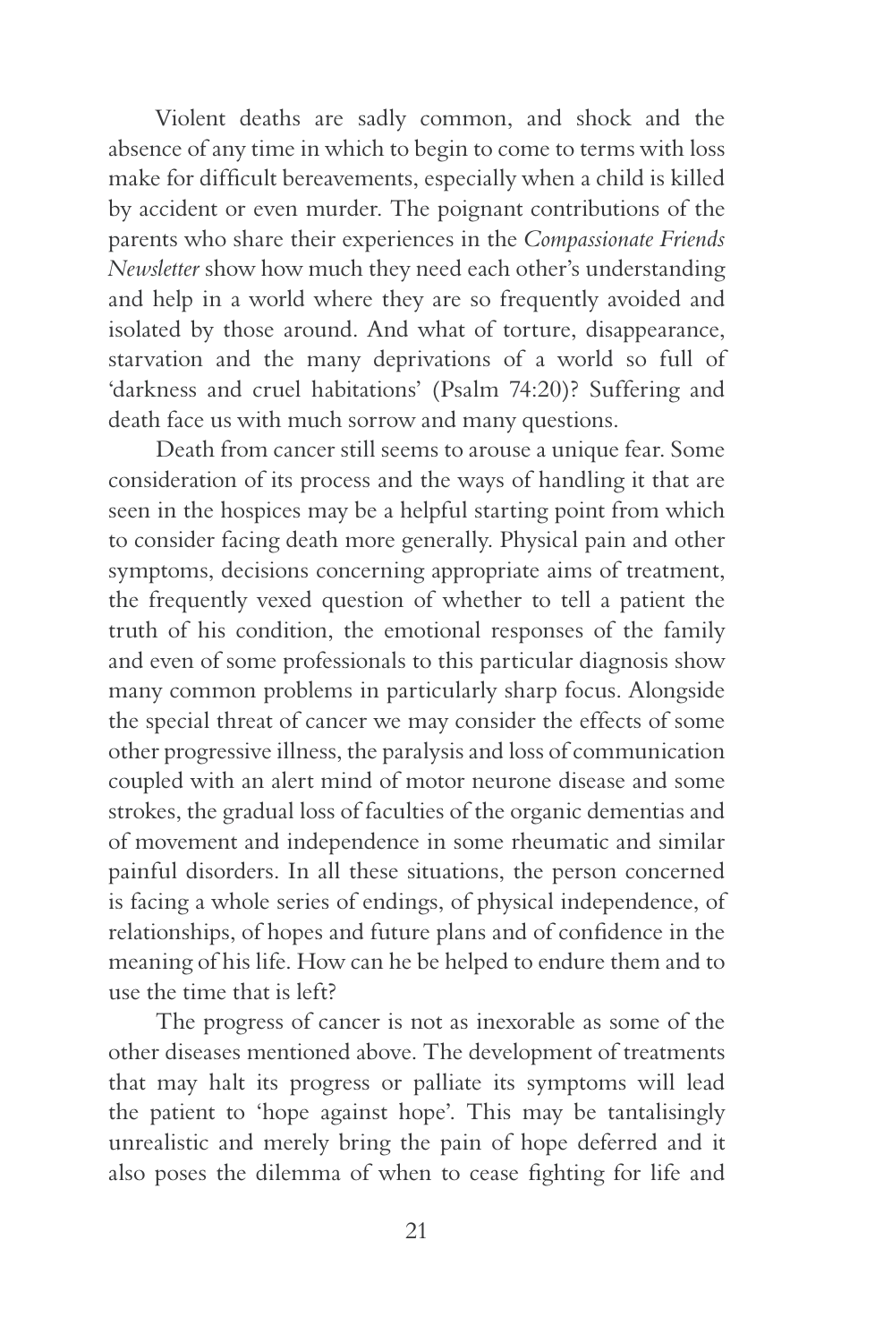Violent deaths are sadly common, and shock and the absence of any time in which to begin to come to terms with loss make for difficult bereavements, especially when a child is killed by accident or even murder. The poignant contributions of the parents who share their experiences in the *Compassionate Friends Newsletter* show how much they need each other's understanding and help in a world where they are so frequently avoided and isolated by those around. And what of torture, disappearance, starvation and the many deprivations of a world so full of 'darkness and cruel habitations' (Psalm 74:20)? Suffering and death face us with much sorrow and many questions.

Death from cancer still seems to arouse a unique fear. Some consideration of its process and the ways of handling it that are seen in the hospices may be a helpful starting point from which to consider facing death more generally. Physical pain and other symptoms, decisions concerning appropriate aims of treatment, the frequently vexed question of whether to tell a patient the truth of his condition, the emotional responses of the family and even of some professionals to this particular diagnosis show many common problems in particularly sharp focus. Alongside the special threat of cancer we may consider the effects of some other progressive illness, the paralysis and loss of communication coupled with an alert mind of motor neurone disease and some strokes, the gradual loss of faculties of the organic dementias and of movement and independence in some rheumatic and similar painful disorders. In all these situations, the person concerned is facing a whole series of endings, of physical independence, of relationships, of hopes and future plans and of confidence in the meaning of his life. How can he be helped to endure them and to use the time that is left?

The progress of cancer is not as inexorable as some of the other diseases mentioned above. The development of treatments that may halt its progress or palliate its symptoms will lead the patient to 'hope against hope'. This may be tantalisingly unrealistic and merely bring the pain of hope deferred and it also poses the dilemma of when to cease fighting for life and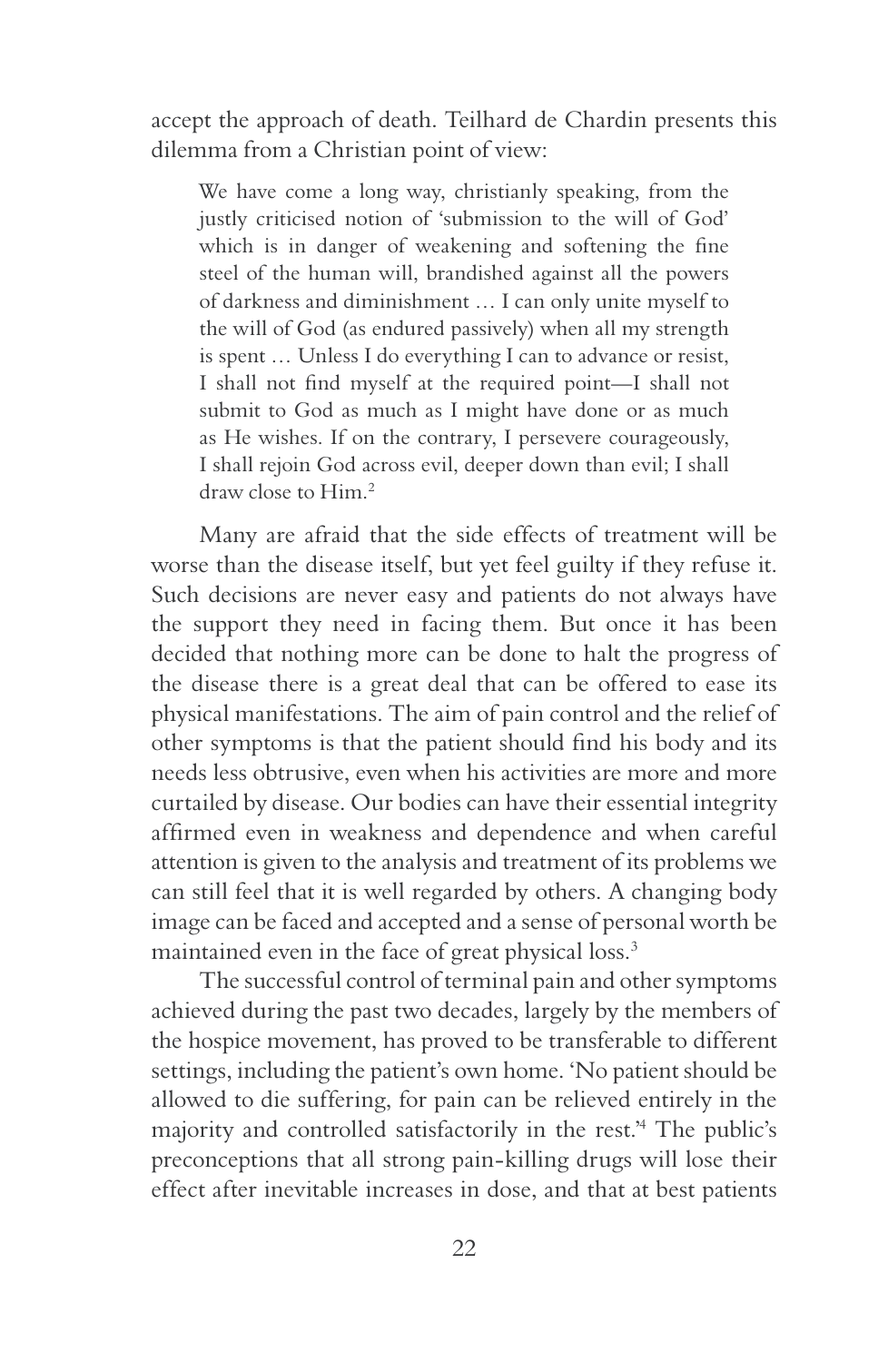accept the approach of death. Teilhard de Chardin presents this dilemma from a Christian point of view:

> We have come a long way, christianly speaking, from the justly criticised notion of 'submission to the will of God' which is in danger of weakening and softening the fine steel of the human will, brandished against all the powers of darkness and diminishment … I can only unite myself to the will of God (as endured passively) when all my strength is spent … Unless I do everything I can to advance or resist, I shall not find myself at the required point—I shall not submit to God as much as I might have done or as much as He wishes. If on the contrary, I persevere courageously, I shall rejoin God across evil, deeper down than evil; I shall draw close to Him.[2]

Many are afraid that the side effects of treatment will be worse than the disease itself, but yet feel guilty if they refuse it. Such decisions are never easy and patients do not always have the support they need in facing them. But once it has been decided that nothing more can be done to halt the progress of the disease there is a great deal that can be offered to ease its physical manifestations. The aim of pain control and the relief of other symptoms is that the patient should find his body and its needs less obtrusive, even when his activities are more and more curtailed by disease. Our bodies can have their essential integrity affirmed even in weakness and dependence and when careful attention is given to the analysis and treatment of its problems we can still feel that it is well regarded by others. A changing body image can be faced and accepted and a sense of personal worth be maintained even in the face of great physical loss.[3]

The successful control of terminal pain and other symptoms achieved during the past two decades, largely by the members of the hospice movement, has proved to be transferable to different settings, including the patient's own home. 'No patient should be allowed to die suffering, for pain can be relieved entirely in the majority and controlled satisfactorily in the rest.'[4] The public's preconceptions that all strong pain-killing drugs will lose their effect after inevitable increases in dose, and that at best patients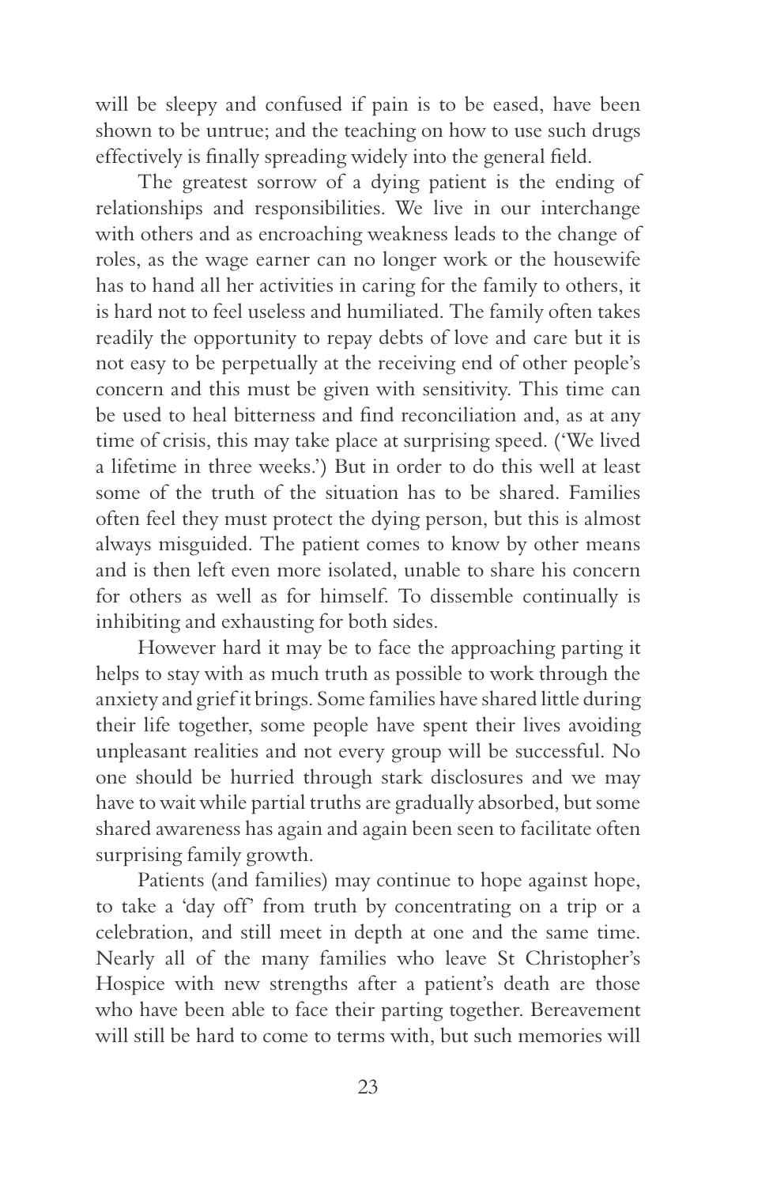will be sleepy and confused if pain is to be eased, have been shown to be untrue; and the teaching on how to use such drugs effectively is finally spreading widely into the general field.

The greatest sorrow of a dying patient is the ending of relationships and responsibilities. We live in our interchange with others and as encroaching weakness leads to the change of roles, as the wage earner can no longer work or the housewife has to hand all her activities in caring for the family to others, it is hard not to feel useless and humiliated. The family often takes readily the opportunity to repay debts of love and care but it is not easy to be perpetually at the receiving end of other people's concern and this must be given with sensitivity. This time can be used to heal bitterness and find reconciliation and, as at any time of crisis, this may take place at surprising speed. ('We lived a lifetime in three weeks.') But in order to do this well at least some of the truth of the situation has to be shared. Families often feel they must protect the dying person, but this is almost always misguided. The patient comes to know by other means and is then left even more isolated, unable to share his concern for others as well as for himself. To dissemble continually is inhibiting and exhausting for both sides.

However hard it may be to face the approaching parting it helps to stay with as much truth as possible to work through the anxiety and grief it brings. Some families have shared little during their life together, some people have spent their lives avoiding unpleasant realities and not every group will be successful. No one should be hurried through stark disclosures and we may have to wait while partial truths are gradually absorbed, but some shared awareness has again and again been seen to facilitate often surprising family growth.

Patients (and families) may continue to hope against hope, to take a 'day off' from truth by concentrating on a trip or a celebration, and still meet in depth at one and the same time. Nearly all of the many families who leave St Christopher's Hospice with new strengths after a patient's death are those who have been able to face their parting together. Bereavement will still be hard to come to terms with, but such memories will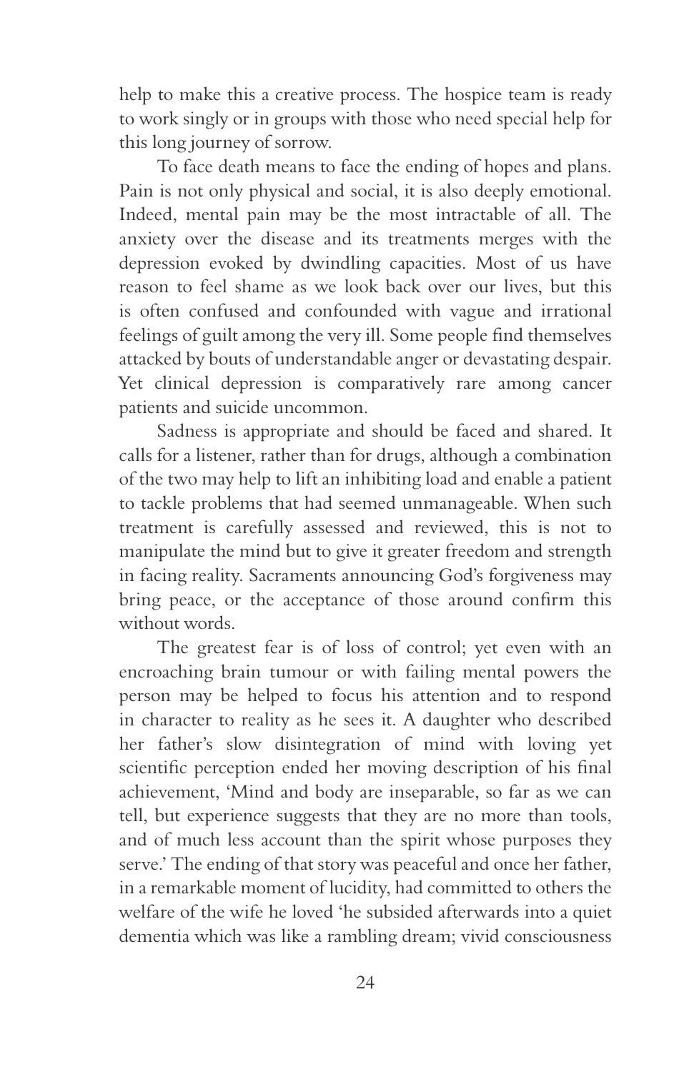help to make this a creative process. The hospice team is ready to work singly or in groups with those who need special help for this long journey of sorrow.

To face death means to face the ending of hopes and plans. Pain is not only physical and social, it is also deeply emotional. Indeed, mental pain may be the most intractable of all. The anxiety over the disease and its treatments merges with the depression evoked by dwindling capacities. Most of us have reason to feel shame as we look back over our lives, but this is often confused and confounded with vague and irrational feelings of guilt among the very ill. Some people find themselves attacked by bouts of understandable anger or devastating despair. Yet clinical depression is comparatively rare among cancer patients and suicide uncommon.

Sadness is appropriate and should be faced and shared. It calls for a listener, rather than for drugs, although a combination of the two may help to lift an inhibiting load and enable a patient to tackle problems that had seemed unmanageable. When such treatment is carefully assessed and reviewed, this is not to manipulate the mind but to give it greater freedom and strength in facing reality. Sacraments announcing God's forgiveness may bring peace, or the acceptance of those around confirm this without words.

The greatest fear is of loss of control; yet even with an encroaching brain tumour or with failing mental powers the person may be helped to focus his attention and to respond in character to reality as he sees it. A daughter who described her father's slow disintegration of mind with loving yet scientific perception ended her moving description of his final achievement, 'Mind and body are inseparable, so far as we can tell, but experience suggests that they are no more than tools, and of much less account than the spirit whose purposes they serve.' The ending of that story was peaceful and once her father, in a remarkable moment of lucidity, had committed to others the welfare of the wife he loved 'he subsided afterwards into a quiet dementia which was like a rambling dream; vivid consciousness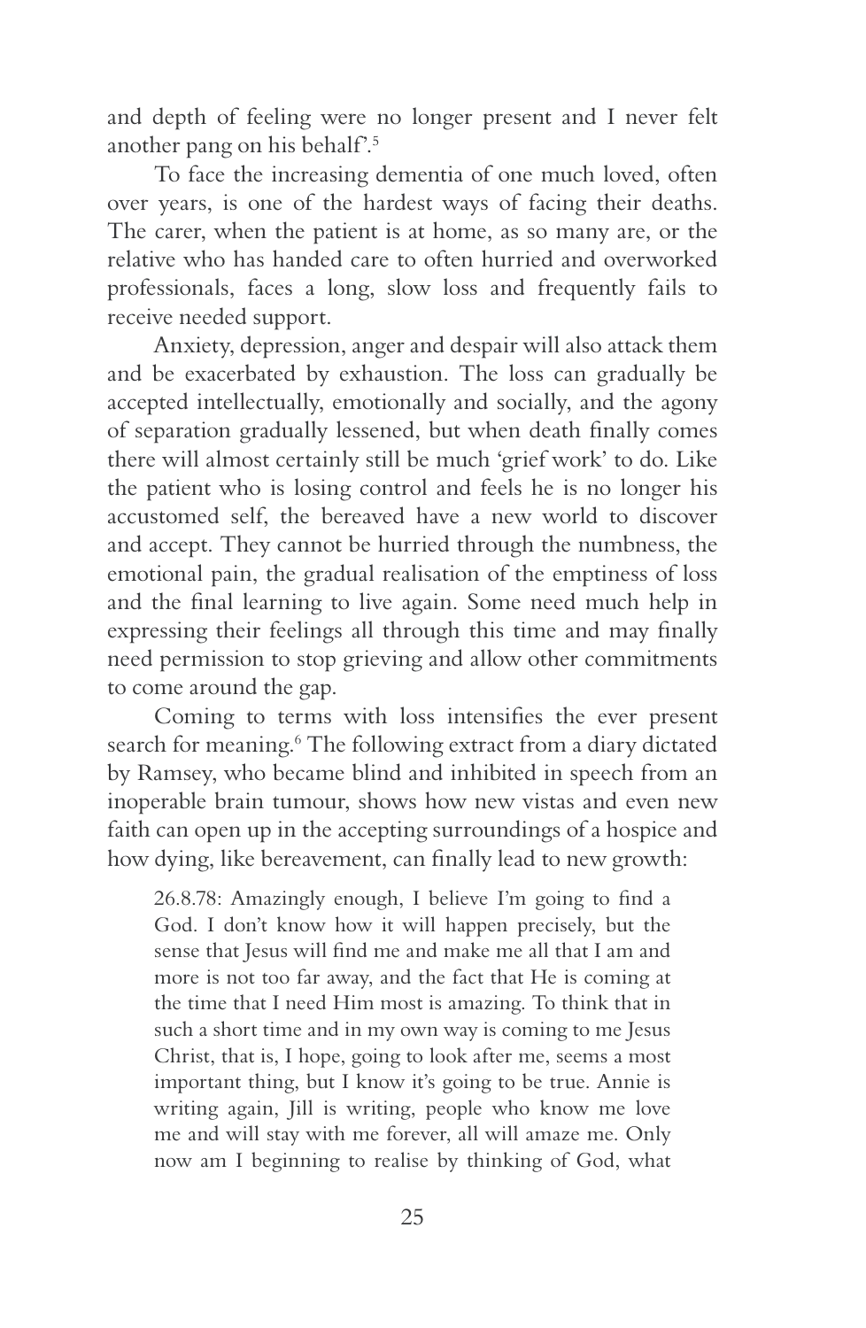and depth of feeling were no longer present and I never felt another pang on his behalf'.[5]

To face the increasing dementia of one much loved, often over years, is one of the hardest ways of facing their deaths. The carer, when the patient is at home, as so many are, or the relative who has handed care to often hurried and overworked professionals, faces a long, slow loss and frequently fails to receive needed support.

Anxiety, depression, anger and despair will also attack them and be exacerbated by exhaustion. The loss can gradually be accepted intellectually, emotionally and socially, and the agony of separation gradually lessened, but when death finally comes there will almost certainly still be much 'grief work' to do. Like the patient who is losing control and feels he is no longer his accustomed self, the bereaved have a new world to discover and accept. They cannot be hurried through the numbness, the emotional pain, the gradual realisation of the emptiness of loss and the final learning to live again. Some need much help in expressing their feelings all through this time and may finally need permission to stop grieving and allow other commitments to come around the gap.

Coming to terms with loss intensifies the ever present search for meaning.[6] The following extract from a diary dictated by Ramsey, who became blind and inhibited in speech from an inoperable brain tumour, shows how new vistas and even new faith can open up in the accepting surroundings of a hospice and how dying, like bereavement, can finally lead to new growth:

> 26.8.78: Amazingly enough, I believe I'm going to find a God. I don't know how it will happen precisely, but the sense that Jesus will find me and make me all that I am and more is not too far away, and the fact that He is coming at the time that I need Him most is amazing. To think that in such a short time and in my own way is coming to me Jesus Christ, that is, I hope, going to look after me, seems a most important thing, but I know it's going to be true. Annie is writing again, Jill is writing, people who know me love me and will stay with me forever, all will amaze me. Only now am I beginning to realise by thinking of God, what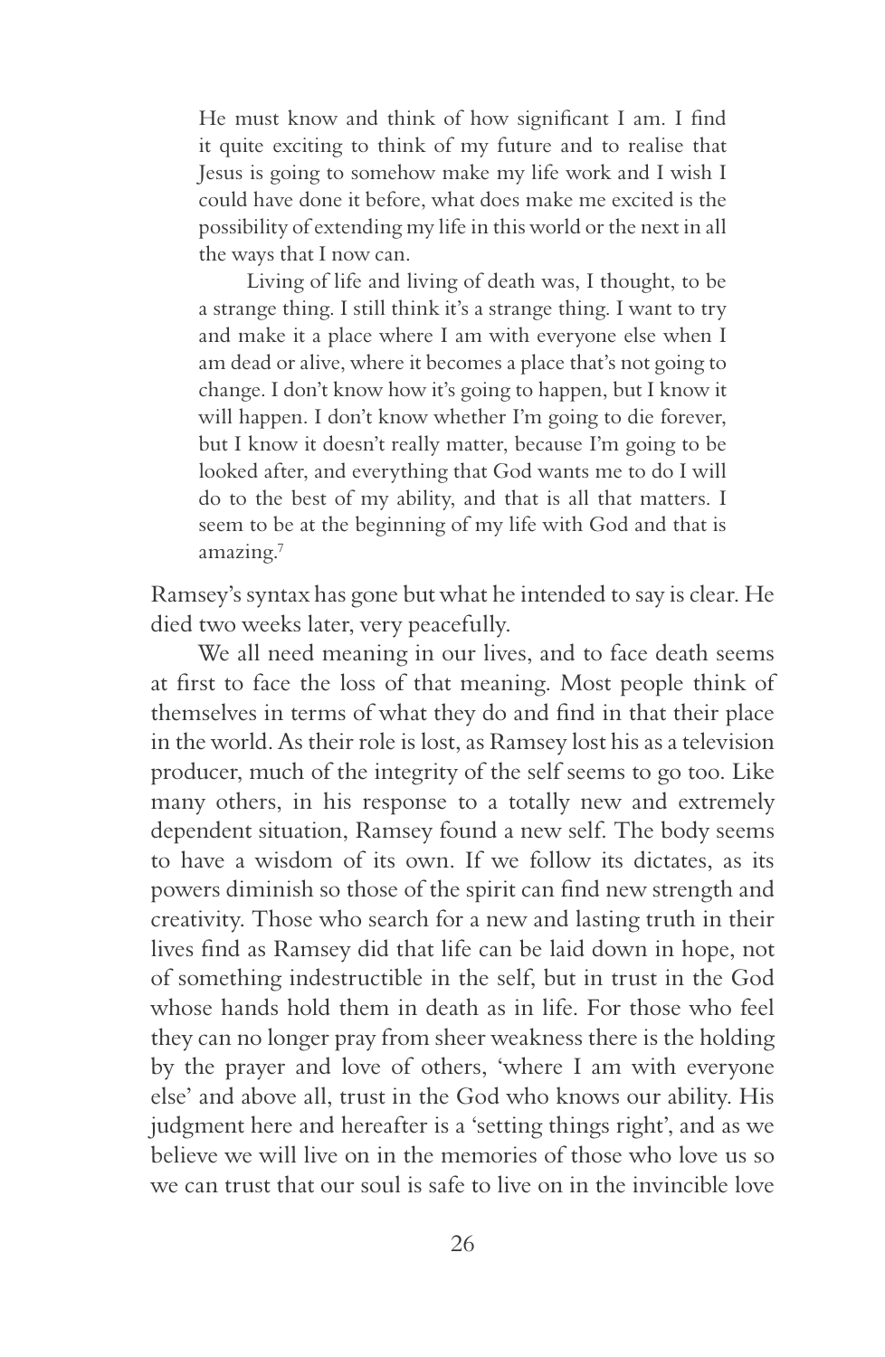> He must know and think of how significant I am. I find it quite exciting to think of my future and to realise that Jesus is going to somehow make my life work and I wish I could have done it before, what does make me excited is the possibility of extending my life in this world or the next in all the ways that I now can.
>
> Living of life and living of death was, I thought, to be a strange thing. I still think it's a strange thing. I want to try and make it a place where I am with everyone else when I am dead or alive, where it becomes a place that's not going to change. I don't know how it's going to happen, but I know it will happen. I don't know whether I'm going to die forever, but I know it doesn't really matter, because I'm going to be looked after, and everything that God wants me to do I will do to the best of my ability, and that is all that matters. I seem to be at the beginning of my life with God and that is amazing.[7]

Ramsey's syntax has gone but what he intended to say is clear. He died two weeks later, very peacefully.

We all need meaning in our lives, and to face death seems at first to face the loss of that meaning. Most people think of themselves in terms of what they do and find in that their place in the world. As their role is lost, as Ramsey lost his as a television producer, much of the integrity of the self seems to go too. Like many others, in his response to a totally new and extremely dependent situation, Ramsey found a new self. The body seems to have a wisdom of its own. If we follow its dictates, as its powers diminish so those of the spirit can find new strength and creativity. Those who search for a new and lasting truth in their lives find as Ramsey did that life can be laid down in hope, not of something indestructible in the self, but in trust in the God whose hands hold them in death as in life. For those who feel they can no longer pray from sheer weakness there is the holding by the prayer and love of others, 'where I am with everyone else' and above all, trust in the God who knows our ability. His judgment here and hereafter is a 'setting things right', and as we believe we will live on in the memories of those who love us so we can trust that our soul is safe to live on in the invincible love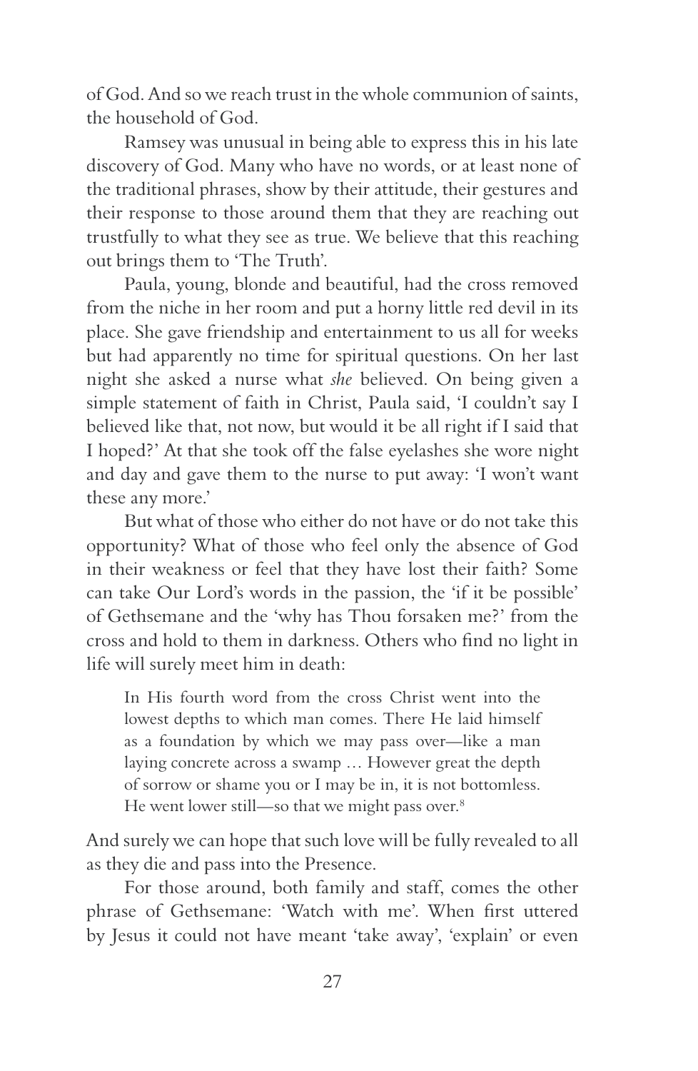of God. And so we reach trust in the whole communion of saints, the household of God.

Ramsey was unusual in being able to express this in his late discovery of God. Many who have no words, or at least none of the traditional phrases, show by their attitude, their gestures and their response to those around them that they are reaching out trustfully to what they see as true. We believe that this reaching out brings them to 'The Truth'.

Paula, young, blonde and beautiful, had the cross removed from the niche in her room and put a horny little red devil in its place. She gave friendship and entertainment to us all for weeks but had apparently no time for spiritual questions. On her last night she asked a nurse what *she* believed. On being given a simple statement of faith in Christ, Paula said, 'I couldn't say I believed like that, not now, but would it be all right if I said that I hoped?' At that she took off the false eyelashes she wore night and day and gave them to the nurse to put away: 'I won't want these any more.'

But what of those who either do not have or do not take this opportunity? What of those who feel only the absence of God in their weakness or feel that they have lost their faith? Some can take Our Lord's words in the passion, the 'if it be possible' of Gethsemane and the 'why has Thou forsaken me?' from the cross and hold to them in darkness. Others who find no light in life will surely meet him in death:

> In His fourth word from the cross Christ went into the lowest depths to which man comes. There He laid himself as a foundation by which we may pass over—like a man laying concrete across a swamp … However great the depth of sorrow or shame you or I may be in, it is not bottomless. He went lower still—so that we might pass over.[8]

And surely we can hope that such love will be fully revealed to all as they die and pass into the Presence.

For those around, both family and staff, comes the other phrase of Gethsemane: 'Watch with me'. When first uttered by Jesus it could not have meant 'take away', 'explain' or even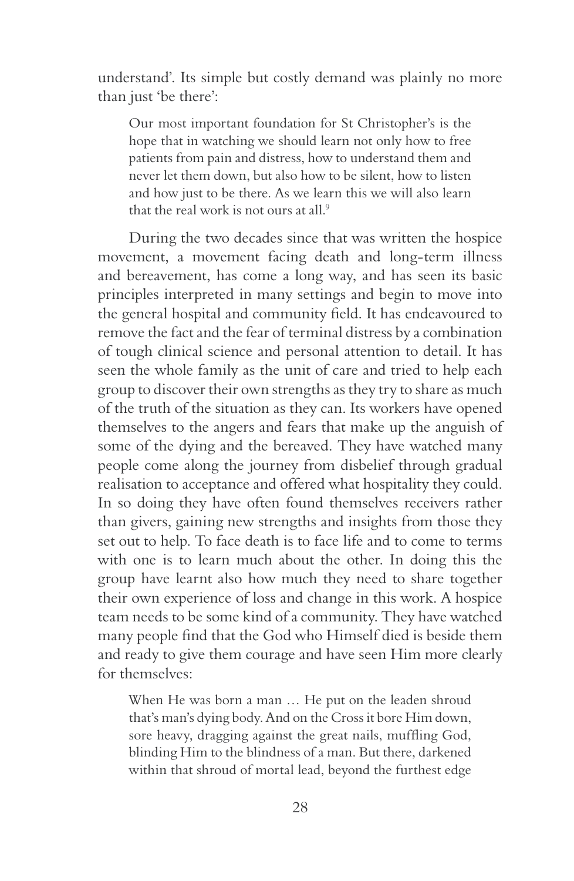understand'. Its simple but costly demand was plainly no more than just 'be there':

> Our most important foundation for St Christopher's is the hope that in watching we should learn not only how to free patients from pain and distress, how to understand them and never let them down, but also how to be silent, how to listen and how just to be there. As we learn this we will also learn that the real work is not ours at all.[9]

During the two decades since that was written the hospice movement, a movement facing death and long-term illness and bereavement, has come a long way, and has seen its basic principles interpreted in many settings and begin to move into the general hospital and community field. It has endeavoured to remove the fact and the fear of terminal distress by a combination of tough clinical science and personal attention to detail. It has seen the whole family as the unit of care and tried to help each group to discover their own strengths as they try to share as much of the truth of the situation as they can. Its workers have opened themselves to the angers and fears that make up the anguish of some of the dying and the bereaved. They have watched many people come along the journey from disbelief through gradual realisation to acceptance and offered what hospitality they could. In so doing they have often found themselves receivers rather than givers, gaining new strengths and insights from those they set out to help. To face death is to face life and to come to terms with one is to learn much about the other. In doing this the group have learnt also how much they need to share together their own experience of loss and change in this work. A hospice team needs to be some kind of a community. They have watched many people find that the God who Himself died is beside them and ready to give them courage and have seen Him more clearly for themselves:

> When He was born a man … He put on the leaden shroud that's man's dying body. And on the Cross it bore Him down, sore heavy, dragging against the great nails, muffling God, blinding Him to the blindness of a man. But there, darkened within that shroud of mortal lead, beyond the furthest edge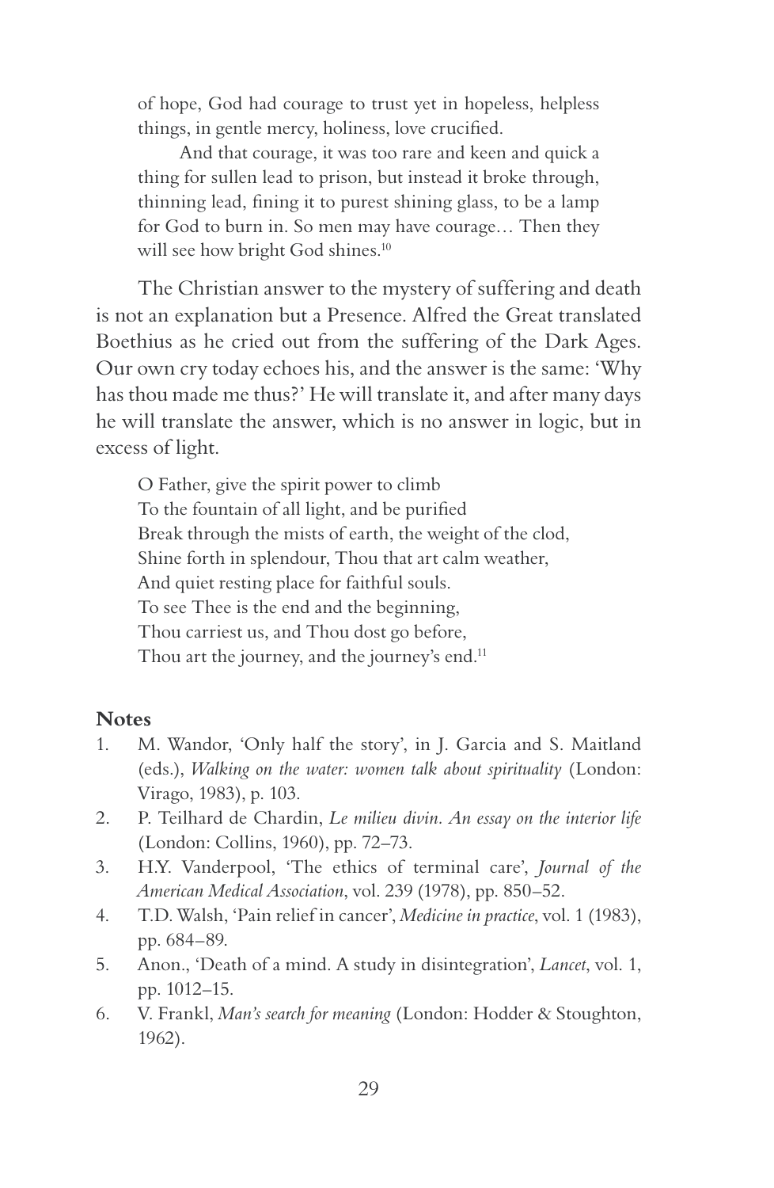> of hope, God had courage to trust yet in hopeless, helpless things, in gentle mercy, holiness, love crucified.
>
> And that courage, it was too rare and keen and quick a thing for sullen lead to prison, but instead it broke through, thinning lead, fining it to purest shining glass, to be a lamp for God to burn in. So men may have courage… Then they will see how bright God shines.[10]

The Christian answer to the mystery of suffering and death is not an explanation but a Presence. Alfred the Great translated Boethius as he cried out from the suffering of the Dark Ages. Our own cry today echoes his, and the answer is the same: 'Why has thou made me thus?' He will translate it, and after many days he will translate the answer, which is no answer in logic, but in excess of light.

> O Father, give the spirit power to climb
> To the fountain of all light, and be purified
> Break through the mists of earth, the weight of the clod,
> Shine forth in splendour, Thou that art calm weather,
> And quiet resting place for faithful souls.
> To see Thee is the end and the beginning,
> Thou carriest us, and Thou dost go before,
> Thou art the journey, and the journey's end.[11]

## Notes

1. M. Wandor, 'Only half the story', in J. Garcia and S. Maitland (eds.), *Walking on the water: women talk about spirituality* (London: Virago, 1983), p. 103.
2. P. Teilhard de Chardin, *Le milieu divin. An essay on the interior life* (London: Collins, 1960), pp. 72–73.
3. H.Y. Vanderpool, 'The ethics of terminal care', *Journal of the American Medical Association*, vol. 239 (1978), pp. 850–52.
4. T.D. Walsh, 'Pain relief in cancer', *Medicine in practice*, vol. 1 (1983), pp. 684–89.
5. Anon., 'Death of a mind. A study in disintegration', *Lancet*, vol. 1, pp. 1012–15.
6. V. Frankl, *Man's search for meaning* (London: Hodder & Stoughton, 1962).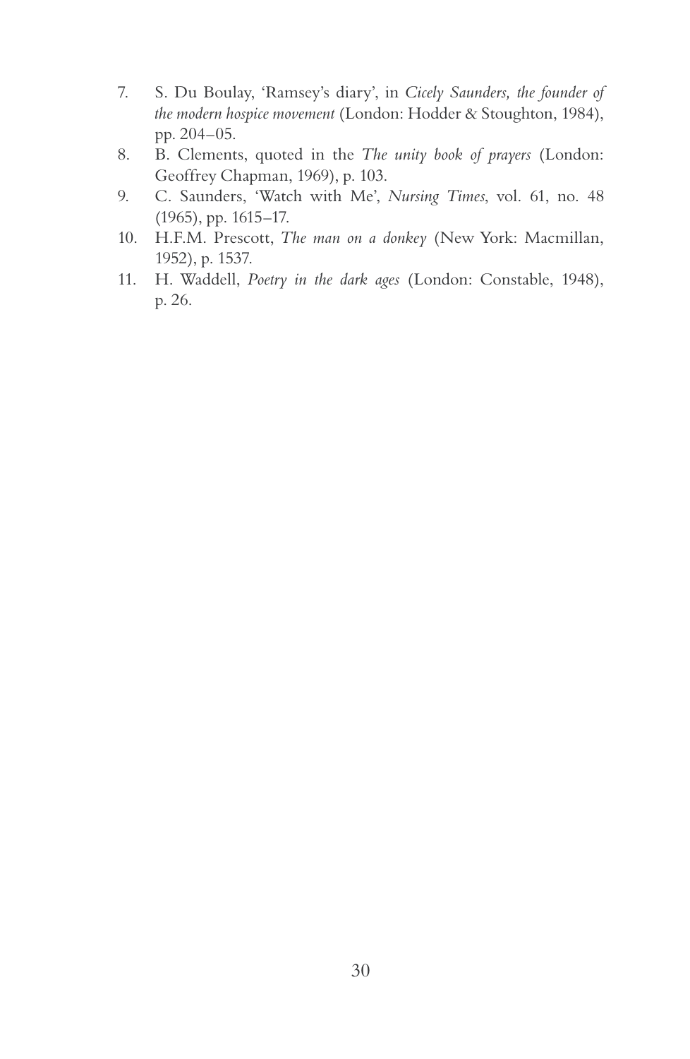7. S. Du Boulay, 'Ramsey's diary', in *Cicely Saunders, the founder of the modern hospice movement* (London: Hodder & Stoughton, 1984), pp. 204–05.
8. B. Clements, quoted in the *The unity book of prayers* (London: Geoffrey Chapman, 1969), p. 103.
9. C. Saunders, 'Watch with Me', *Nursing Times*, vol. 61, no. 48 (1965), pp. 1615–17.
10. H.F.M. Prescott, *The man on a donkey* (New York: Macmillan, 1952), p. 1537.
11. H. Waddell, *Poetry in the dark ages* (London: Constable, 1948), p. 26.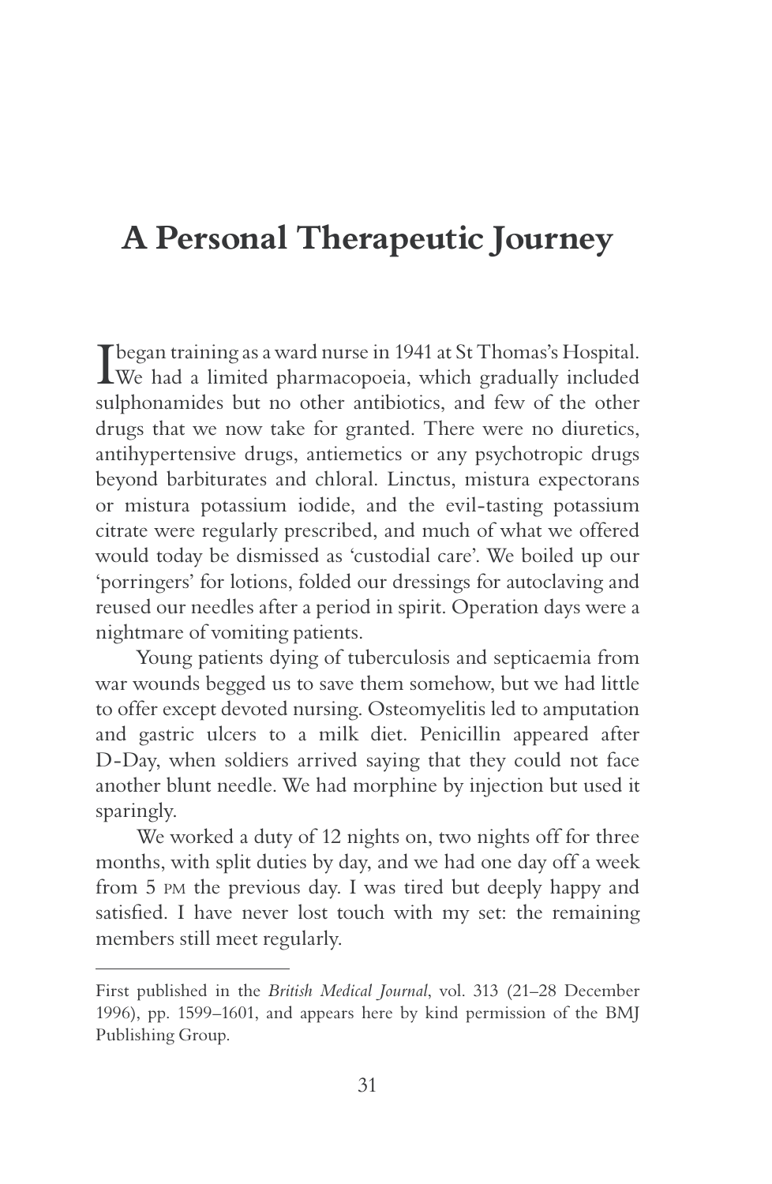# A Personal Therapeutic Journey

I began training as a ward nurse in 1941 at St Thomas's Hospital. We had a limited pharmacopoeia, which gradually included sulphonamides but no other antibiotics, and few of the other drugs that we now take for granted. There were no diuretics, antihypertensive drugs, antiemetics or any psychotropic drugs beyond barbiturates and chloral. Linctus, mistura expectorans or mistura potassium iodide, and the evil-tasting potassium citrate were regularly prescribed, and much of what we offered would today be dismissed as 'custodial care'. We boiled up our 'porringers' for lotions, folded our dressings for autoclaving and reused our needles after a period in spirit. Operation days were a nightmare of vomiting patients.

Young patients dying of tuberculosis and septicaemia from war wounds begged us to save them somehow, but we had little to offer except devoted nursing. Osteomyelitis led to amputation and gastric ulcers to a milk diet. Penicillin appeared after D-Day, when soldiers arrived saying that they could not face another blunt needle. We had morphine by injection but used it sparingly.

We worked a duty of 12 nights on, two nights off for three months, with split duties by day, and we had one day off a week from 5 PM the previous day. I was tired but deeply happy and satisfied. I have never lost touch with my set: the remaining members still meet regularly.

---

First published in the *British Medical Journal*, vol. 313 (21–28 December 1996), pp. 1599–1601, and appears here by kind permission of the BMJ Publishing Group.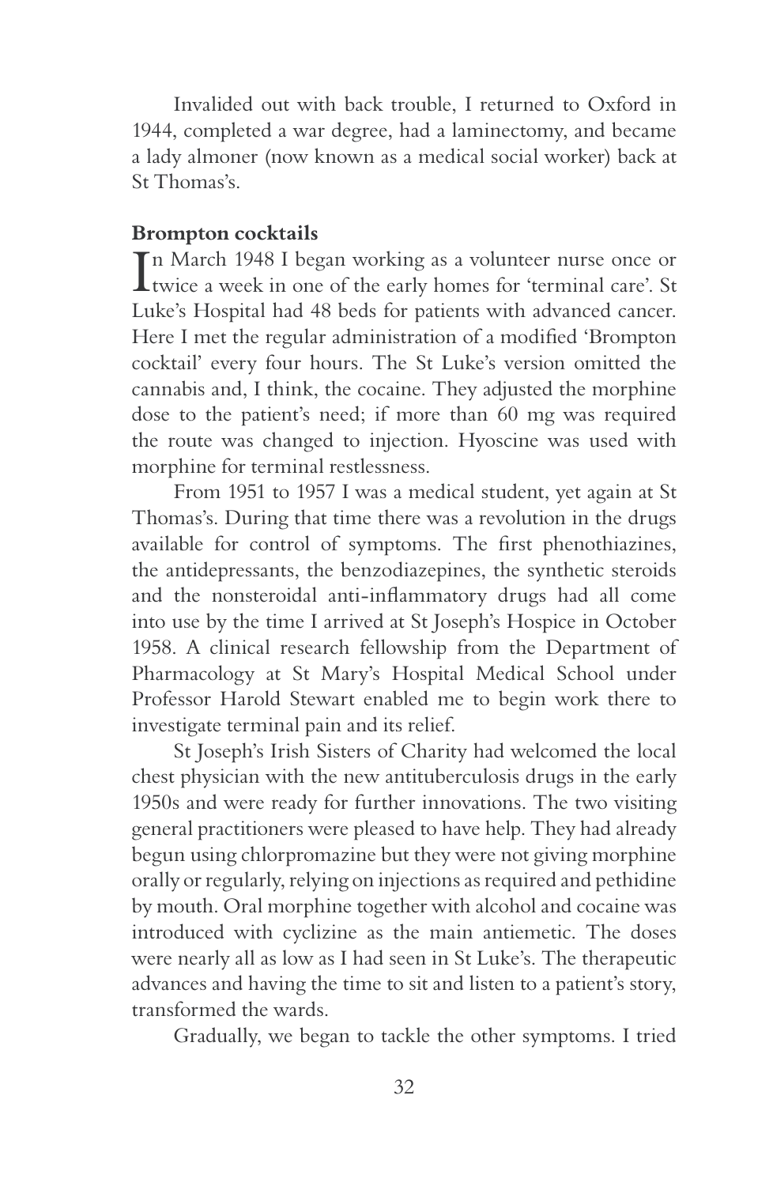Invalided out with back trouble, I returned to Oxford in 1944, completed a war degree, had a laminectomy, and became a lady almoner (now known as a medical social worker) back at St Thomas's.

**Brompton cocktails**

In March 1948 I began working as a volunteer nurse once or twice a week in one of the early homes for 'terminal care'. St Luke's Hospital had 48 beds for patients with advanced cancer. Here I met the regular administration of a modified 'Brompton cocktail' every four hours. The St Luke's version omitted the cannabis and, I think, the cocaine. They adjusted the morphine dose to the patient's need; if more than 60 mg was required the route was changed to injection. Hyoscine was used with morphine for terminal restlessness.

From 1951 to 1957 I was a medical student, yet again at St Thomas's. During that time there was a revolution in the drugs available for control of symptoms. The first phenothiazines, the antidepressants, the benzodiazepines, the synthetic steroids and the nonsteroidal anti-inflammatory drugs had all come into use by the time I arrived at St Joseph's Hospice in October 1958. A clinical research fellowship from the Department of Pharmacology at St Mary's Hospital Medical School under Professor Harold Stewart enabled me to begin work there to investigate terminal pain and its relief.

St Joseph's Irish Sisters of Charity had welcomed the local chest physician with the new antituberculosis drugs in the early 1950s and were ready for further innovations. The two visiting general practitioners were pleased to have help. They had already begun using chlorpromazine but they were not giving morphine orally or regularly, relying on injections as required and pethidine by mouth. Oral morphine together with alcohol and cocaine was introduced with cyclizine as the main antiemetic. The doses were nearly all as low as I had seen in St Luke's. The therapeutic advances and having the time to sit and listen to a patient's story, transformed the wards.

Gradually, we began to tackle the other symptoms. I tried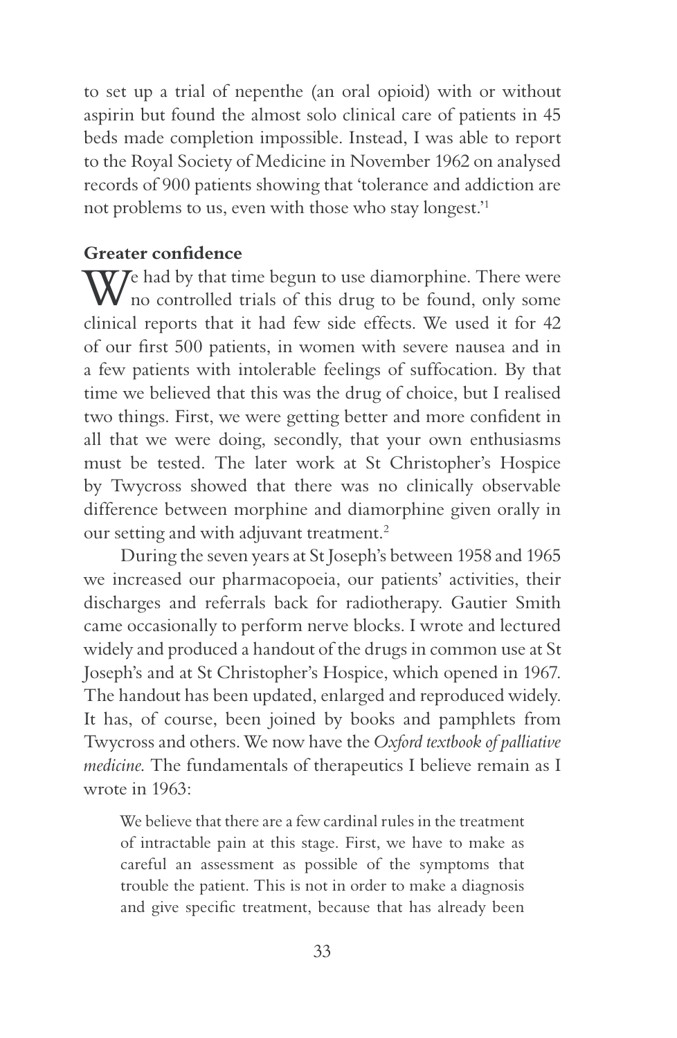to set up a trial of nepenthe (an oral opioid) with or without aspirin but found the almost solo clinical care of patients in 45 beds made completion impossible. Instead, I was able to report to the Royal Society of Medicine in November 1962 on analysed records of 900 patients showing that 'tolerance and addiction are not problems to us, even with those who stay longest.'[1]

## Greater confidence

We had by that time begun to use diamorphine. There were no controlled trials of this drug to be found, only some clinical reports that it had few side effects. We used it for 42 of our first 500 patients, in women with severe nausea and in a few patients with intolerable feelings of suffocation. By that time we believed that this was the drug of choice, but I realised two things. First, we were getting better and more confident in all that we were doing, secondly, that your own enthusiasms must be tested. The later work at St Christopher's Hospice by Twycross showed that there was no clinically observable difference between morphine and diamorphine given orally in our setting and with adjuvant treatment.[2]

During the seven years at St Joseph's between 1958 and 1965 we increased our pharmacopoeia, our patients' activities, their discharges and referrals back for radiotherapy. Gautier Smith came occasionally to perform nerve blocks. I wrote and lectured widely and produced a handout of the drugs in common use at St Joseph's and at St Christopher's Hospice, which opened in 1967. The handout has been updated, enlarged and reproduced widely. It has, of course, been joined by books and pamphlets from Twycross and others. We now have the *Oxford textbook of palliative medicine.* The fundamentals of therapeutics I believe remain as I wrote in 1963:

> We believe that there are a few cardinal rules in the treatment of intractable pain at this stage. First, we have to make as careful an assessment as possible of the symptoms that trouble the patient. This is not in order to make a diagnosis and give specific treatment, because that has already been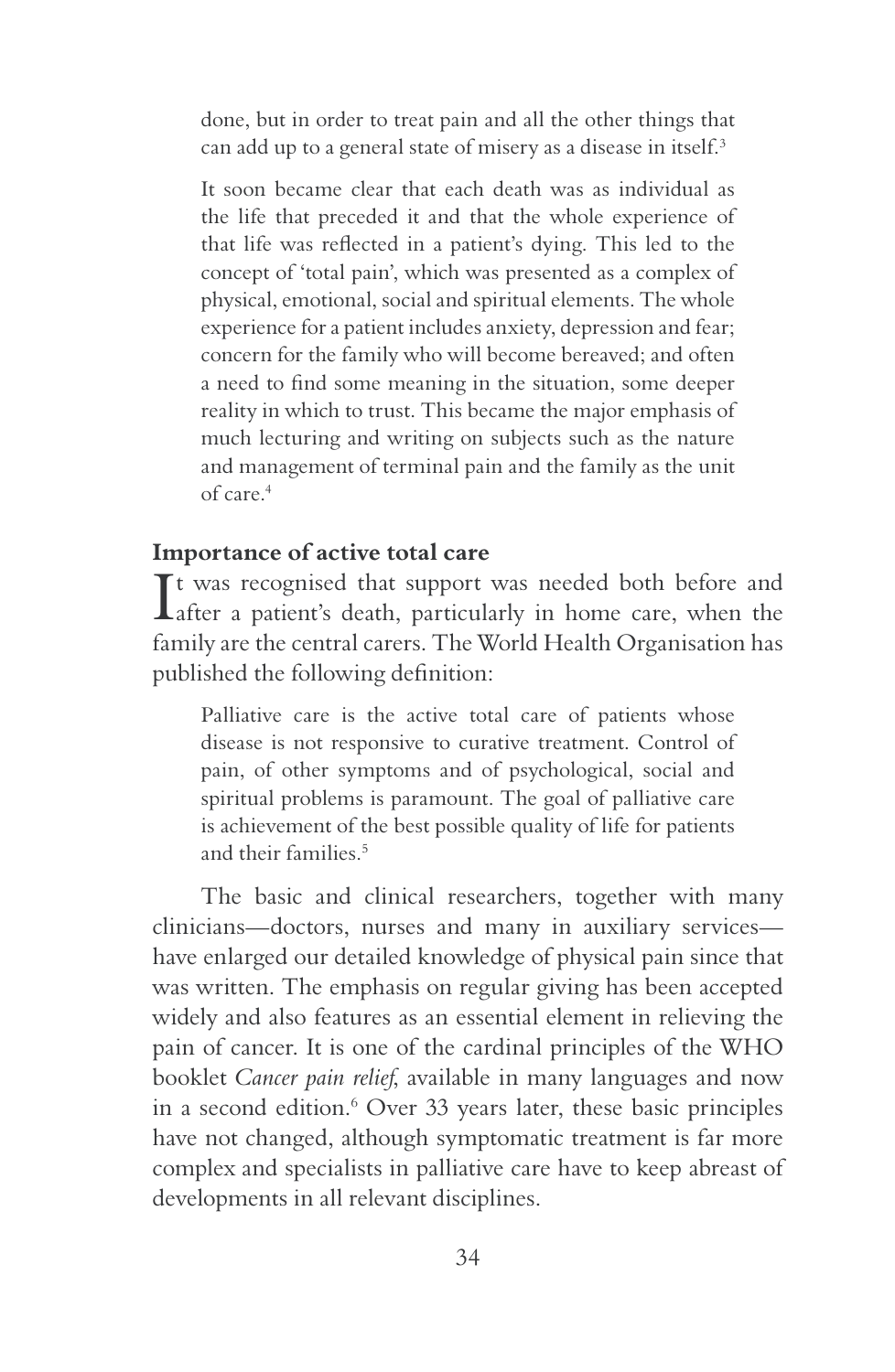> done, but in order to treat pain and all the other things that can add up to a general state of misery as a disease in itself.[3]
>
> It soon became clear that each death was as individual as the life that preceded it and that the whole experience of that life was reflected in a patient's dying. This led to the concept of 'total pain', which was presented as a complex of physical, emotional, social and spiritual elements. The whole experience for a patient includes anxiety, depression and fear; concern for the family who will become bereaved; and often a need to find some meaning in the situation, some deeper reality in which to trust. This became the major emphasis of much lecturing and writing on subjects such as the nature and management of terminal pain and the family as the unit of care.[4]

**Importance of active total care**

It was recognised that support was needed both before and after a patient's death, particularly in home care, when the family are the central carers. The World Health Organisation has published the following definition:

> Palliative care is the active total care of patients whose disease is not responsive to curative treatment. Control of pain, of other symptoms and of psychological, social and spiritual problems is paramount. The goal of palliative care is achievement of the best possible quality of life for patients and their families.[5]

The basic and clinical researchers, together with many clinicians—doctors, nurses and many in auxiliary services—have enlarged our detailed knowledge of physical pain since that was written. The emphasis on regular giving has been accepted widely and also features as an essential element in relieving the pain of cancer. It is one of the cardinal principles of the WHO booklet *Cancer pain relief*, available in many languages and now in a second edition.[6] Over 33 years later, these basic principles have not changed, although symptomatic treatment is far more complex and specialists in palliative care have to keep abreast of developments in all relevant disciplines.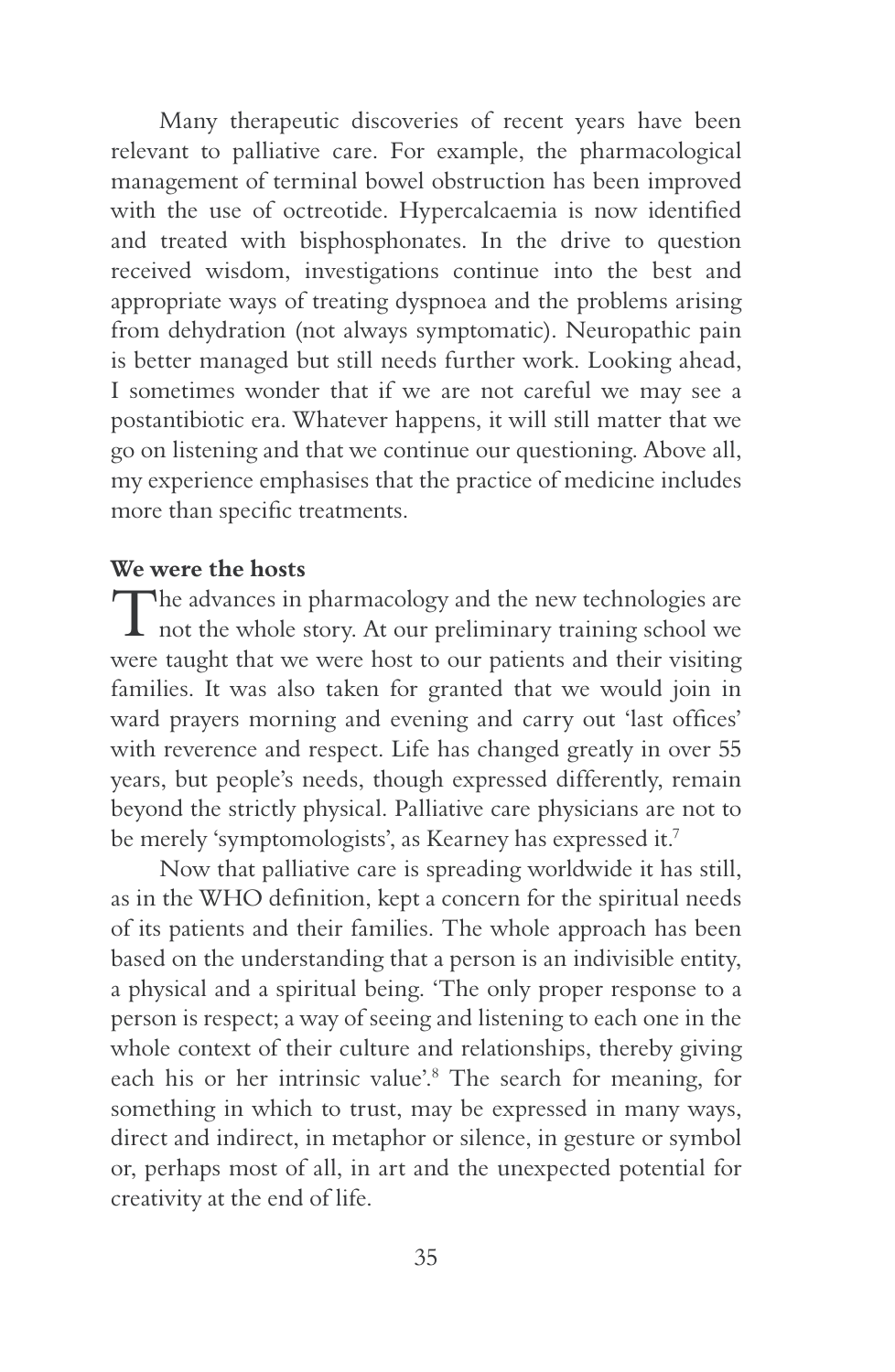Many therapeutic discoveries of recent years have been relevant to palliative care. For example, the pharmacological management of terminal bowel obstruction has been improved with the use of octreotide. Hypercalcaemia is now identified and treated with bisphosphonates. In the drive to question received wisdom, investigations continue into the best and appropriate ways of treating dyspnoea and the problems arising from dehydration (not always symptomatic). Neuropathic pain is better managed but still needs further work. Looking ahead, I sometimes wonder that if we are not careful we may see a postantibiotic era. Whatever happens, it will still matter that we go on listening and that we continue our questioning. Above all, my experience emphasises that the practice of medicine includes more than specific treatments.

**We were the hosts**

The advances in pharmacology and the new technologies are not the whole story. At our preliminary training school we were taught that we were host to our patients and their visiting families. It was also taken for granted that we would join in ward prayers morning and evening and carry out 'last offices' with reverence and respect. Life has changed greatly in over 55 years, but people's needs, though expressed differently, remain beyond the strictly physical. Palliative care physicians are not to be merely 'symptomologists', as Kearney has expressed it.[7]

Now that palliative care is spreading worldwide it has still, as in the WHO definition, kept a concern for the spiritual needs of its patients and their families. The whole approach has been based on the understanding that a person is an indivisible entity, a physical and a spiritual being. 'The only proper response to a person is respect; a way of seeing and listening to each one in the whole context of their culture and relationships, thereby giving each his or her intrinsic value'.[8] The search for meaning, for something in which to trust, may be expressed in many ways, direct and indirect, in metaphor or silence, in gesture or symbol or, perhaps most of all, in art and the unexpected potential for creativity at the end of life.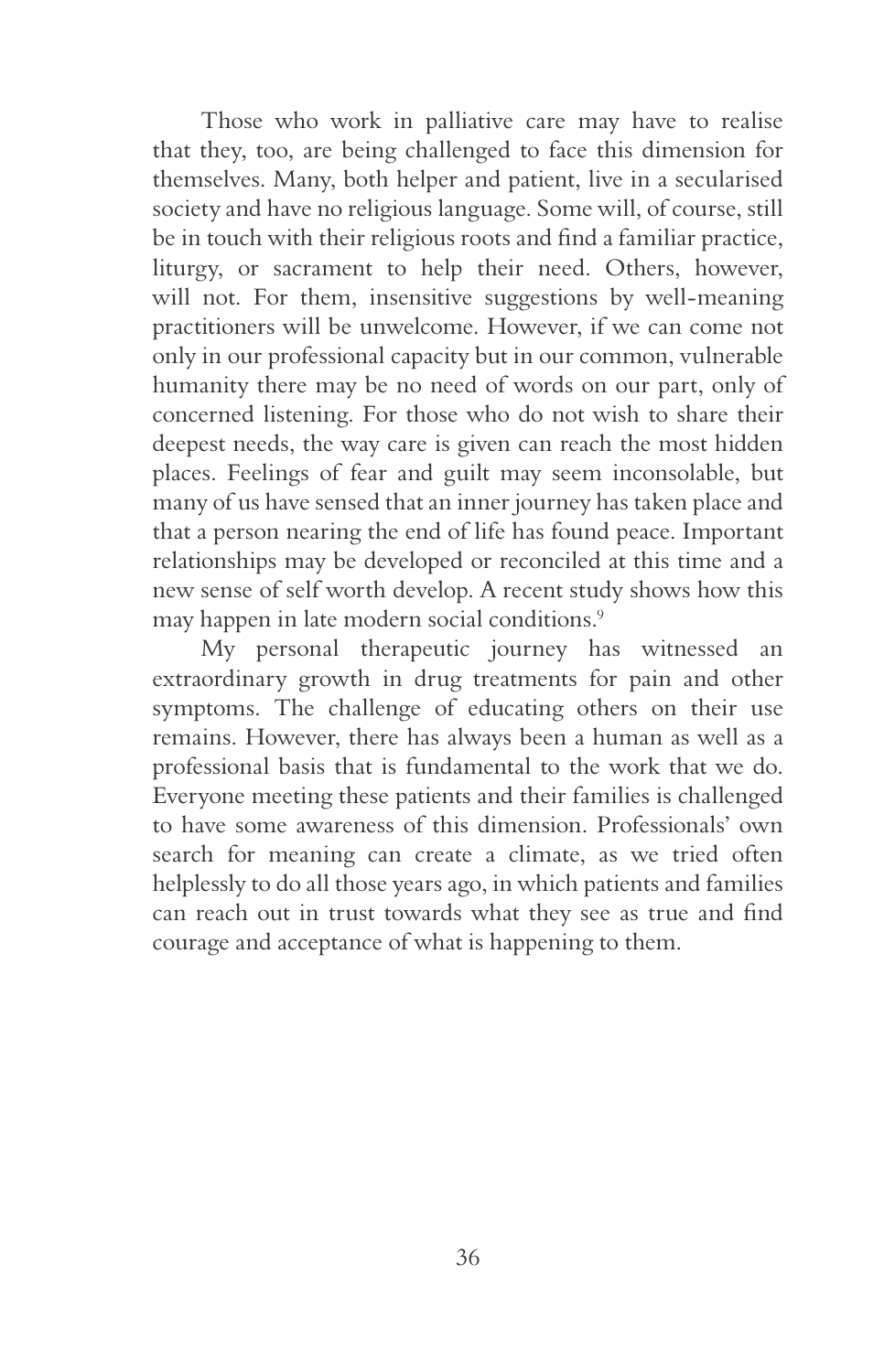Those who work in palliative care may have to realise that they, too, are being challenged to face this dimension for themselves. Many, both helper and patient, live in a secularised society and have no religious language. Some will, of course, still be in touch with their religious roots and find a familiar practice, liturgy, or sacrament to help their need. Others, however, will not. For them, insensitive suggestions by well-meaning practitioners will be unwelcome. However, if we can come not only in our professional capacity but in our common, vulnerable humanity there may be no need of words on our part, only of concerned listening. For those who do not wish to share their deepest needs, the way care is given can reach the most hidden places. Feelings of fear and guilt may seem inconsolable, but many of us have sensed that an inner journey has taken place and that a person nearing the end of life has found peace. Important relationships may be developed or reconciled at this time and a new sense of self worth develop. A recent study shows how this may happen in late modern social conditions.[9]

My personal therapeutic journey has witnessed an extraordinary growth in drug treatments for pain and other symptoms. The challenge of educating others on their use remains. However, there has always been a human as well as a professional basis that is fundamental to the work that we do. Everyone meeting these patients and their families is challenged to have some awareness of this dimension. Professionals' own search for meaning can create a climate, as we tried often helplessly to do all those years ago, in which patients and families can reach out in trust towards what they see as true and find courage and acceptance of what is happening to them.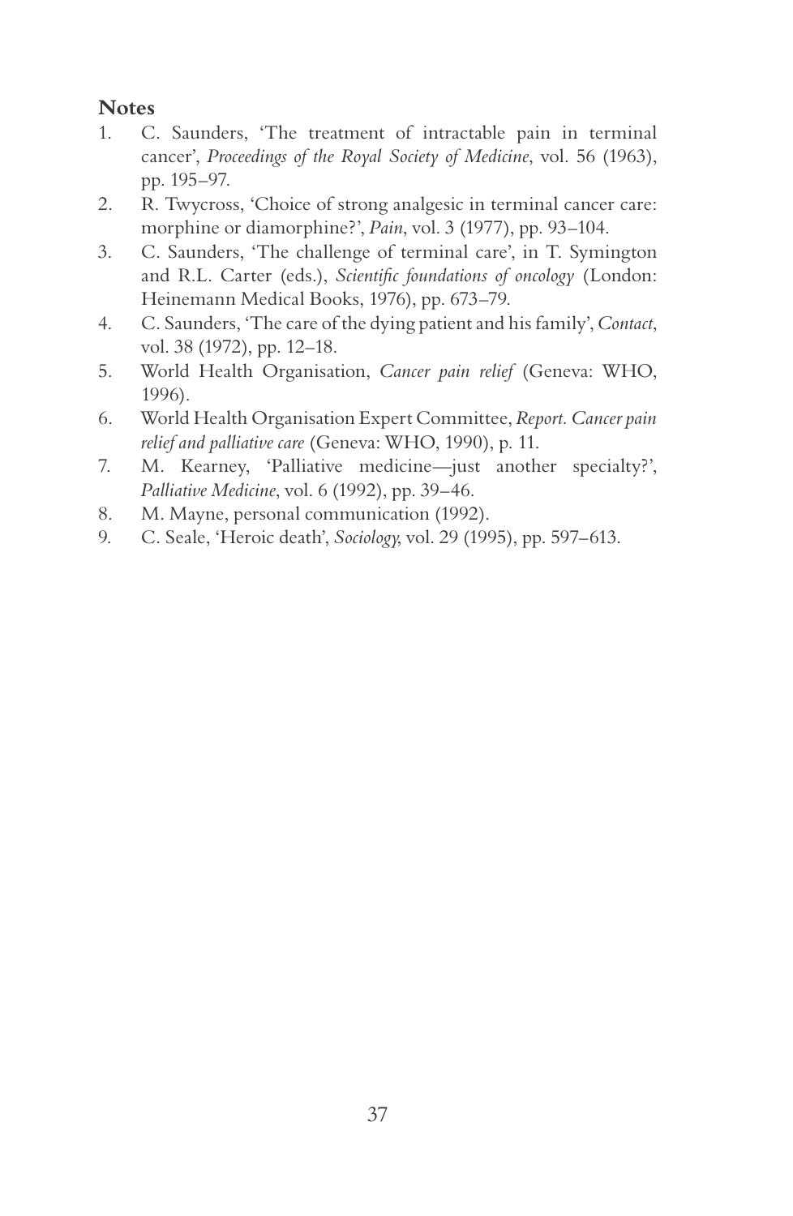## Notes

1. C. Saunders, 'The treatment of intractable pain in terminal cancer', *Proceedings of the Royal Society of Medicine*, vol. 56 (1963), pp. 195–97.
2. R. Twycross, 'Choice of strong analgesic in terminal cancer care: morphine or diamorphine?', *Pain*, vol. 3 (1977), pp. 93–104.
3. C. Saunders, 'The challenge of terminal care', in T. Symington and R.L. Carter (eds.), *Scientific foundations of oncology* (London: Heinemann Medical Books, 1976), pp. 673–79.
4. C. Saunders, 'The care of the dying patient and his family', *Contact*, vol. 38 (1972), pp. 12–18.
5. World Health Organisation, *Cancer pain relief* (Geneva: WHO, 1996).
6. World Health Organisation Expert Committee, *Report. Cancer pain relief and palliative care* (Geneva: WHO, 1990), p. 11.
7. M. Kearney, 'Palliative medicine—just another specialty?', *Palliative Medicine*, vol. 6 (1992), pp. 39–46.
8. M. Mayne, personal communication (1992).
9. C. Seale, 'Heroic death', *Sociology*, vol. 29 (1995), pp. 597–613.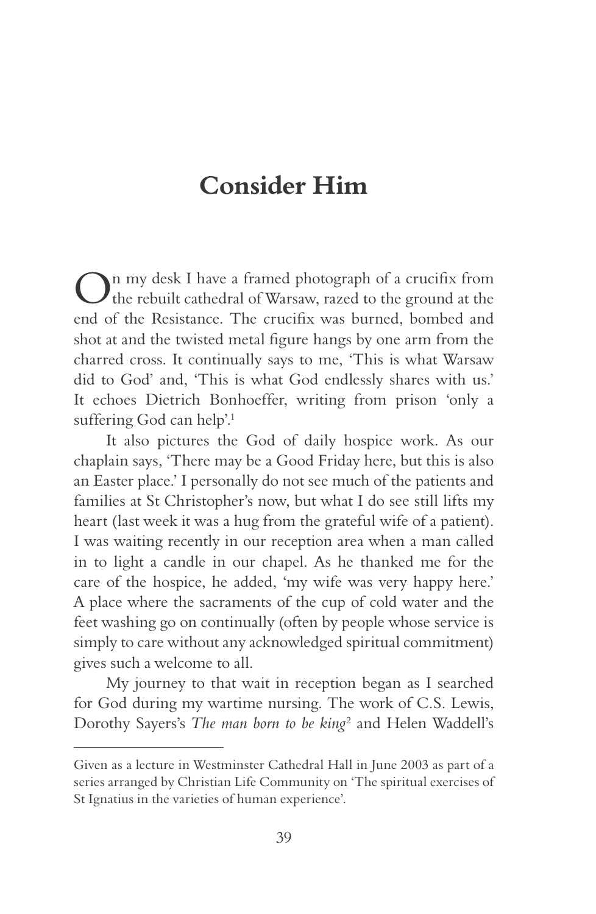# Consider Him

On my desk I have a framed photograph of a crucifix from the rebuilt cathedral of Warsaw, razed to the ground at the end of the Resistance. The crucifix was burned, bombed and shot at and the twisted metal figure hangs by one arm from the charred cross. It continually says to me, 'This is what Warsaw did to God' and, 'This is what God endlessly shares with us.' It echoes Dietrich Bonhoeffer, writing from prison 'only a suffering God can help'.[1]

It also pictures the God of daily hospice work. As our chaplain says, 'There may be a Good Friday here, but this is also an Easter place.' I personally do not see much of the patients and families at St Christopher's now, but what I do see still lifts my heart (last week it was a hug from the grateful wife of a patient). I was waiting recently in our reception area when a man called in to light a candle in our chapel. As he thanked me for the care of the hospice, he added, 'my wife was very happy here.' A place where the sacraments of the cup of cold water and the feet washing go on continually (often by people whose service is simply to care without any acknowledged spiritual commitment) gives such a welcome to all.

My journey to that wait in reception began as I searched for God during my wartime nursing. The work of C.S. Lewis, Dorothy Sayers's *The man born to be king*[2] and Helen Waddell's

---

Given as a lecture in Westminster Cathedral Hall in June 2003 as part of a series arranged by Christian Life Community on 'The spiritual exercises of St Ignatius in the varieties of human experience'.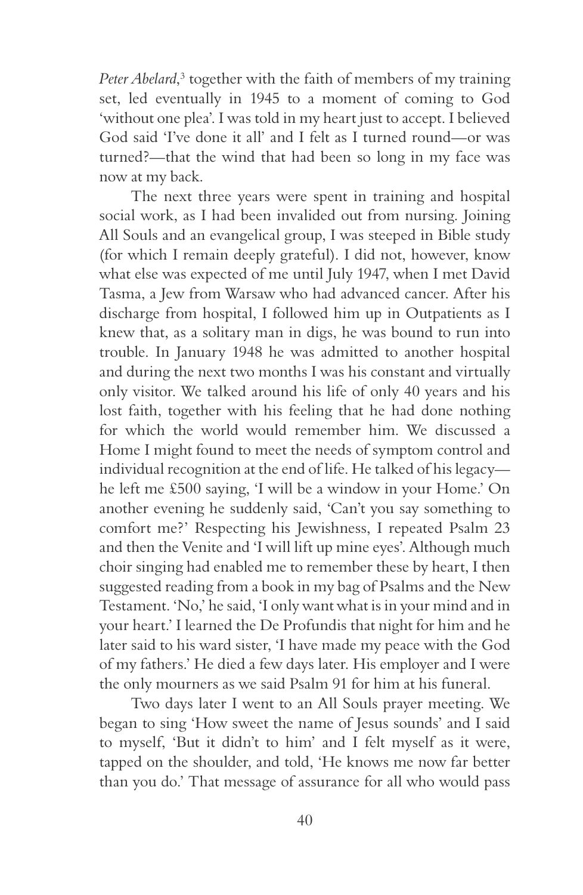*Peter Abelard*,[3] together with the faith of members of my training set, led eventually in 1945 to a moment of coming to God 'without one plea'. I was told in my heart just to accept. I believed God said 'I've done it all' and I felt as I turned round—or was turned?—that the wind that had been so long in my face was now at my back.

The next three years were spent in training and hospital social work, as I had been invalided out from nursing. Joining All Souls and an evangelical group, I was steeped in Bible study (for which I remain deeply grateful). I did not, however, know what else was expected of me until July 1947, when I met David Tasma, a Jew from Warsaw who had advanced cancer. After his discharge from hospital, I followed him up in Outpatients as I knew that, as a solitary man in digs, he was bound to run into trouble. In January 1948 he was admitted to another hospital and during the next two months I was his constant and virtually only visitor. We talked around his life of only 40 years and his lost faith, together with his feeling that he had done nothing for which the world would remember him. We discussed a Home I might found to meet the needs of symptom control and individual recognition at the end of life. He talked of his legacy—he left me £500 saying, 'I will be a window in your Home.' On another evening he suddenly said, 'Can't you say something to comfort me?' Respecting his Jewishness, I repeated Psalm 23 and then the Venite and 'I will lift up mine eyes'. Although much choir singing had enabled me to remember these by heart, I then suggested reading from a book in my bag of Psalms and the New Testament. 'No,' he said, 'I only want what is in your mind and in your heart.' I learned the De Profundis that night for him and he later said to his ward sister, 'I have made my peace with the God of my fathers.' He died a few days later. His employer and I were the only mourners as we said Psalm 91 for him at his funeral.

Two days later I went to an All Souls prayer meeting. We began to sing 'How sweet the name of Jesus sounds' and I said to myself, 'But it didn't to him' and I felt myself as it were, tapped on the shoulder, and told, 'He knows me now far better than you do.' That message of assurance for all who would pass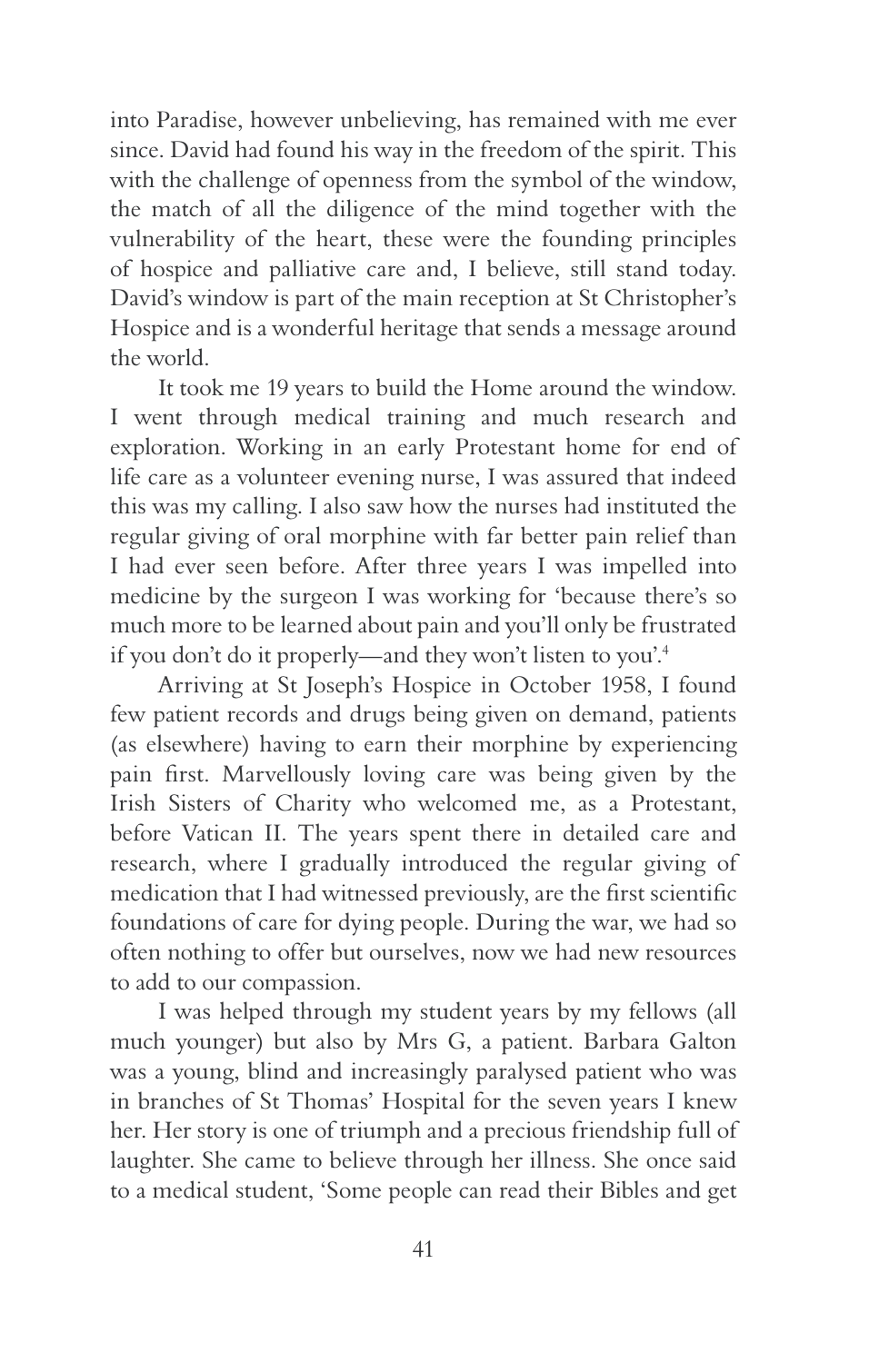into Paradise, however unbelieving, has remained with me ever since. David had found his way in the freedom of the spirit. This with the challenge of openness from the symbol of the window, the match of all the diligence of the mind together with the vulnerability of the heart, these were the founding principles of hospice and palliative care and, I believe, still stand today. David's window is part of the main reception at St Christopher's Hospice and is a wonderful heritage that sends a message around the world.

It took me 19 years to build the Home around the window. I went through medical training and much research and exploration. Working in an early Protestant home for end of life care as a volunteer evening nurse, I was assured that indeed this was my calling. I also saw how the nurses had instituted the regular giving of oral morphine with far better pain relief than I had ever seen before. After three years I was impelled into medicine by the surgeon I was working for 'because there's so much more to be learned about pain and you'll only be frustrated if you don't do it properly—and they won't listen to you'.[4]

Arriving at St Joseph's Hospice in October 1958, I found few patient records and drugs being given on demand, patients (as elsewhere) having to earn their morphine by experiencing pain first. Marvellously loving care was being given by the Irish Sisters of Charity who welcomed me, as a Protestant, before Vatican II. The years spent there in detailed care and research, where I gradually introduced the regular giving of medication that I had witnessed previously, are the first scientific foundations of care for dying people. During the war, we had so often nothing to offer but ourselves, now we had new resources to add to our compassion.

I was helped through my student years by my fellows (all much younger) but also by Mrs G, a patient. Barbara Galton was a young, blind and increasingly paralysed patient who was in branches of St Thomas' Hospital for the seven years I knew her. Her story is one of triumph and a precious friendship full of laughter. She came to believe through her illness. She once said to a medical student, 'Some people can read their Bibles and get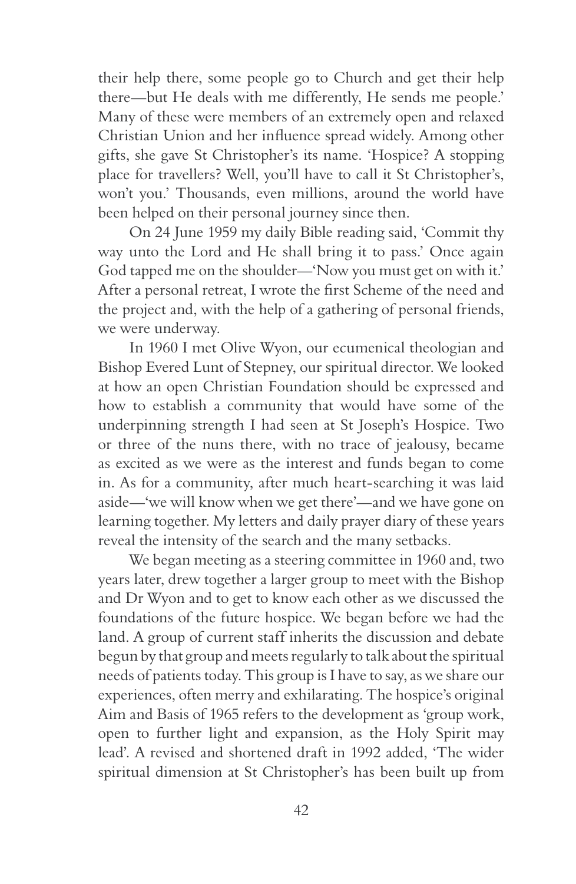their help there, some people go to Church and get their help there—but He deals with me differently, He sends me people.' Many of these were members of an extremely open and relaxed Christian Union and her influence spread widely. Among other gifts, she gave St Christopher's its name. 'Hospice? A stopping place for travellers? Well, you'll have to call it St Christopher's, won't you.' Thousands, even millions, around the world have been helped on their personal journey since then.

On 24 June 1959 my daily Bible reading said, 'Commit thy way unto the Lord and He shall bring it to pass.' Once again God tapped me on the shoulder—'Now you must get on with it.' After a personal retreat, I wrote the first Scheme of the need and the project and, with the help of a gathering of personal friends, we were underway.

In 1960 I met Olive Wyon, our ecumenical theologian and Bishop Evered Lunt of Stepney, our spiritual director. We looked at how an open Christian Foundation should be expressed and how to establish a community that would have some of the underpinning strength I had seen at St Joseph's Hospice. Two or three of the nuns there, with no trace of jealousy, became as excited as we were as the interest and funds began to come in. As for a community, after much heart-searching it was laid aside—'we will know when we get there'—and we have gone on learning together. My letters and daily prayer diary of these years reveal the intensity of the search and the many setbacks.

We began meeting as a steering committee in 1960 and, two years later, drew together a larger group to meet with the Bishop and Dr Wyon and to get to know each other as we discussed the foundations of the future hospice. We began before we had the land. A group of current staff inherits the discussion and debate begun by that group and meets regularly to talk about the spiritual needs of patients today. This group is I have to say, as we share our experiences, often merry and exhilarating. The hospice's original Aim and Basis of 1965 refers to the development as 'group work, open to further light and expansion, as the Holy Spirit may lead'. A revised and shortened draft in 1992 added, 'The wider spiritual dimension at St Christopher's has been built up from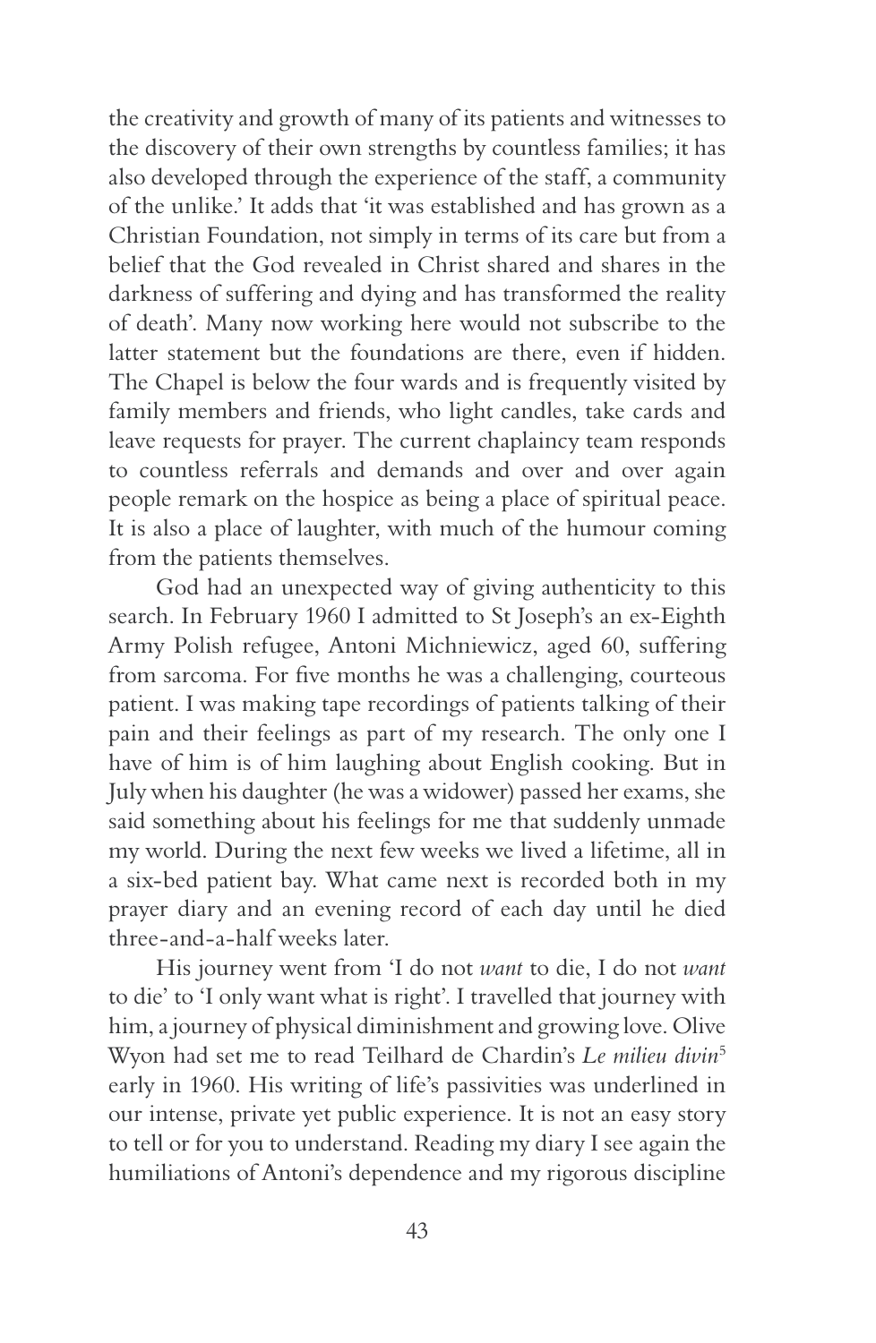the creativity and growth of many of its patients and witnesses to the discovery of their own strengths by countless families; it has also developed through the experience of the staff, a community of the unlike.' It adds that 'it was established and has grown as a Christian Foundation, not simply in terms of its care but from a belief that the God revealed in Christ shared and shares in the darkness of suffering and dying and has transformed the reality of death'. Many now working here would not subscribe to the latter statement but the foundations are there, even if hidden. The Chapel is below the four wards and is frequently visited by family members and friends, who light candles, take cards and leave requests for prayer. The current chaplaincy team responds to countless referrals and demands and over and over again people remark on the hospice as being a place of spiritual peace. It is also a place of laughter, with much of the humour coming from the patients themselves.

God had an unexpected way of giving authenticity to this search. In February 1960 I admitted to St Joseph's an ex-Eighth Army Polish refugee, Antoni Michniewicz, aged 60, suffering from sarcoma. For five months he was a challenging, courteous patient. I was making tape recordings of patients talking of their pain and their feelings as part of my research. The only one I have of him is of him laughing about English cooking. But in July when his daughter (he was a widower) passed her exams, she said something about his feelings for me that suddenly unmade my world. During the next few weeks we lived a lifetime, all in a six-bed patient bay. What came next is recorded both in my prayer diary and an evening record of each day until he died three-and-a-half weeks later.

His journey went from 'I do not *want* to die, I do not *want* to die' to 'I only want what is right'. I travelled that journey with him, a journey of physical diminishment and growing love. Olive Wyon had set me to read Teilhard de Chardin's *Le milieu divin*[5] early in 1960. His writing of life's passivities was underlined in our intense, private yet public experience. It is not an easy story to tell or for you to understand. Reading my diary I see again the humiliations of Antoni's dependence and my rigorous discipline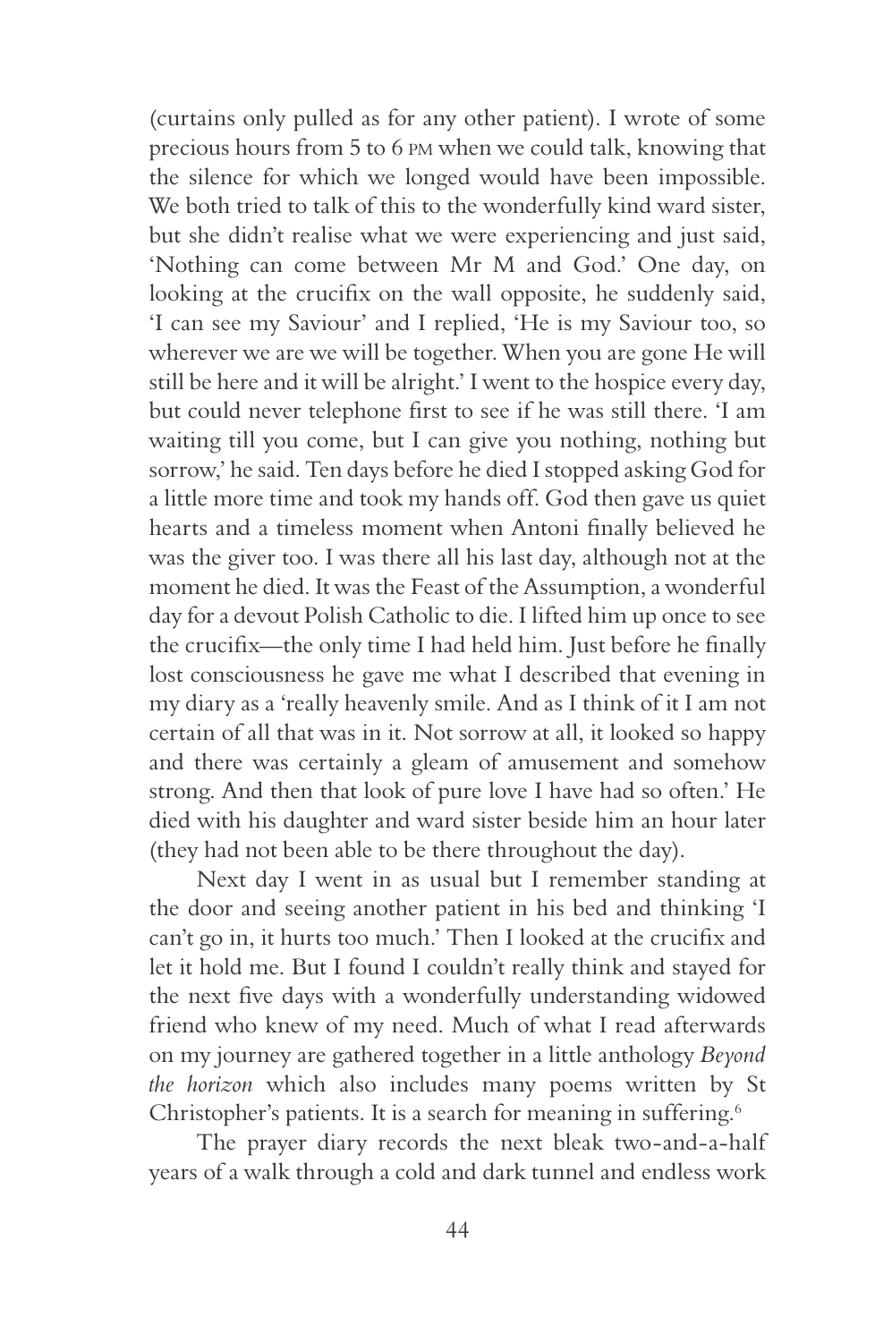(curtains only pulled as for any other patient). I wrote of some precious hours from 5 to 6 PM when we could talk, knowing that the silence for which we longed would have been impossible. We both tried to talk of this to the wonderfully kind ward sister, but she didn't realise what we were experiencing and just said, 'Nothing can come between Mr M and God.' One day, on looking at the crucifix on the wall opposite, he suddenly said, 'I can see my Saviour' and I replied, 'He is my Saviour too, so wherever we are we will be together. When you are gone He will still be here and it will be alright.' I went to the hospice every day, but could never telephone first to see if he was still there. 'I am waiting till you come, but I can give you nothing, nothing but sorrow,' he said. Ten days before he died I stopped asking God for a little more time and took my hands off. God then gave us quiet hearts and a timeless moment when Antoni finally believed he was the giver too. I was there all his last day, although not at the moment he died. It was the Feast of the Assumption, a wonderful day for a devout Polish Catholic to die. I lifted him up once to see the crucifix—the only time I had held him. Just before he finally lost consciousness he gave me what I described that evening in my diary as a 'really heavenly smile. And as I think of it I am not certain of all that was in it. Not sorrow at all, it looked so happy and there was certainly a gleam of amusement and somehow strong. And then that look of pure love I have had so often.' He died with his daughter and ward sister beside him an hour later (they had not been able to be there throughout the day).

Next day I went in as usual but I remember standing at the door and seeing another patient in his bed and thinking 'I can't go in, it hurts too much.' Then I looked at the crucifix and let it hold me. But I found I couldn't really think and stayed for the next five days with a wonderfully understanding widowed friend who knew of my need. Much of what I read afterwards on my journey are gathered together in a little anthology *Beyond the horizon* which also includes many poems written by St Christopher's patients. It is a search for meaning in suffering.[6]

The prayer diary records the next bleak two-and-a-half years of a walk through a cold and dark tunnel and endless work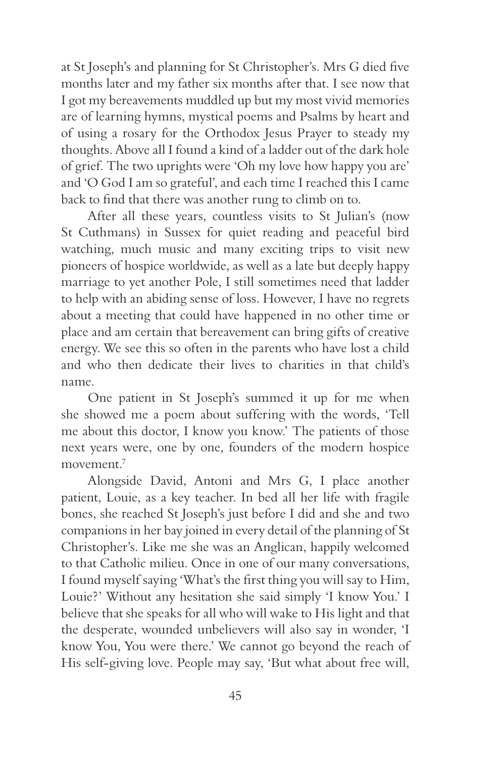at St Joseph's and planning for St Christopher's. Mrs G died five months later and my father six months after that. I see now that I got my bereavements muddled up but my most vivid memories are of learning hymns, mystical poems and Psalms by heart and of using a rosary for the Orthodox Jesus Prayer to steady my thoughts. Above all I found a kind of a ladder out of the dark hole of grief. The two uprights were 'Oh my love how happy you are' and 'O God I am so grateful', and each time I reached this I came back to find that there was another rung to climb on to.

After all these years, countless visits to St Julian's (now St Cuthmans) in Sussex for quiet reading and peaceful bird watching, much music and many exciting trips to visit new pioneers of hospice worldwide, as well as a late but deeply happy marriage to yet another Pole, I still sometimes need that ladder to help with an abiding sense of loss. However, I have no regrets about a meeting that could have happened in no other time or place and am certain that bereavement can bring gifts of creative energy. We see this so often in the parents who have lost a child and who then dedicate their lives to charities in that child's name.

One patient in St Joseph's summed it up for me when she showed me a poem about suffering with the words, 'Tell me about this doctor, I know you know.' The patients of those next years were, one by one, founders of the modern hospice movement.[7]

Alongside David, Antoni and Mrs G, I place another patient, Louie, as a key teacher. In bed all her life with fragile bones, she reached St Joseph's just before I did and she and two companions in her bay joined in every detail of the planning of St Christopher's. Like me she was an Anglican, happily welcomed to that Catholic milieu. Once in one of our many conversations, I found myself saying 'What's the first thing you will say to Him, Louie?' Without any hesitation she said simply 'I know You.' I believe that she speaks for all who will wake to His light and that the desperate, wounded unbelievers will also say in wonder, 'I know You, You were there.' We cannot go beyond the reach of His self-giving love. People may say, 'But what about free will,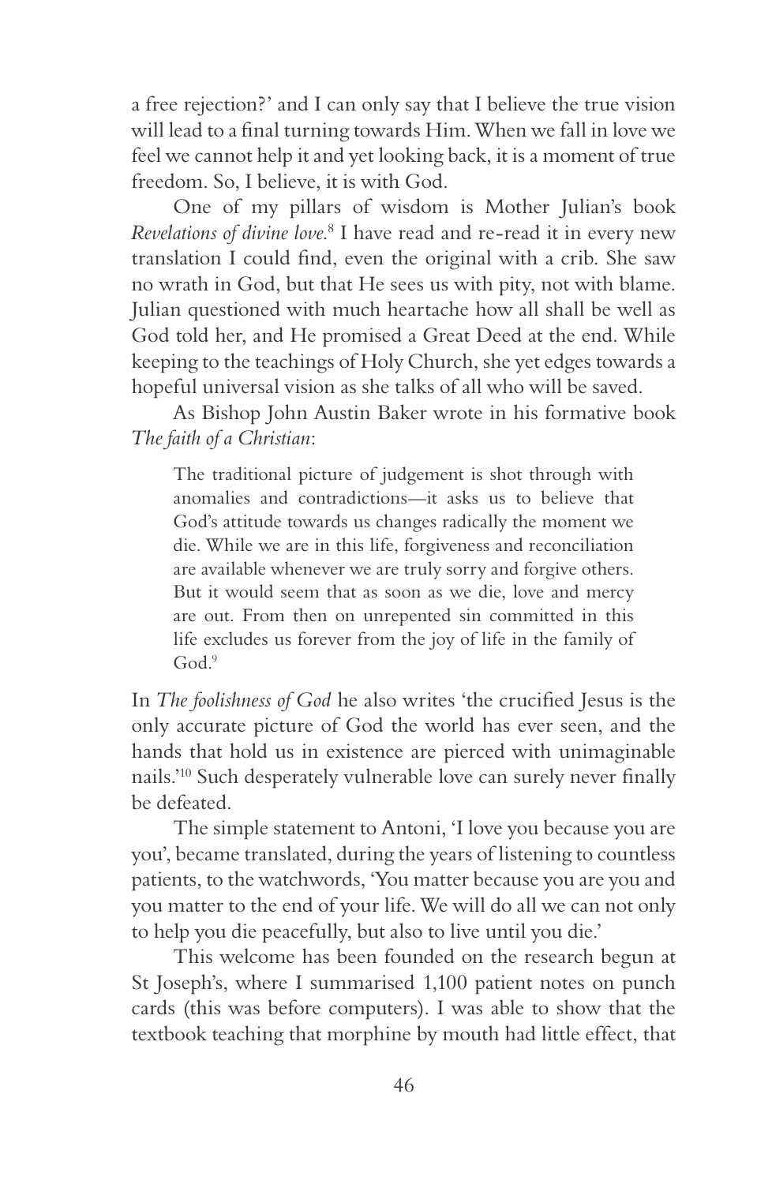a free rejection?' and I can only say that I believe the true vision will lead to a final turning towards Him. When we fall in love we feel we cannot help it and yet looking back, it is a moment of true freedom. So, I believe, it is with God.

One of my pillars of wisdom is Mother Julian's book *Revelations of divine love*.[8] I have read and re-read it in every new translation I could find, even the original with a crib. She saw no wrath in God, but that He sees us with pity, not with blame. Julian questioned with much heartache how all shall be well as God told her, and He promised a Great Deed at the end. While keeping to the teachings of Holy Church, she yet edges towards a hopeful universal vision as she talks of all who will be saved.

As Bishop John Austin Baker wrote in his formative book *The faith of a Christian*:

> The traditional picture of judgement is shot through with anomalies and contradictions—it asks us to believe that God's attitude towards us changes radically the moment we die. While we are in this life, forgiveness and reconciliation are available whenever we are truly sorry and forgive others. But it would seem that as soon as we die, love and mercy are out. From then on unrepented sin committed in this life excludes us forever from the joy of life in the family of God.[9]

In *The foolishness of God* he also writes 'the crucified Jesus is the only accurate picture of God the world has ever seen, and the hands that hold us in existence are pierced with unimaginable nails.'[10] Such desperately vulnerable love can surely never finally be defeated.

The simple statement to Antoni, 'I love you because you are you', became translated, during the years of listening to countless patients, to the watchwords, 'You matter because you are you and you matter to the end of your life. We will do all we can not only to help you die peacefully, but also to live until you die.'

This welcome has been founded on the research begun at St Joseph's, where I summarised 1,100 patient notes on punch cards (this was before computers). I was able to show that the textbook teaching that morphine by mouth had little effect, that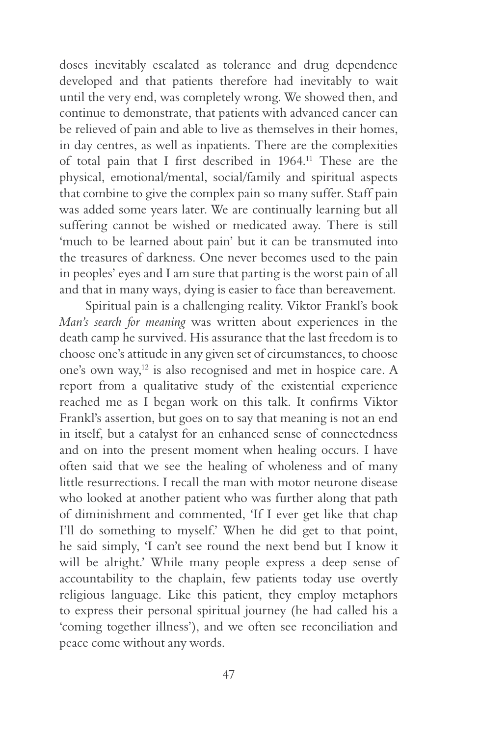doses inevitably escalated as tolerance and drug dependence developed and that patients therefore had inevitably to wait until the very end, was completely wrong. We showed then, and continue to demonstrate, that patients with advanced cancer can be relieved of pain and able to live as themselves in their homes, in day centres, as well as inpatients. There are the complexities of total pain that I first described in 1964.[11] These are the physical, emotional/mental, social/family and spiritual aspects that combine to give the complex pain so many suffer. Staff pain was added some years later. We are continually learning but all suffering cannot be wished or medicated away. There is still 'much to be learned about pain' but it can be transmuted into the treasures of darkness. One never becomes used to the pain in peoples' eyes and I am sure that parting is the worst pain of all and that in many ways, dying is easier to face than bereavement.

Spiritual pain is a challenging reality. Viktor Frankl's book *Man's search for meaning* was written about experiences in the death camp he survived. His assurance that the last freedom is to choose one's attitude in any given set of circumstances, to choose one's own way,[12] is also recognised and met in hospice care. A report from a qualitative study of the existential experience reached me as I began work on this talk. It confirms Viktor Frankl's assertion, but goes on to say that meaning is not an end in itself, but a catalyst for an enhanced sense of connectedness and on into the present moment when healing occurs. I have often said that we see the healing of wholeness and of many little resurrections. I recall the man with motor neurone disease who looked at another patient who was further along that path of diminishment and commented, 'If I ever get like that chap I'll do something to myself.' When he did get to that point, he said simply, 'I can't see round the next bend but I know it will be alright.' While many people express a deep sense of accountability to the chaplain, few patients today use overtly religious language. Like this patient, they employ metaphors to express their personal spiritual journey (he had called his a 'coming together illness'), and we often see reconciliation and peace come without any words.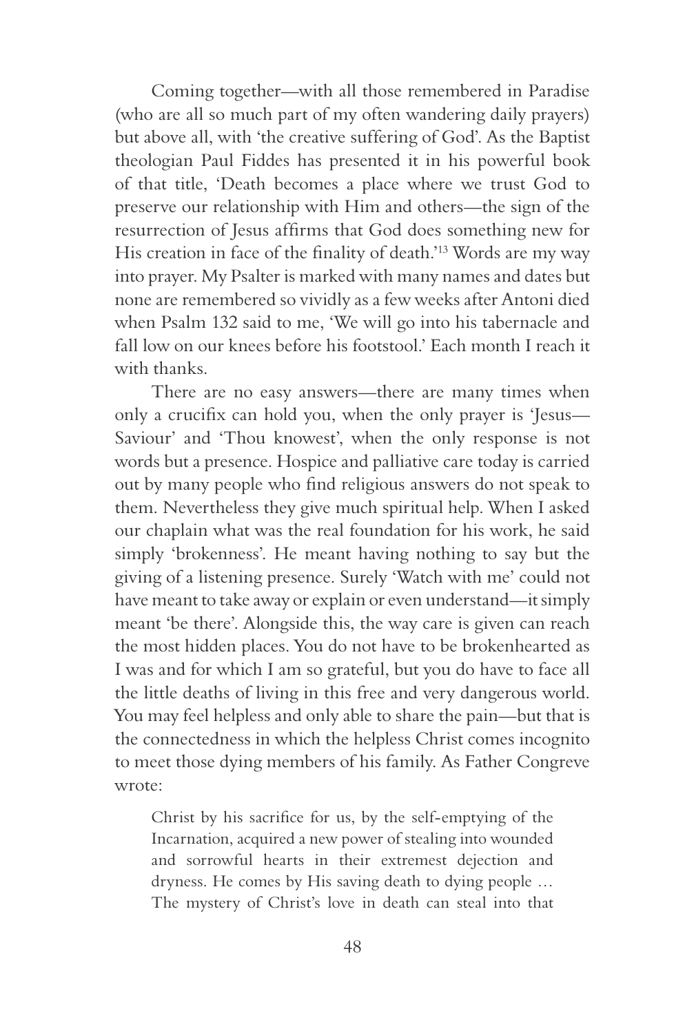Coming together—with all those remembered in Paradise (who are all so much part of my often wandering daily prayers) but above all, with 'the creative suffering of God'. As the Baptist theologian Paul Fiddes has presented it in his powerful book of that title, 'Death becomes a place where we trust God to preserve our relationship with Him and others—the sign of the resurrection of Jesus affirms that God does something new for His creation in face of the finality of death.'[13] Words are my way into prayer. My Psalter is marked with many names and dates but none are remembered so vividly as a few weeks after Antoni died when Psalm 132 said to me, 'We will go into his tabernacle and fall low on our knees before his footstool.' Each month I reach it with thanks.

There are no easy answers—there are many times when only a crucifix can hold you, when the only prayer is 'Jesus—Saviour' and 'Thou knowest', when the only response is not words but a presence. Hospice and palliative care today is carried out by many people who find religious answers do not speak to them. Nevertheless they give much spiritual help. When I asked our chaplain what was the real foundation for his work, he said simply 'brokenness'. He meant having nothing to say but the giving of a listening presence. Surely 'Watch with me' could not have meant to take away or explain or even understand—it simply meant 'be there'. Alongside this, the way care is given can reach the most hidden places. You do not have to be brokenhearted as I was and for which I am so grateful, but you do have to face all the little deaths of living in this free and very dangerous world. You may feel helpless and only able to share the pain—but that is the connectedness in which the helpless Christ comes incognito to meet those dying members of his family. As Father Congreve wrote:

> Christ by his sacrifice for us, by the self-emptying of the Incarnation, acquired a new power of stealing into wounded and sorrowful hearts in their extremest dejection and dryness. He comes by His saving death to dying people … The mystery of Christ's love in death can steal into that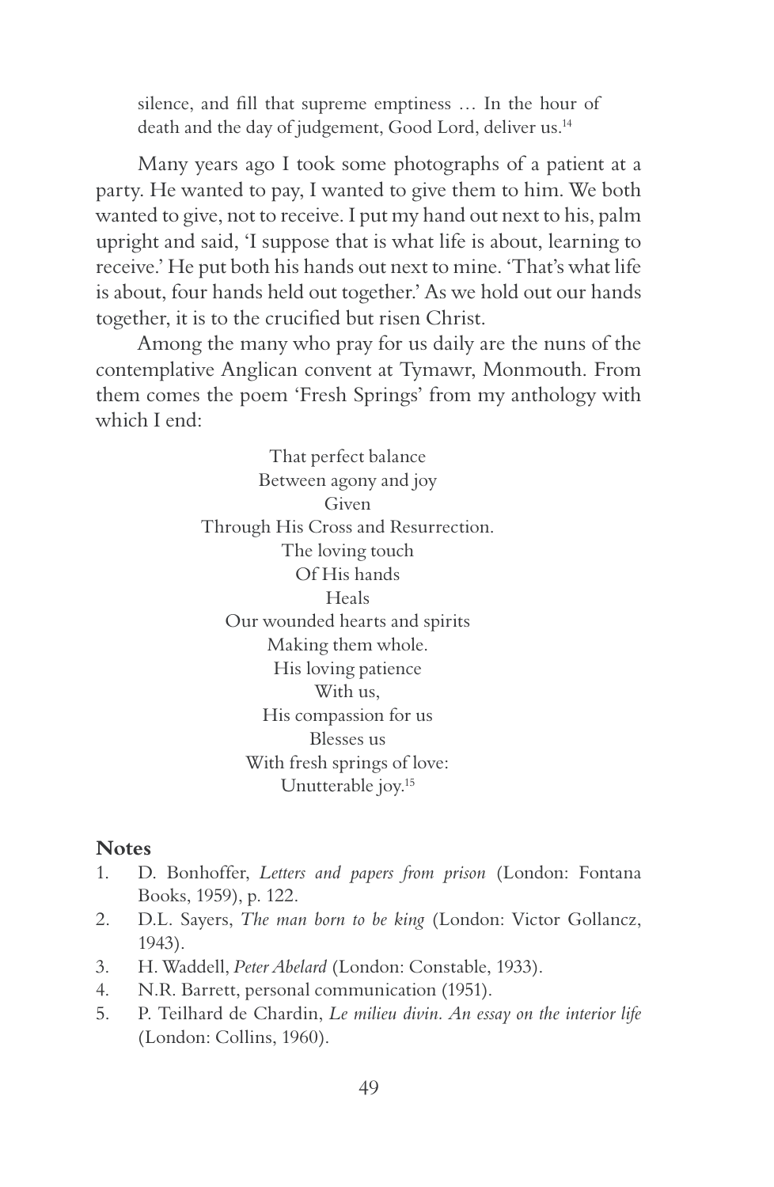> silence, and fill that supreme emptiness … In the hour of death and the day of judgement, Good Lord, deliver us.[14]

Many years ago I took some photographs of a patient at a party. He wanted to pay, I wanted to give them to him. We both wanted to give, not to receive. I put my hand out next to his, palm upright and said, 'I suppose that is what life is about, learning to receive.' He put both his hands out next to mine. 'That's what life is about, four hands held out together.' As we hold out our hands together, it is to the crucified but risen Christ.

Among the many who pray for us daily are the nuns of the contemplative Anglican convent at Tymawr, Monmouth. From them comes the poem 'Fresh Springs' from my anthology with which I end:

> That perfect balance
> Between agony and joy
> Given
> Through His Cross and Resurrection.
> The loving touch
> Of His hands
> Heals
> Our wounded hearts and spirits
> Making them whole.
> His loving patience
> With us,
> His compassion for us
> Blesses us
> With fresh springs of love:
> Unutterable joy.[15]

## Notes

1. D. Bonhoffer, *Letters and papers from prison* (London: Fontana Books, 1959), p. 122.
2. D.L. Sayers, *The man born to be king* (London: Victor Gollancz, 1943).
3. H. Waddell, *Peter Abelard* (London: Constable, 1933).
4. N.R. Barrett, personal communication (1951).
5. P. Teilhard de Chardin, *Le milieu divin. An essay on the interior life* (London: Collins, 1960).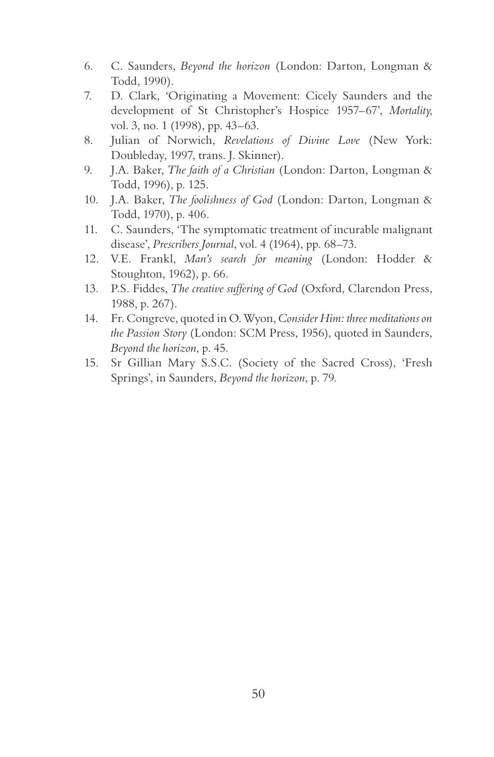6. C. Saunders, *Beyond the horizon* (London: Darton, Longman & Todd, 1990).
7. D. Clark, 'Originating a Movement: Cicely Saunders and the development of St Christopher's Hospice 1957–67', *Mortality*, vol. 3, no. 1 (1998), pp. 43–63.
8. Julian of Norwich, *Revelations of Divine Love* (New York: Doubleday, 1997, trans. J. Skinner).
9. J.A. Baker, *The faith of a Christian* (London: Darton, Longman & Todd, 1996), p. 125.
10. J.A. Baker, *The foolishness of God* (London: Darton, Longman & Todd, 1970), p. 406.
11. C. Saunders, 'The symptomatic treatment of incurable malignant disease', *Prescribers Journal*, vol. 4 (1964), pp. 68–73.
12. V.E. Frankl, *Man's search for meaning* (London: Hodder & Stoughton, 1962), p. 66.
13. P.S. Fiddes, *The creative suffering of God* (Oxford, Clarendon Press, 1988, p. 267).
14. Fr. Congreve, quoted in O. Wyon, *Consider Him: three meditations on the Passion Story* (London: SCM Press, 1956), quoted in Saunders, *Beyond the horizon*, p. 45.
15. Sr Gillian Mary S.S.C. (Society of the Sacred Cross), 'Fresh Springs', in Saunders, *Beyond the horizon*, p. 79.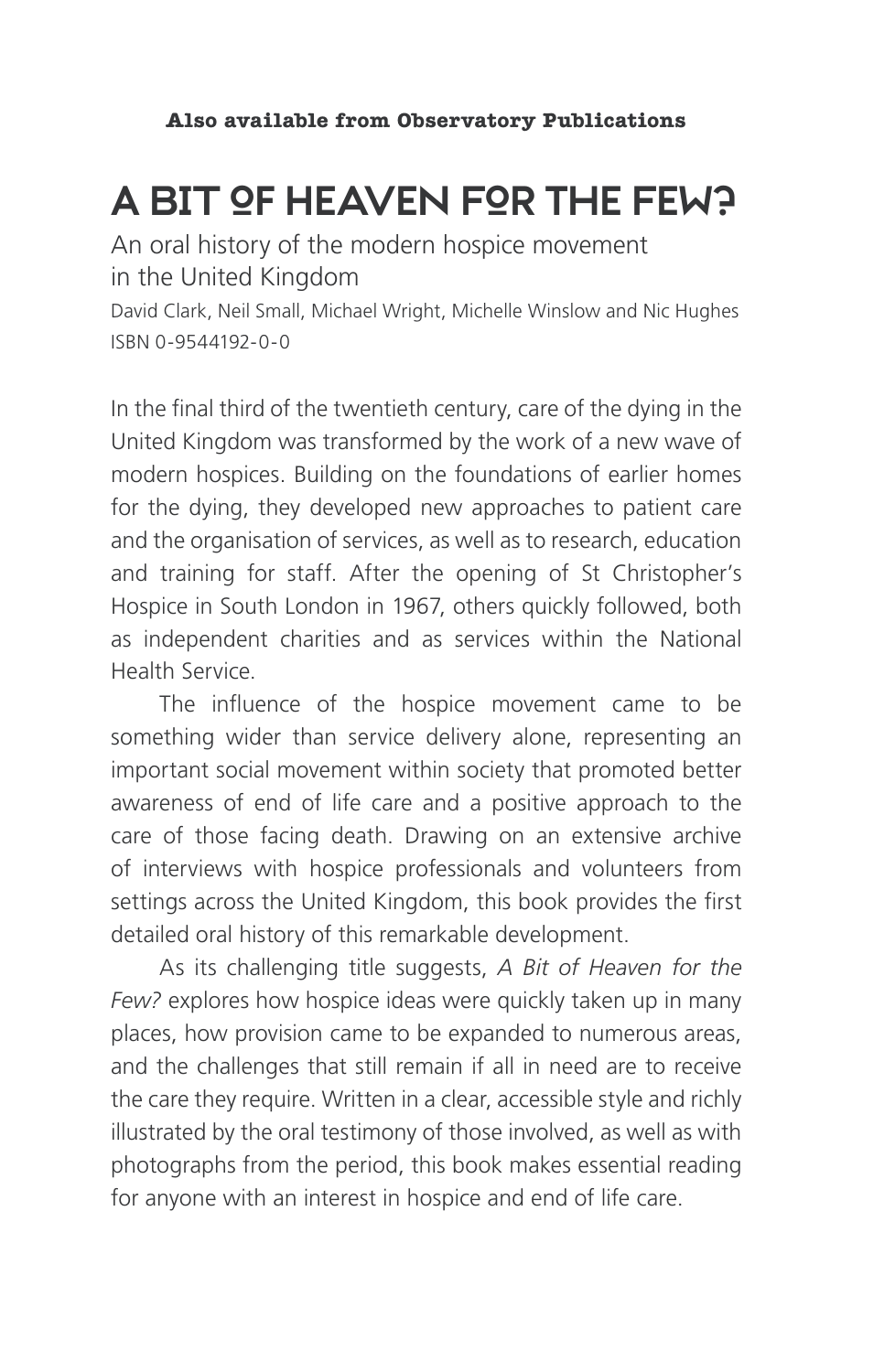**Also available from Observatory Publications**

# A BIT OF HEAVEN FOR THE FEW?

An oral history of the modern hospice movement in the United Kingdom

David Clark, Neil Small, Michael Wright, Michelle Winslow and Nic Hughes
ISBN 0-9544192-0-0

In the final third of the twentieth century, care of the dying in the United Kingdom was transformed by the work of a new wave of modern hospices. Building on the foundations of earlier homes for the dying, they developed new approaches to patient care and the organisation of services, as well as to research, education and training for staff. After the opening of St Christopher's Hospice in South London in 1967, others quickly followed, both as independent charities and as services within the National Health Service.

The influence of the hospice movement came to be something wider than service delivery alone, representing an important social movement within society that promoted better awareness of end of life care and a positive approach to the care of those facing death. Drawing on an extensive archive of interviews with hospice professionals and volunteers from settings across the United Kingdom, this book provides the first detailed oral history of this remarkable development.

As its challenging title suggests, *A Bit of Heaven for the Few?* explores how hospice ideas were quickly taken up in many places, how provision came to be expanded to numerous areas, and the challenges that still remain if all in need are to receive the care they require. Written in a clear, accessible style and richly illustrated by the oral testimony of those involved, as well as with photographs from the period, this book makes essential reading for anyone with an interest in hospice and end of life care.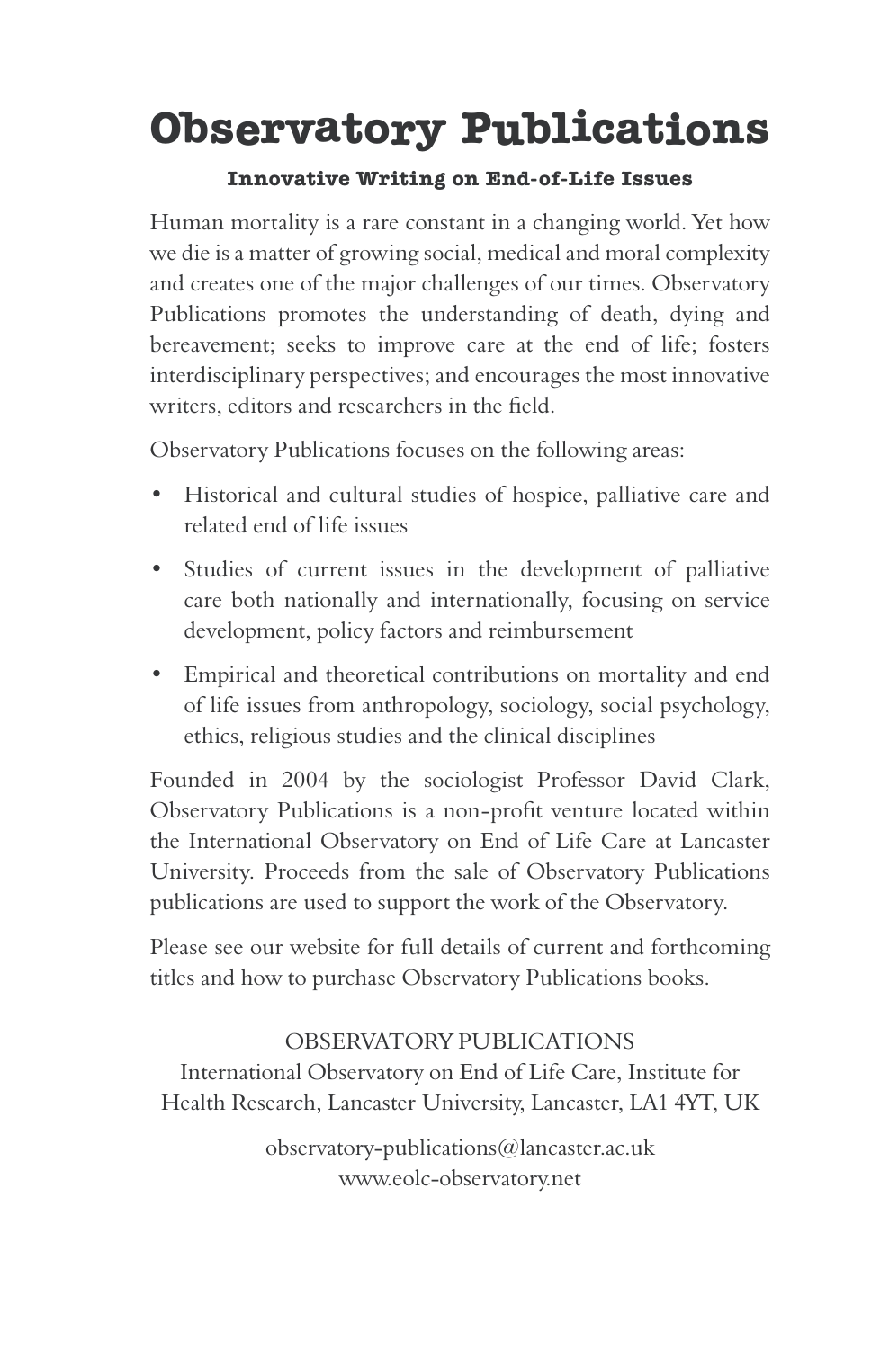# Observatory Publications

**Innovative Writing on End-of-Life Issues**

Human mortality is a rare constant in a changing world. Yet how we die is a matter of growing social, medical and moral complexity and creates one of the major challenges of our times. Observatory Publications promotes the understanding of death, dying and bereavement; seeks to improve care at the end of life; fosters interdisciplinary perspectives; and encourages the most innovative writers, editors and researchers in the field.

Observatory Publications focuses on the following areas:

- Historical and cultural studies of hospice, palliative care and related end of life issues
- Studies of current issues in the development of palliative care both nationally and internationally, focusing on service development, policy factors and reimbursement
- Empirical and theoretical contributions on mortality and end of life issues from anthropology, sociology, social psychology, ethics, religious studies and the clinical disciplines

Founded in 2004 by the sociologist Professor David Clark, Observatory Publications is a non-profit venture located within the International Observatory on End of Life Care at Lancaster University. Proceeds from the sale of Observatory Publications publications are used to support the work of the Observatory.

Please see our website for full details of current and forthcoming titles and how to purchase Observatory Publications books.

OBSERVATORY PUBLICATIONS
International Observatory on End of Life Care, Institute for Health Research, Lancaster University, Lancaster, LA1 4YT, UK

observatory-publications@lancaster.ac.uk
www.eolc-observatory.net